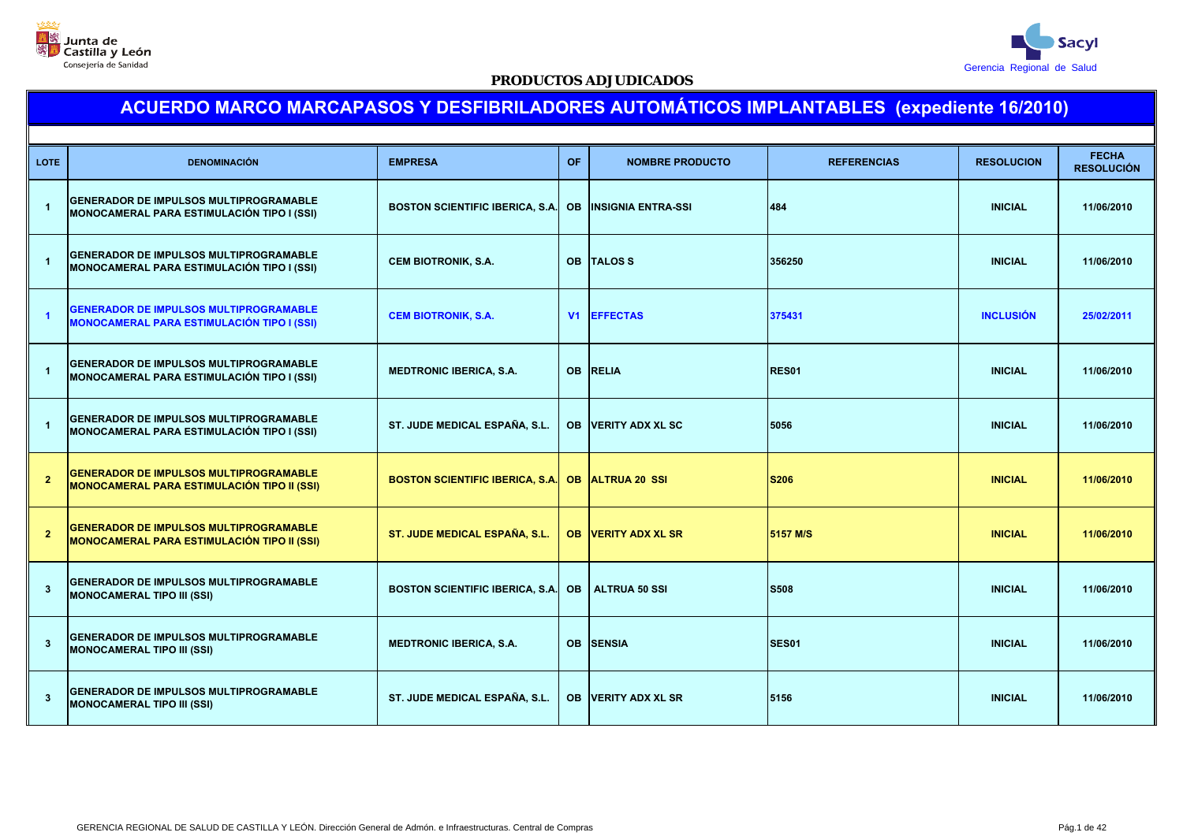Junta de Castilla y León
Consejería de Sanidad

Sacyl
Gerencia Regional de Salud

**PRODUCTOS ADJUDICADOS**

# ACUERDO MARCO MARCAPASOS Y DESFIBRILADORES AUTOMÁTICOS IMPLANTABLES (expediente 16/2010)

| LOTE | DENOMINACIÓN | EMPRESA | OF | NOMBRE PRODUCTO | REFERENCIAS | RESOLUCION | FECHA RESOLUCIÓN |
|---|---|---|---|---|---|---|---|
| 1 | GENERADOR DE IMPULSOS MULTIPROGRAMABLE MONOCAMERAL PARA ESTIMULACIÓN TIPO I (SSI) | BOSTON SCIENTIFIC IBERICA, S.A. | OB | INSIGNIA ENTRA-SSI | 484 | INICIAL | 11/06/2010 |
| 1 | GENERADOR DE IMPULSOS MULTIPROGRAMABLE MONOCAMERAL PARA ESTIMULACIÓN TIPO I (SSI) | CEM BIOTRONIK, S.A. | OB | TALOS S | 356250 | INICIAL | 11/06/2010 |
| 1 | GENERADOR DE IMPULSOS MULTIPROGRAMABLE MONOCAMERAL PARA ESTIMULACIÓN TIPO I (SSI) | CEM BIOTRONIK, S.A. | V1 | EFFECTAS | 375431 | INCLUSIÓN | 25/02/2011 |
| 1 | GENERADOR DE IMPULSOS MULTIPROGRAMABLE MONOCAMERAL PARA ESTIMULACIÓN TIPO I (SSI) | MEDTRONIC IBERICA, S.A. | OB | RELIA | RES01 | INICIAL | 11/06/2010 |
| 1 | GENERADOR DE IMPULSOS MULTIPROGRAMABLE MONOCAMERAL PARA ESTIMULACIÓN TIPO I (SSI) | ST. JUDE MEDICAL ESPAÑA, S.L. | OB | VERITY ADX XL SC | 5056 | INICIAL | 11/06/2010 |
| 2 | GENERADOR DE IMPULSOS MULTIPROGRAMABLE MONOCAMERAL PARA ESTIMULACIÓN TIPO II (SSI) | BOSTON SCIENTIFIC IBERICA, S.A. | OB | ALTRUA 20 SSI | S206 | INICIAL | 11/06/2010 |
| 2 | GENERADOR DE IMPULSOS MULTIPROGRAMABLE MONOCAMERAL PARA ESTIMULACIÓN TIPO II (SSI) | ST. JUDE MEDICAL ESPAÑA, S.L. | OB | VERITY ADX XL SR | 5157 M/S | INICIAL | 11/06/2010 |
| 3 | GENERADOR DE IMPULSOS MULTIPROGRAMABLE MONOCAMERAL TIPO III (SSI) | BOSTON SCIENTIFIC IBERICA, S.A. | OB | ALTRUA 50 SSI | S508 | INICIAL | 11/06/2010 |
| 3 | GENERADOR DE IMPULSOS MULTIPROGRAMABLE MONOCAMERAL TIPO III (SSI) | MEDTRONIC IBERICA, S.A. | OB | SENSIA | SES01 | INICIAL | 11/06/2010 |
| 3 | GENERADOR DE IMPULSOS MULTIPROGRAMABLE MONOCAMERAL TIPO III (SSI) | ST. JUDE MEDICAL ESPAÑA, S.L. | OB | VERITY ADX XL SR | 5156 | INICIAL | 11/06/2010 |

GERENCIA REGIONAL DE SALUD DE CASTILLA Y LEÓN. Dirección General de Admón. e Infraestructuras. Central de Compras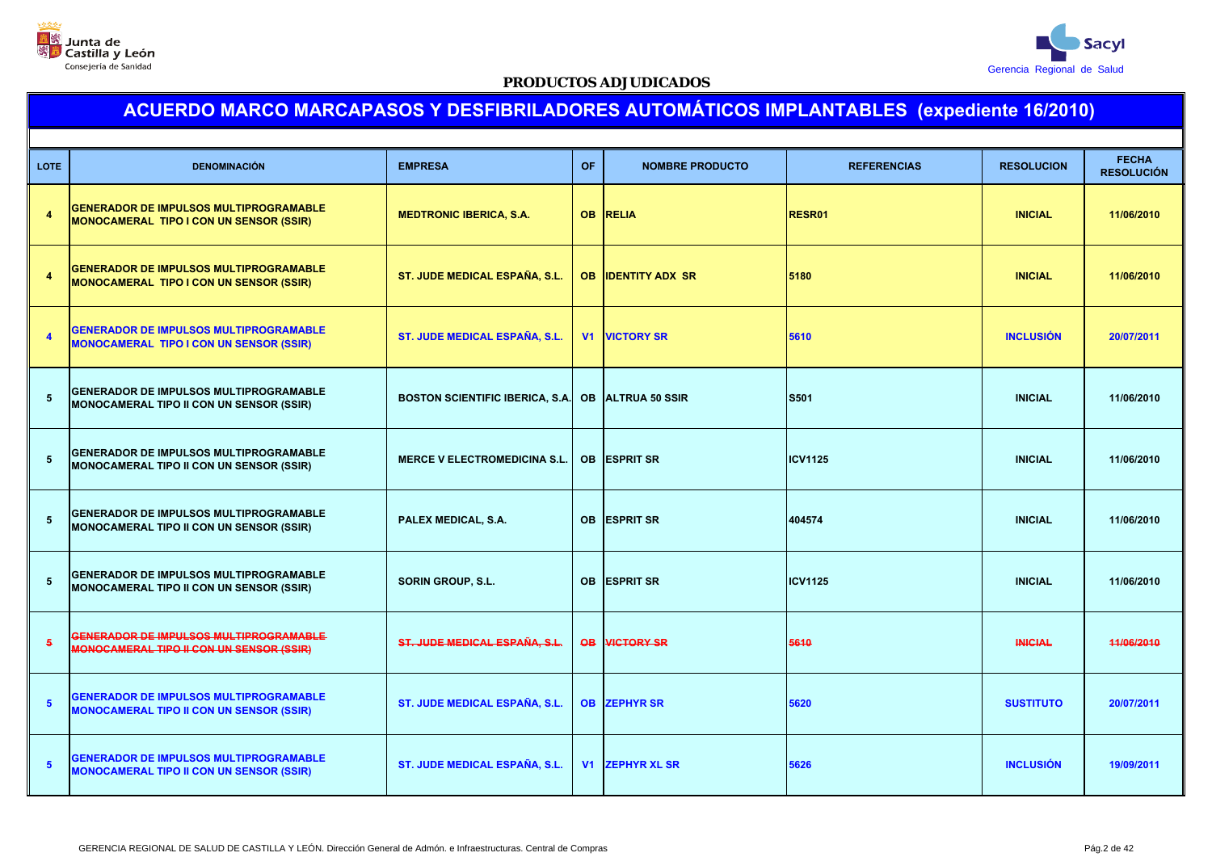Junta de Castilla y León
Consejería de Sanidad

Sacyl
Gerencia Regional de Salud

**PRODUCTOS ADJUDICADOS**

## ACUERDO MARCO MARCAPASOS Y DESFIBRILADORES AUTOMÁTICOS IMPLANTABLES (expediente 16/2010)

| LOTE | DENOMINACIÓN | EMPRESA | OF | NOMBRE PRODUCTO | REFERENCIAS | RESOLUCION | FECHA RESOLUCIÓN |
|---|---|---|---|---|---|---|---|
| 4 | GENERADOR DE IMPULSOS MULTIPROGRAMABLE MONOCAMERAL TIPO I CON UN SENSOR (SSIR) | MEDTRONIC IBERICA, S.A. | OB | RELIA | RESR01 | INICIAL | 11/06/2010 |
| 4 | GENERADOR DE IMPULSOS MULTIPROGRAMABLE MONOCAMERAL TIPO I CON UN SENSOR (SSIR) | ST. JUDE MEDICAL ESPAÑA, S.L. | OB | IDENTITY ADX SR | 5180 | INICIAL | 11/06/2010 |
| 4 | GENERADOR DE IMPULSOS MULTIPROGRAMABLE MONOCAMERAL TIPO I CON UN SENSOR (SSIR) | ST. JUDE MEDICAL ESPAÑA, S.L. | V1 | VICTORY SR | 5610 | INCLUSIÓN | 20/07/2011 |
| 5 | GENERADOR DE IMPULSOS MULTIPROGRAMABLE MONOCAMERAL TIPO II CON UN SENSOR (SSIR) | BOSTON SCIENTIFIC IBERICA, S.A. | OB | ALTRUA 50 SSIR | S501 | INICIAL | 11/06/2010 |
| 5 | GENERADOR DE IMPULSOS MULTIPROGRAMABLE MONOCAMERAL TIPO II CON UN SENSOR (SSIR) | MERCE V ELECTROMEDICINA S.L. | OB | ESPRIT SR | ICV1125 | INICIAL | 11/06/2010 |
| 5 | GENERADOR DE IMPULSOS MULTIPROGRAMABLE MONOCAMERAL TIPO II CON UN SENSOR (SSIR) | PALEX MEDICAL, S.A. | OB | ESPRIT SR | 404574 | INICIAL | 11/06/2010 |
| 5 | GENERADOR DE IMPULSOS MULTIPROGRAMABLE MONOCAMERAL TIPO II CON UN SENSOR (SSIR) | SORIN GROUP, S.L. | OB | ESPRIT SR | ICV1125 | INICIAL | 11/06/2010 |
| ~~5~~ | ~~GENERADOR DE IMPULSOS MULTIPROGRAMABLE MONOCAMERAL TIPO II CON UN SENSOR (SSIR)~~ | ~~ST. JUDE MEDICAL ESPAÑA, S.L.~~ | ~~OB~~ | ~~VICTORY SR~~ | ~~5610~~ | ~~INICIAL~~ | ~~11/06/2010~~ |
| 5 | GENERADOR DE IMPULSOS MULTIPROGRAMABLE MONOCAMERAL TIPO II CON UN SENSOR (SSIR) | ST. JUDE MEDICAL ESPAÑA, S.L. | OB | ZEPHYR SR | 5620 | SUSTITUTO | 20/07/2011 |
| 5 | GENERADOR DE IMPULSOS MULTIPROGRAMABLE MONOCAMERAL TIPO II CON UN SENSOR (SSIR) | ST. JUDE MEDICAL ESPAÑA, S.L. | V1 | ZEPHYR XL SR | 5626 | INCLUSIÓN | 19/09/2011 |

GERENCIA REGIONAL DE SALUD DE CASTILLA Y LEÓN. Dirección General de Admón. e Infraestructuras. Central de Compras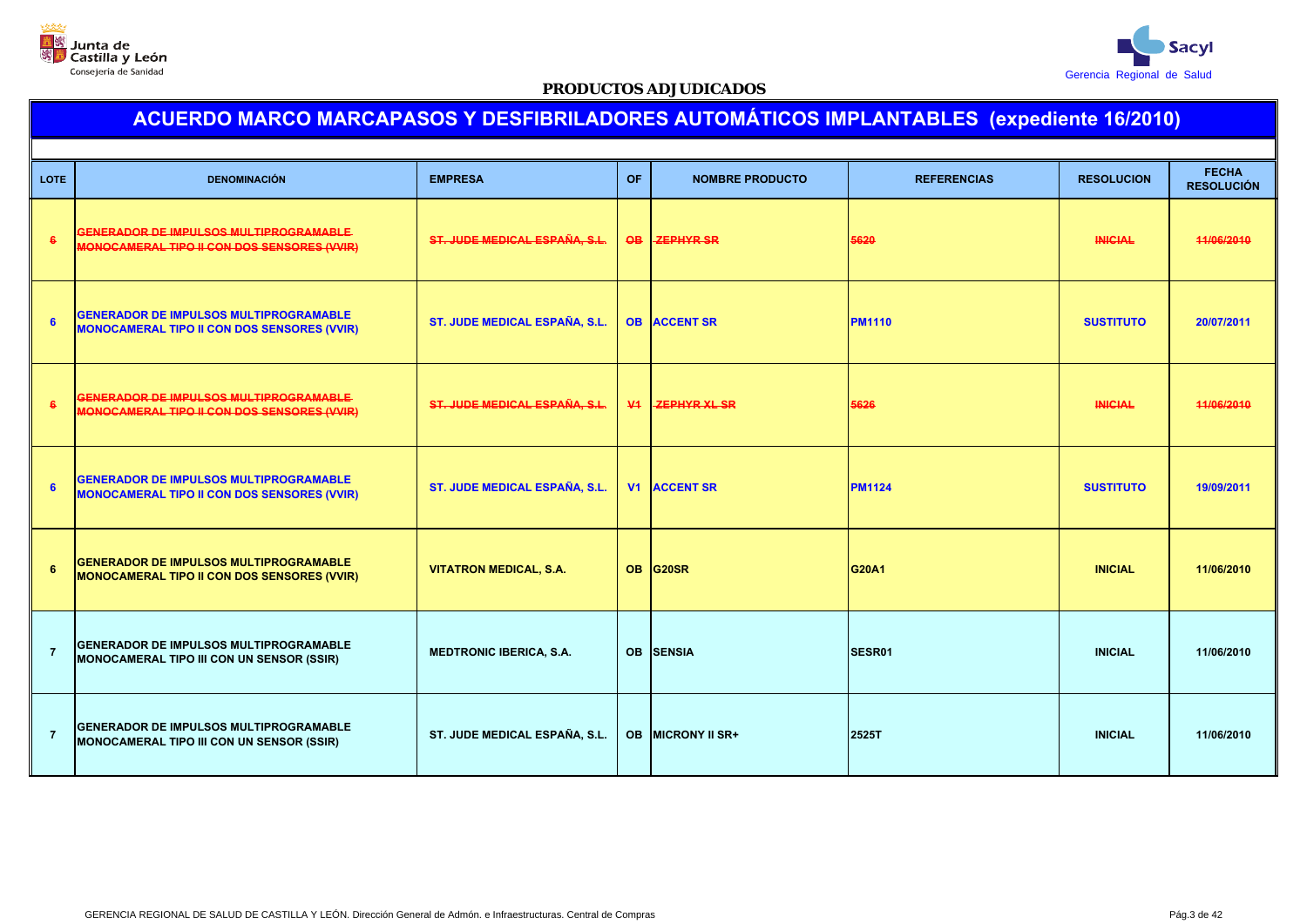PRODUCTOS ADJUDICADOS

# ACUERDO MARCO MARCAPASOS Y DESFIBRILADORES AUTOMÁTICOS IMPLANTABLES (expediente 16/2010)

| LOTE | DENOMINACIÓN | EMPRESA | OF | NOMBRE PRODUCTO | REFERENCIAS | RESOLUCION | FECHA RESOLUCIÓN |
|---|---|---|---|---|---|---|---|
| ~~6~~ | ~~GENERADOR DE IMPULSOS MULTIPROGRAMABLE MONOCAMERAL TIPO II CON DOS SENSORES (VVIR)~~ | ~~ST. JUDE MEDICAL ESPAÑA, S.L.~~ | ~~OB~~ | ~~ZEPHYR SR~~ | ~~5620~~ | ~~INICIAL~~ | ~~11/06/2010~~ |
| 6 | GENERADOR DE IMPULSOS MULTIPROGRAMABLE MONOCAMERAL TIPO II CON DOS SENSORES (VVIR) | ST. JUDE MEDICAL ESPAÑA, S.L. | OB | ACCENT SR | PM1110 | SUSTITUTO | 20/07/2011 |
| ~~6~~ | ~~GENERADOR DE IMPULSOS MULTIPROGRAMABLE MONOCAMERAL TIPO II CON DOS SENSORES (VVIR)~~ | ~~ST. JUDE MEDICAL ESPAÑA, S.L.~~ | ~~V1~~ | ~~ZEPHYR XL SR~~ | ~~5626~~ | ~~INICIAL~~ | ~~11/06/2010~~ |
| 6 | GENERADOR DE IMPULSOS MULTIPROGRAMABLE MONOCAMERAL TIPO II CON DOS SENSORES (VVIR) | ST. JUDE MEDICAL ESPAÑA, S.L. | V1 | ACCENT SR | PM1124 | SUSTITUTO | 19/09/2011 |
| 6 | GENERADOR DE IMPULSOS MULTIPROGRAMABLE MONOCAMERAL TIPO II CON DOS SENSORES (VVIR) | VITATRON MEDICAL, S.A. | OB | G20SR | G20A1 | INICIAL | 11/06/2010 |
| 7 | GENERADOR DE IMPULSOS MULTIPROGRAMABLE MONOCAMERAL TIPO III CON UN SENSOR (SSIR) | MEDTRONIC IBERICA, S.A. | OB | SENSIA | SESR01 | INICIAL | 11/06/2010 |
| 7 | GENERADOR DE IMPULSOS MULTIPROGRAMABLE MONOCAMERAL TIPO III CON UN SENSOR (SSIR) | ST. JUDE MEDICAL ESPAÑA, S.L. | OB | MICRONY II SR+ | 2525T | INICIAL | 11/06/2010 |

GERENCIA REGIONAL DE SALUD DE CASTILLA Y LEÓN. Dirección General de Admón. e Infraestructuras. Central de Compras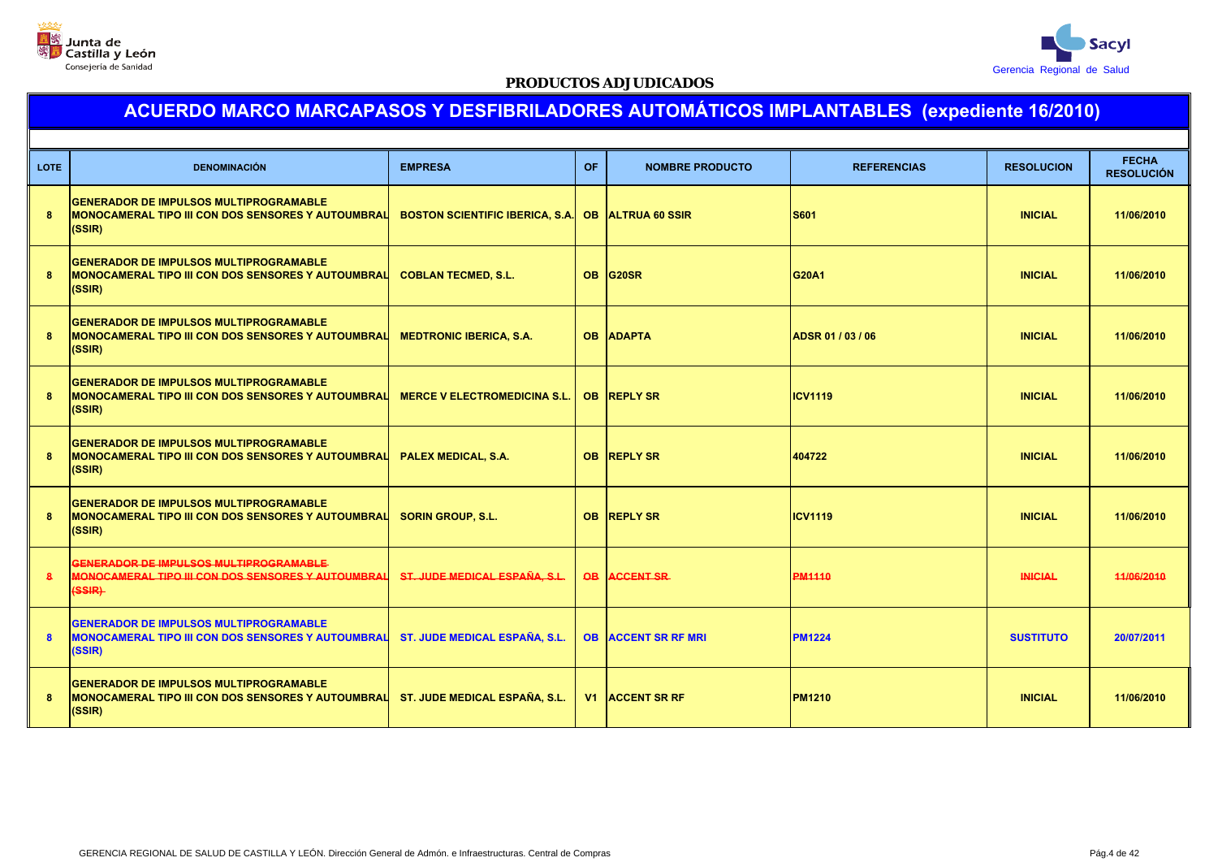PRODUCTOS ADJUDICADOS

# ACUERDO MARCO MARCAPASOS Y DESFIBRILADORES AUTOMÁTICOS IMPLANTABLES (expediente 16/2010)

| LOTE | DENOMINACIÓN | EMPRESA | OF | NOMBRE PRODUCTO | REFERENCIAS | RESOLUCION | FECHA RESOLUCIÓN |
|---|---|---|---|---|---|---|---|
| 8 | GENERADOR DE IMPULSOS MULTIPROGRAMABLE MONOCAMERAL TIPO III CON DOS SENSORES Y AUTOUMBRAL (SSIR) | BOSTON SCIENTIFIC IBERICA, S.A. | OB | ALTRUA 60 SSIR | S601 | INICIAL | 11/06/2010 |
| 8 | GENERADOR DE IMPULSOS MULTIPROGRAMABLE MONOCAMERAL TIPO III CON DOS SENSORES Y AUTOUMBRAL (SSIR) | COBLAN TECMED, S.L. | OB | G20SR | G20A1 | INICIAL | 11/06/2010 |
| 8 | GENERADOR DE IMPULSOS MULTIPROGRAMABLE MONOCAMERAL TIPO III CON DOS SENSORES Y AUTOUMBRAL (SSIR) | MEDTRONIC IBERICA, S.A. | OB | ADAPTA | ADSR 01 / 03 / 06 | INICIAL | 11/06/2010 |
| 8 | GENERADOR DE IMPULSOS MULTIPROGRAMABLE MONOCAMERAL TIPO III CON DOS SENSORES Y AUTOUMBRAL (SSIR) | MERCE V ELECTROMEDICINA S.L. | OB | REPLY SR | ICV1119 | INICIAL | 11/06/2010 |
| 8 | GENERADOR DE IMPULSOS MULTIPROGRAMABLE MONOCAMERAL TIPO III CON DOS SENSORES Y AUTOUMBRAL (SSIR) | PALEX MEDICAL, S.A. | OB | REPLY SR | 404722 | INICIAL | 11/06/2010 |
| 8 | GENERADOR DE IMPULSOS MULTIPROGRAMABLE MONOCAMERAL TIPO III CON DOS SENSORES Y AUTOUMBRAL (SSIR) | SORIN GROUP, S.L. | OB | REPLY SR | ICV1119 | INICIAL | 11/06/2010 |
| ~~8~~ | ~~GENERADOR DE IMPULSOS MULTIPROGRAMABLE MONOCAMERAL TIPO III CON DOS SENSORES Y AUTOUMBRAL (SSIR)~~ | ~~ST. JUDE MEDICAL ESPAÑA, S.L.~~ | ~~OB~~ | ~~ACCENT SR~~ | ~~PM1110~~ | ~~INICIAL~~ | ~~11/06/2010~~ |
| 8 | GENERADOR DE IMPULSOS MULTIPROGRAMABLE MONOCAMERAL TIPO III CON DOS SENSORES Y AUTOUMBRAL (SSIR) | ST. JUDE MEDICAL ESPAÑA, S.L. | OB | ACCENT SR RF MRI | PM1224 | SUSTITUTO | 20/07/2011 |
| 8 | GENERADOR DE IMPULSOS MULTIPROGRAMABLE MONOCAMERAL TIPO III CON DOS SENSORES Y AUTOUMBRAL (SSIR) | ST. JUDE MEDICAL ESPAÑA, S.L. | V1 | ACCENT SR RF | PM1210 | INICIAL | 11/06/2010 |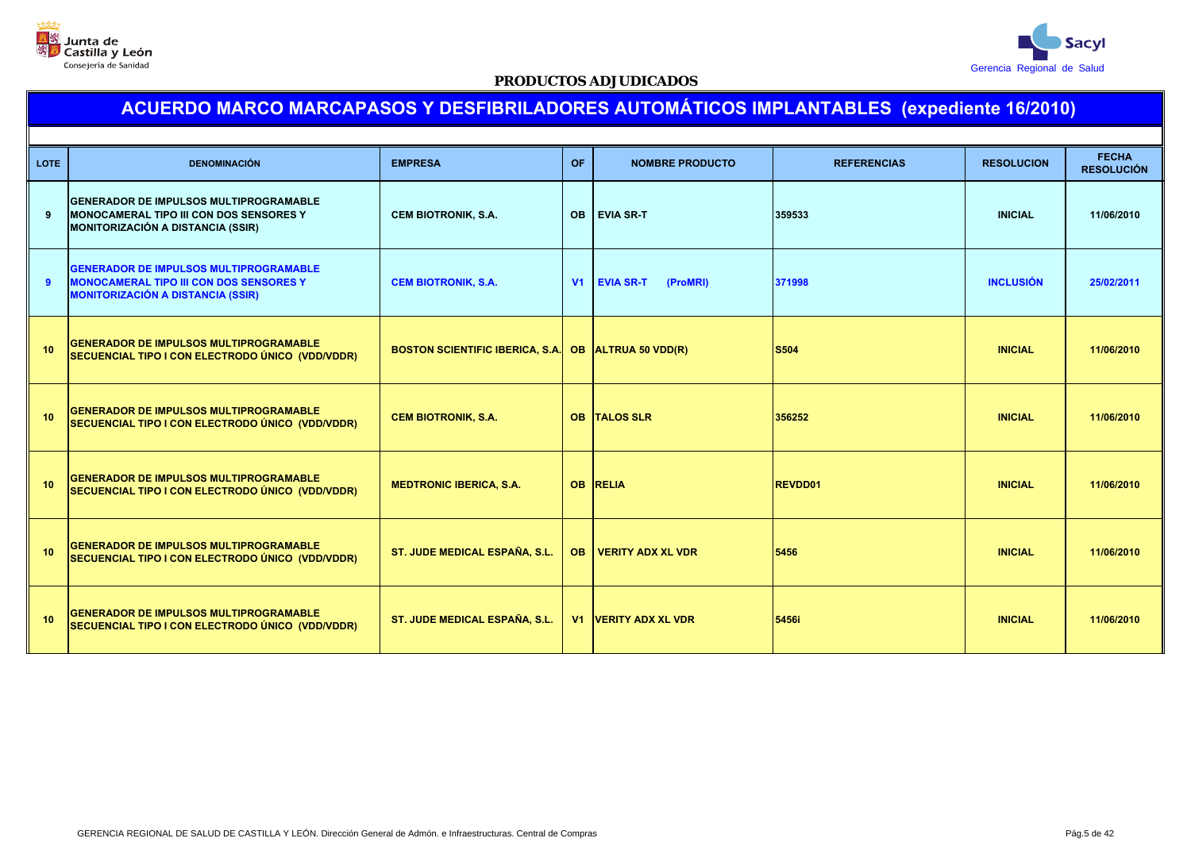## PRODUCTOS ADJUDICADOS

# ACUERDO MARCO MARCAPASOS Y DESFIBRILADORES AUTOMÁTICOS IMPLANTABLES (expediente 16/2010)

| LOTE | DENOMINACIÓN | EMPRESA | OF | NOMBRE PRODUCTO | REFERENCIAS | RESOLUCION | FECHA RESOLUCIÓN |
|---|---|---|---|---|---|---|---|
| 9 | GENERADOR DE IMPULSOS MULTIPROGRAMABLE MONOCAMERAL TIPO III CON DOS SENSORES Y MONITORIZACIÓN A DISTANCIA (SSIR) | CEM BIOTRONIK, S.A. | OB | EVIA SR-T | 359533 | INICIAL | 11/06/2010 |
| 9 | GENERADOR DE IMPULSOS MULTIPROGRAMABLE MONOCAMERAL TIPO III CON DOS SENSORES Y MONITORIZACIÓN A DISTANCIA (SSIR) | CEM BIOTRONIK, S.A. | V1 | EVIA SR-T (ProMRI) | 371998 | INCLUSIÓN | 25/02/2011 |
| 10 | GENERADOR DE IMPULSOS MULTIPROGRAMABLE SECUENCIAL TIPO I CON ELECTRODO ÚNICO (VDD/VDDR) | BOSTON SCIENTIFIC IBERICA, S.A. | OB | ALTRUA 50 VDD(R) | S504 | INICIAL | 11/06/2010 |
| 10 | GENERADOR DE IMPULSOS MULTIPROGRAMABLE SECUENCIAL TIPO I CON ELECTRODO ÚNICO (VDD/VDDR) | CEM BIOTRONIK, S.A. | OB | TALOS SLR | 356252 | INICIAL | 11/06/2010 |
| 10 | GENERADOR DE IMPULSOS MULTIPROGRAMABLE SECUENCIAL TIPO I CON ELECTRODO ÚNICO (VDD/VDDR) | MEDTRONIC IBERICA, S.A. | OB | RELIA | REVDD01 | INICIAL | 11/06/2010 |
| 10 | GENERADOR DE IMPULSOS MULTIPROGRAMABLE SECUENCIAL TIPO I CON ELECTRODO ÚNICO (VDD/VDDR) | ST. JUDE MEDICAL ESPAÑA, S.L. | OB | VERITY ADX XL VDR | 5456 | INICIAL | 11/06/2010 |
| 10 | GENERADOR DE IMPULSOS MULTIPROGRAMABLE SECUENCIAL TIPO I CON ELECTRODO ÚNICO (VDD/VDDR) | ST. JUDE MEDICAL ESPAÑA, S.L. | V1 | VERITY ADX XL VDR | 5456i | INICIAL | 11/06/2010 |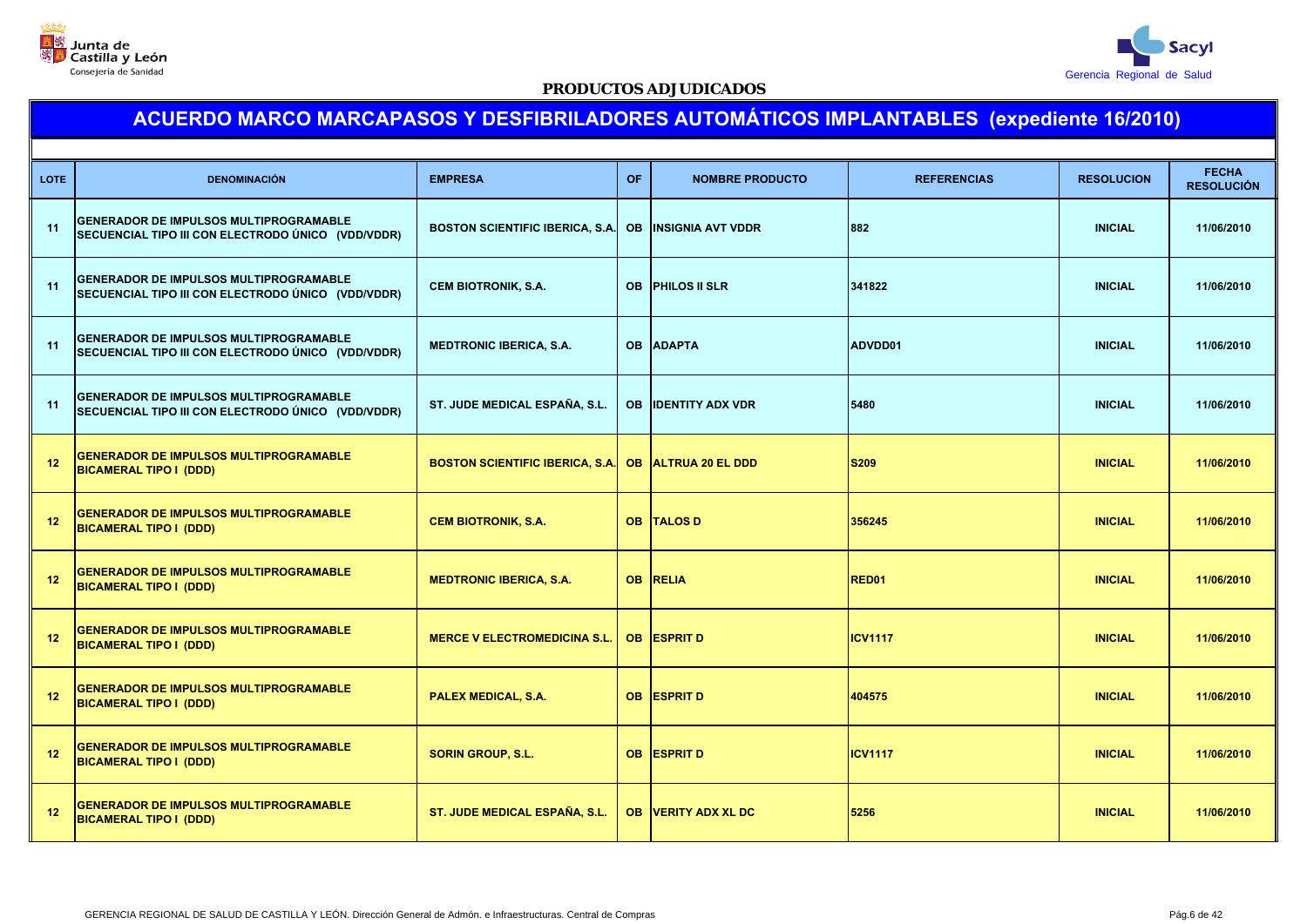Junta de Castilla y León
Consejería de Sanidad

Sacyl
Gerencia Regional de Salud

**PRODUCTOS ADJUDICADOS**

# ACUERDO MARCO MARCAPASOS Y DESFIBRILADORES AUTOMÁTICOS IMPLANTABLES (expediente 16/2010)

| LOTE | DENOMINACIÓN | EMPRESA | OF | NOMBRE PRODUCTO | REFERENCIAS | RESOLUCION | FECHA RESOLUCIÓN |
|---|---|---|---|---|---|---|---|
| 11 | GENERADOR DE IMPULSOS MULTIPROGRAMABLE SECUENCIAL TIPO III CON ELECTRODO ÚNICO (VDD/VDDR) | BOSTON SCIENTIFIC IBERICA, S.A. | OB | INSIGNIA AVT VDDR | 882 | INICIAL | 11/06/2010 |
| 11 | GENERADOR DE IMPULSOS MULTIPROGRAMABLE SECUENCIAL TIPO III CON ELECTRODO ÚNICO (VDD/VDDR) | CEM BIOTRONIK, S.A. | OB | PHILOS II SLR | 341822 | INICIAL | 11/06/2010 |
| 11 | GENERADOR DE IMPULSOS MULTIPROGRAMABLE SECUENCIAL TIPO III CON ELECTRODO ÚNICO (VDD/VDDR) | MEDTRONIC IBERICA, S.A. | OB | ADAPTA | ADVDD01 | INICIAL | 11/06/2010 |
| 11 | GENERADOR DE IMPULSOS MULTIPROGRAMABLE SECUENCIAL TIPO III CON ELECTRODO ÚNICO (VDD/VDDR) | ST. JUDE MEDICAL ESPAÑA, S.L. | OB | IDENTITY ADX VDR | 5480 | INICIAL | 11/06/2010 |
| 12 | GENERADOR DE IMPULSOS MULTIPROGRAMABLE BICAMERAL TIPO I (DDD) | BOSTON SCIENTIFIC IBERICA, S.A. | OB | ALTRUA 20 EL DDD | S209 | INICIAL | 11/06/2010 |
| 12 | GENERADOR DE IMPULSOS MULTIPROGRAMABLE BICAMERAL TIPO I (DDD) | CEM BIOTRONIK, S.A. | OB | TALOS D | 356245 | INICIAL | 11/06/2010 |
| 12 | GENERADOR DE IMPULSOS MULTIPROGRAMABLE BICAMERAL TIPO I (DDD) | MEDTRONIC IBERICA, S.A. | OB | RELIA | RED01 | INICIAL | 11/06/2010 |
| 12 | GENERADOR DE IMPULSOS MULTIPROGRAMABLE BICAMERAL TIPO I (DDD) | MERCE V ELECTROMEDICINA S.L. | OB | ESPRIT D | ICV1117 | INICIAL | 11/06/2010 |
| 12 | GENERADOR DE IMPULSOS MULTIPROGRAMABLE BICAMERAL TIPO I (DDD) | PALEX MEDICAL, S.A. | OB | ESPRIT D | 404575 | INICIAL | 11/06/2010 |
| 12 | GENERADOR DE IMPULSOS MULTIPROGRAMABLE BICAMERAL TIPO I (DDD) | SORIN GROUP, S.L. | OB | ESPRIT D | ICV1117 | INICIAL | 11/06/2010 |
| 12 | GENERADOR DE IMPULSOS MULTIPROGRAMABLE BICAMERAL TIPO I (DDD) | ST. JUDE MEDICAL ESPAÑA, S.L. | OB | VERITY ADX XL DC | 5256 | INICIAL | 11/06/2010 |

GERENCIA REGIONAL DE SALUD DE CASTILLA Y LEÓN. Dirección General de Admón. e Infraestructuras. Central de Compras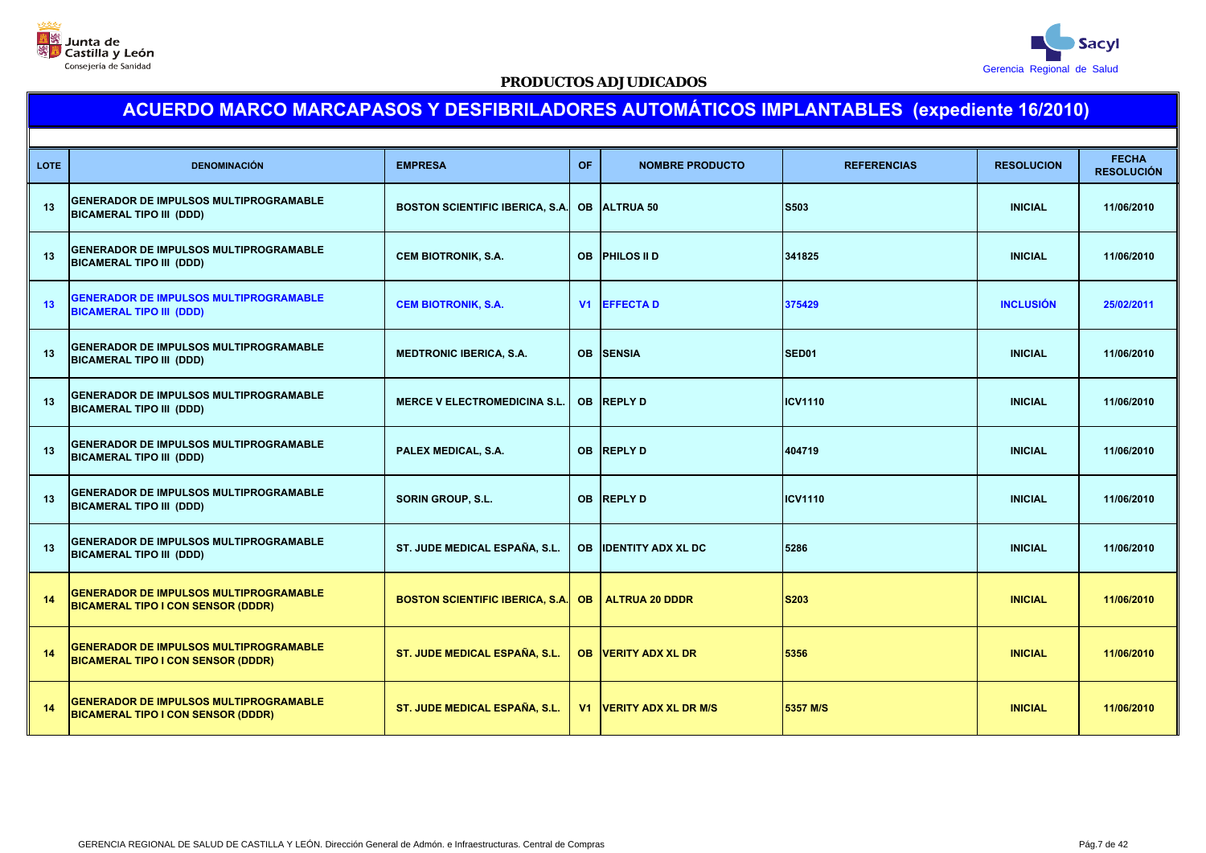Junta de Castilla y León
Consejería de Sanidad

Sacyl
Gerencia Regional de Salud

**PRODUCTOS ADJUDICADOS**

# ACUERDO MARCO MARCAPASOS Y DESFIBRILADORES AUTOMÁTICOS IMPLANTABLES (expediente 16/2010)

| LOTE | DENOMINACIÓN | EMPRESA | OF | NOMBRE PRODUCTO | REFERENCIAS | RESOLUCION | FECHA RESOLUCIÓN |
|---|---|---|---|---|---|---|---|
| 13 | GENERADOR DE IMPULSOS MULTIPROGRAMABLE BICAMERAL TIPO III (DDD) | BOSTON SCIENTIFIC IBERICA, S.A. | OB | ALTRUA 50 | S503 | INICIAL | 11/06/2010 |
| 13 | GENERADOR DE IMPULSOS MULTIPROGRAMABLE BICAMERAL TIPO III (DDD) | CEM BIOTRONIK, S.A. | OB | PHILOS II D | 341825 | INICIAL | 11/06/2010 |
| 13 | GENERADOR DE IMPULSOS MULTIPROGRAMABLE BICAMERAL TIPO III (DDD) | CEM BIOTRONIK, S.A. | V1 | EFFECTA D | 375429 | INCLUSIÓN | 25/02/2011 |
| 13 | GENERADOR DE IMPULSOS MULTIPROGRAMABLE BICAMERAL TIPO III (DDD) | MEDTRONIC IBERICA, S.A. | OB | SENSIA | SED01 | INICIAL | 11/06/2010 |
| 13 | GENERADOR DE IMPULSOS MULTIPROGRAMABLE BICAMERAL TIPO III (DDD) | MERCE V ELECTROMEDICINA S.L. | OB | REPLY D | ICV1110 | INICIAL | 11/06/2010 |
| 13 | GENERADOR DE IMPULSOS MULTIPROGRAMABLE BICAMERAL TIPO III (DDD) | PALEX MEDICAL, S.A. | OB | REPLY D | 404719 | INICIAL | 11/06/2010 |
| 13 | GENERADOR DE IMPULSOS MULTIPROGRAMABLE BICAMERAL TIPO III (DDD) | SORIN GROUP, S.L. | OB | REPLY D | ICV1110 | INICIAL | 11/06/2010 |
| 13 | GENERADOR DE IMPULSOS MULTIPROGRAMABLE BICAMERAL TIPO III (DDD) | ST. JUDE MEDICAL ESPAÑA, S.L. | OB | IDENTITY ADX XL DC | 5286 | INICIAL | 11/06/2010 |
| 14 | GENERADOR DE IMPULSOS MULTIPROGRAMABLE BICAMERAL TIPO I CON SENSOR (DDDR) | BOSTON SCIENTIFIC IBERICA, S.A. | OB | ALTRUA 20 DDDR | S203 | INICIAL | 11/06/2010 |
| 14 | GENERADOR DE IMPULSOS MULTIPROGRAMABLE BICAMERAL TIPO I CON SENSOR (DDDR) | ST. JUDE MEDICAL ESPAÑA, S.L. | OB | VERITY ADX XL DR | 5356 | INICIAL | 11/06/2010 |
| 14 | GENERADOR DE IMPULSOS MULTIPROGRAMABLE BICAMERAL TIPO I CON SENSOR (DDDR) | ST. JUDE MEDICAL ESPAÑA, S.L. | V1 | VERITY ADX XL DR M/S | 5357 M/S | INICIAL | 11/06/2010 |

GERENCIA REGIONAL DE SALUD DE CASTILLA Y LEÓN. Dirección General de Admón. e Infraestructuras. Central de Compras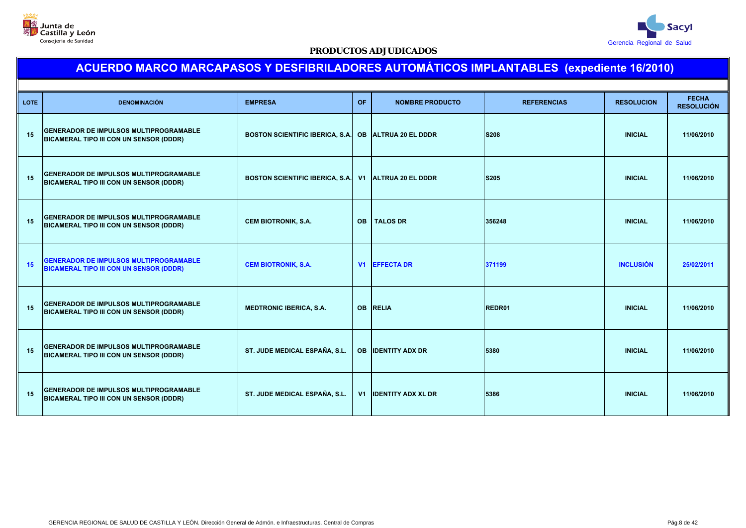Junta de Castilla y León
Consejería de Sanidad

Sacyl
Gerencia Regional de Salud

**PRODUCTOS ADJUDICADOS**

# ACUERDO MARCO MARCAPASOS Y DESFIBRILADORES AUTOMÁTICOS IMPLANTABLES (expediente 16/2010)

| LOTE | DENOMINACIÓN | EMPRESA | OF | NOMBRE PRODUCTO | REFERENCIAS | RESOLUCION | FECHA RESOLUCIÓN |
|---|---|---|---|---|---|---|---|
| 15 | GENERADOR DE IMPULSOS MULTIPROGRAMABLE BICAMERAL TIPO III CON UN SENSOR (DDDR) | BOSTON SCIENTIFIC IBERICA, S.A. | OB | ALTRUA 20 EL DDDR | S208 | INICIAL | 11/06/2010 |
| 15 | GENERADOR DE IMPULSOS MULTIPROGRAMABLE BICAMERAL TIPO III CON UN SENSOR (DDDR) | BOSTON SCIENTIFIC IBERICA, S.A. | V1 | ALTRUA 20 EL DDDR | S205 | INICIAL | 11/06/2010 |
| 15 | GENERADOR DE IMPULSOS MULTIPROGRAMABLE BICAMERAL TIPO III CON UN SENSOR (DDDR) | CEM BIOTRONIK, S.A. | OB | TALOS DR | 356248 | INICIAL | 11/06/2010 |
| 15 | GENERADOR DE IMPULSOS MULTIPROGRAMABLE BICAMERAL TIPO III CON UN SENSOR (DDDR) | CEM BIOTRONIK, S.A. | V1 | EFFECTA DR | 371199 | INCLUSIÓN | 25/02/2011 |
| 15 | GENERADOR DE IMPULSOS MULTIPROGRAMABLE BICAMERAL TIPO III CON UN SENSOR (DDDR) | MEDTRONIC IBERICA, S.A. | OB | RELIA | REDR01 | INICIAL | 11/06/2010 |
| 15 | GENERADOR DE IMPULSOS MULTIPROGRAMABLE BICAMERAL TIPO III CON UN SENSOR (DDDR) | ST. JUDE MEDICAL ESPAÑA, S.L. | OB | IDENTITY ADX DR | 5380 | INICIAL | 11/06/2010 |
| 15 | GENERADOR DE IMPULSOS MULTIPROGRAMABLE BICAMERAL TIPO III CON UN SENSOR (DDDR) | ST. JUDE MEDICAL ESPAÑA, S.L. | V1 | IDENTITY ADX XL DR | 5386 | INICIAL | 11/06/2010 |

GERENCIA REGIONAL DE SALUD DE CASTILLA Y LEÓN. Dirección General de Admón. e Infraestructuras. Central de Compras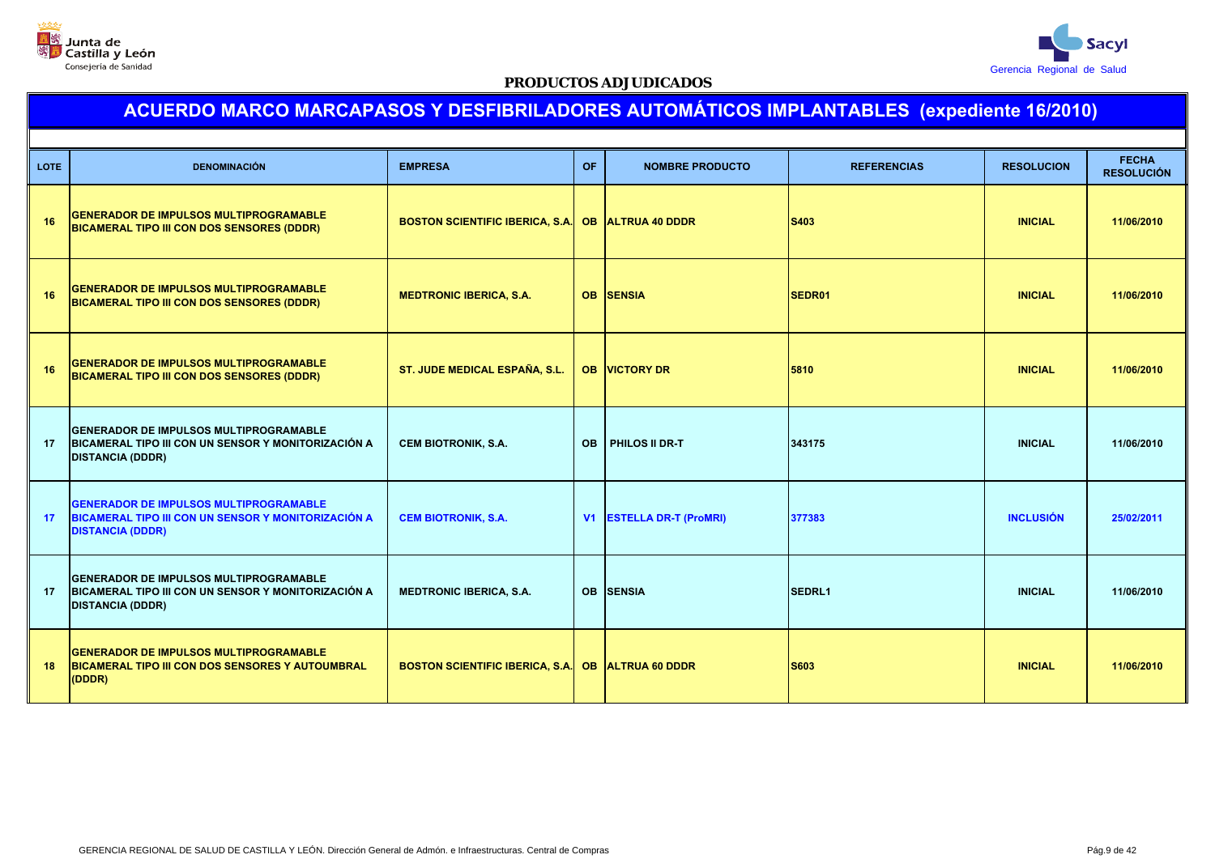**PRODUCTOS ADJUDICADOS**

## ACUERDO MARCO MARCAPASOS Y DESFIBRILADORES AUTOMÁTICOS IMPLANTABLES (expediente 16/2010)

| LOTE | DENOMINACIÓN | EMPRESA | OF | NOMBRE PRODUCTO | REFERENCIAS | RESOLUCION | FECHA RESOLUCIÓN |
|---|---|---|---|---|---|---|---|
| 16 | GENERADOR DE IMPULSOS MULTIPROGRAMABLE BICAMERAL TIPO III CON DOS SENSORES (DDDR) | BOSTON SCIENTIFIC IBERICA, S.A. | OB | ALTRUA 40 DDDR | S403 | INICIAL | 11/06/2010 |
| 16 | GENERADOR DE IMPULSOS MULTIPROGRAMABLE BICAMERAL TIPO III CON DOS SENSORES (DDDR) | MEDTRONIC IBERICA, S.A. | OB | SENSIA | SEDR01 | INICIAL | 11/06/2010 |
| 16 | GENERADOR DE IMPULSOS MULTIPROGRAMABLE BICAMERAL TIPO III CON DOS SENSORES (DDDR) | ST. JUDE MEDICAL ESPAÑA, S.L. | OB | VICTORY DR | 5810 | INICIAL | 11/06/2010 |
| 17 | GENERADOR DE IMPULSOS MULTIPROGRAMABLE BICAMERAL TIPO III CON UN SENSOR Y MONITORIZACIÓN A DISTANCIA (DDDR) | CEM BIOTRONIK, S.A. | OB | PHILOS II DR-T | 343175 | INICIAL | 11/06/2010 |
| 17 | GENERADOR DE IMPULSOS MULTIPROGRAMABLE BICAMERAL TIPO III CON UN SENSOR Y MONITORIZACIÓN A DISTANCIA (DDDR) | CEM BIOTRONIK, S.A. | V1 | ESTELLA DR-T (ProMRI) | 377383 | INCLUSIÓN | 25/02/2011 |
| 17 | GENERADOR DE IMPULSOS MULTIPROGRAMABLE BICAMERAL TIPO III CON UN SENSOR Y MONITORIZACIÓN A DISTANCIA (DDDR) | MEDTRONIC IBERICA, S.A. | OB | SENSIA | SEDRL1 | INICIAL | 11/06/2010 |
| 18 | GENERADOR DE IMPULSOS MULTIPROGRAMABLE BICAMERAL TIPO III CON DOS SENSORES Y AUTOUMBRAL (DDDR) | BOSTON SCIENTIFIC IBERICA, S.A. | OB | ALTRUA 60 DDDR | S603 | INICIAL | 11/06/2010 |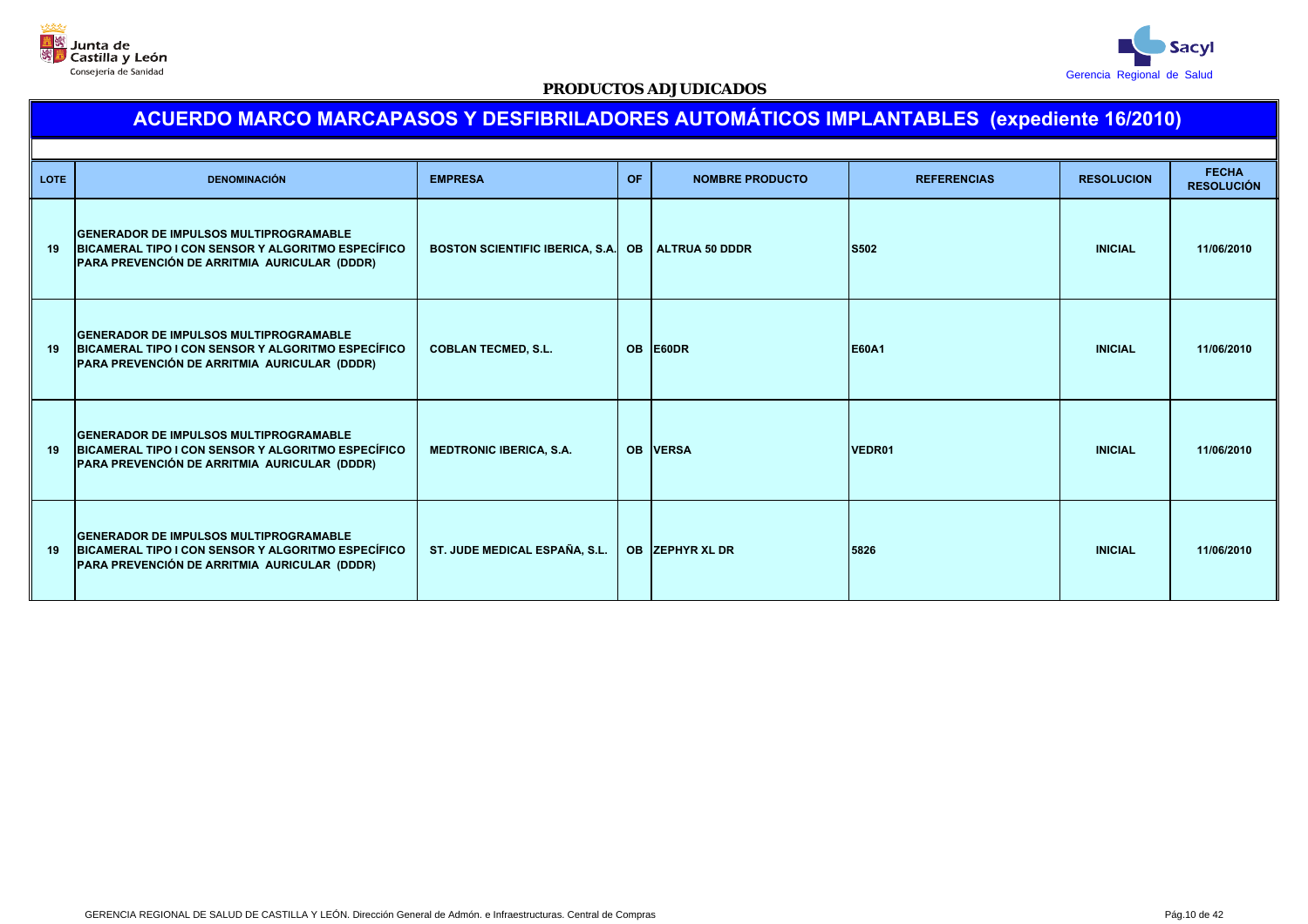Junta de Castilla y León
Consejería de Sanidad

Sacyl
Gerencia Regional de Salud

**PRODUCTOS ADJUDICADOS**

## ACUERDO MARCO MARCAPASOS Y DESFIBRILADORES AUTOMÁTICOS IMPLANTABLES (expediente 16/2010)

| LOTE | DENOMINACIÓN | EMPRESA | OF | NOMBRE PRODUCTO | REFERENCIAS | RESOLUCION | FECHA RESOLUCIÓN |
|---|---|---|---|---|---|---|---|
| 19 | GENERADOR DE IMPULSOS MULTIPROGRAMABLE BICAMERAL TIPO I CON SENSOR Y ALGORITMO ESPECÍFICO PARA PREVENCIÓN DE ARRITMIA AURICULAR (DDDR) | BOSTON SCIENTIFIC IBERICA, S.A. | OB | ALTRUA 50 DDDR | S502 | INICIAL | 11/06/2010 |
| 19 | GENERADOR DE IMPULSOS MULTIPROGRAMABLE BICAMERAL TIPO I CON SENSOR Y ALGORITMO ESPECÍFICO PARA PREVENCIÓN DE ARRITMIA AURICULAR (DDDR) | COBLAN TECMED, S.L. | OB | E60DR | E60A1 | INICIAL | 11/06/2010 |
| 19 | GENERADOR DE IMPULSOS MULTIPROGRAMABLE BICAMERAL TIPO I CON SENSOR Y ALGORITMO ESPECÍFICO PARA PREVENCIÓN DE ARRITMIA AURICULAR (DDDR) | MEDTRONIC IBERICA, S.A. | OB | VERSA | VEDR01 | INICIAL | 11/06/2010 |
| 19 | GENERADOR DE IMPULSOS MULTIPROGRAMABLE BICAMERAL TIPO I CON SENSOR Y ALGORITMO ESPECÍFICO PARA PREVENCIÓN DE ARRITMIA AURICULAR (DDDR) | ST. JUDE MEDICAL ESPAÑA, S.L. | OB | ZEPHYR XL DR | 5826 | INICIAL | 11/06/2010 |

GERENCIA REGIONAL DE SALUD DE CASTILLA Y LEÓN. Dirección General de Admón. e Infraestructuras. Central de Compras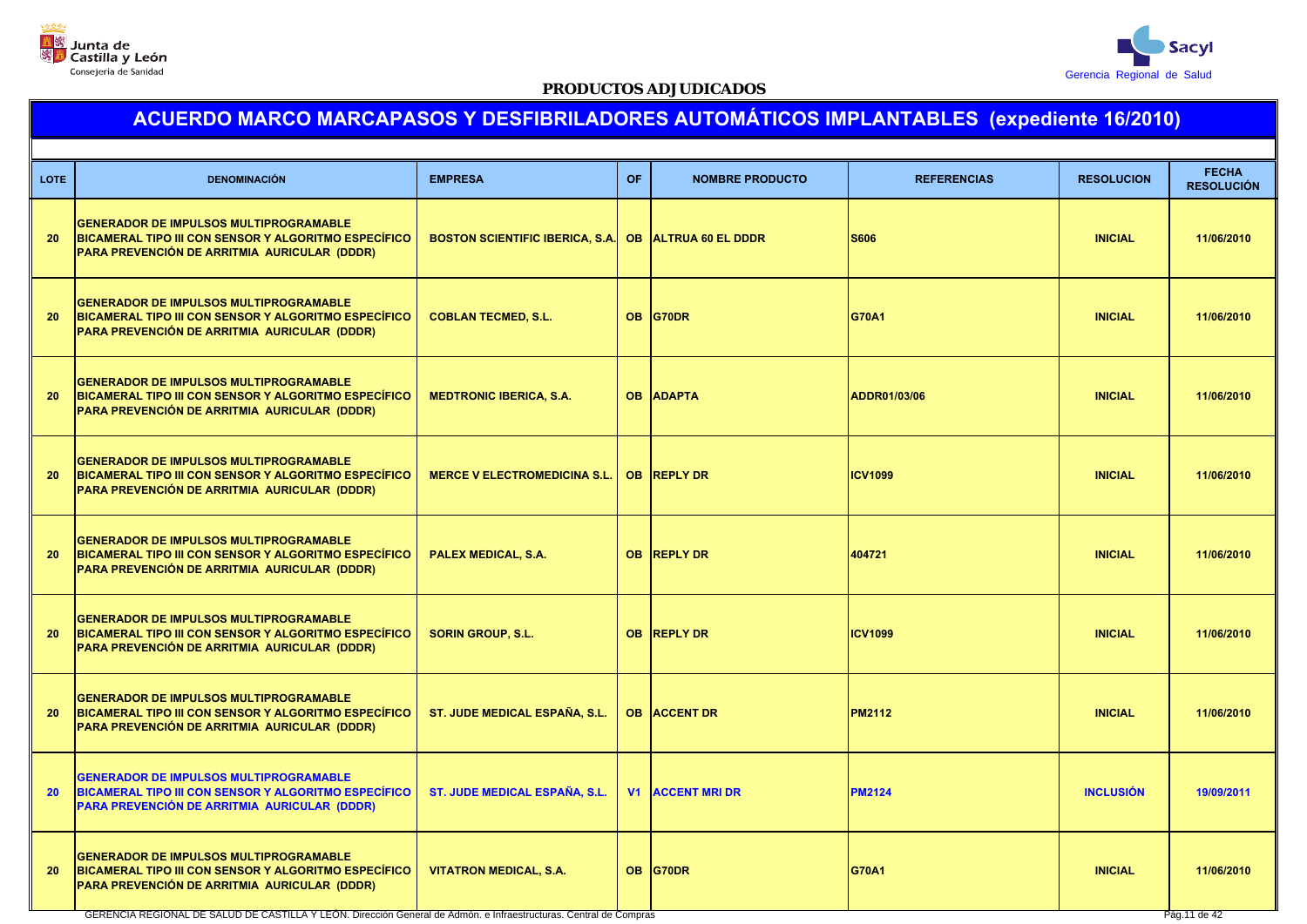Junta de Castilla y León
Consejería de Sanidad

Sacyl
Gerencia Regional de Salud

**PRODUCTOS ADJUDICADOS**

## ACUERDO MARCO MARCAPASOS Y DESFIBRILADORES AUTOMÁTICOS IMPLANTABLES (expediente 16/2010)

| LOTE | DENOMINACIÓN | EMPRESA | OF | NOMBRE PRODUCTO | REFERENCIAS | RESOLUCION | FECHA RESOLUCIÓN |
|---|---|---|---|---|---|---|---|
| 20 | GENERADOR DE IMPULSOS MULTIPROGRAMABLE BICAMERAL TIPO III CON SENSOR Y ALGORITMO ESPECÍFICO PARA PREVENCIÓN DE ARRITMIA AURICULAR (DDDR) | BOSTON SCIENTIFIC IBERICA, S.A. | OB | ALTRUA 60 EL DDDR | S606 | INICIAL | 11/06/2010 |
| 20 | GENERADOR DE IMPULSOS MULTIPROGRAMABLE BICAMERAL TIPO III CON SENSOR Y ALGORITMO ESPECÍFICO PARA PREVENCIÓN DE ARRITMIA AURICULAR (DDDR) | COBLAN TECMED, S.L. | OB | G70DR | G70A1 | INICIAL | 11/06/2010 |
| 20 | GENERADOR DE IMPULSOS MULTIPROGRAMABLE BICAMERAL TIPO III CON SENSOR Y ALGORITMO ESPECÍFICO PARA PREVENCIÓN DE ARRITMIA AURICULAR (DDDR) | MEDTRONIC IBERICA, S.A. | OB | ADAPTA | ADDR01/03/06 | INICIAL | 11/06/2010 |
| 20 | GENERADOR DE IMPULSOS MULTIPROGRAMABLE BICAMERAL TIPO III CON SENSOR Y ALGORITMO ESPECÍFICO PARA PREVENCIÓN DE ARRITMIA AURICULAR (DDDR) | MERCE V ELECTROMEDICINA S.L. | OB | REPLY DR | ICV1099 | INICIAL | 11/06/2010 |
| 20 | GENERADOR DE IMPULSOS MULTIPROGRAMABLE BICAMERAL TIPO III CON SENSOR Y ALGORITMO ESPECÍFICO PARA PREVENCIÓN DE ARRITMIA AURICULAR (DDDR) | PALEX MEDICAL, S.A. | OB | REPLY DR | 404721 | INICIAL | 11/06/2010 |
| 20 | GENERADOR DE IMPULSOS MULTIPROGRAMABLE BICAMERAL TIPO III CON SENSOR Y ALGORITMO ESPECÍFICO PARA PREVENCIÓN DE ARRITMIA AURICULAR (DDDR) | SORIN GROUP, S.L. | OB | REPLY DR | ICV1099 | INICIAL | 11/06/2010 |
| 20 | GENERADOR DE IMPULSOS MULTIPROGRAMABLE BICAMERAL TIPO III CON SENSOR Y ALGORITMO ESPECÍFICO PARA PREVENCIÓN DE ARRITMIA AURICULAR (DDDR) | ST. JUDE MEDICAL ESPAÑA, S.L. | OB | ACCENT DR | PM2112 | INICIAL | 11/06/2010 |
| 20 | GENERADOR DE IMPULSOS MULTIPROGRAMABLE BICAMERAL TIPO III CON SENSOR Y ALGORITMO ESPECÍFICO PARA PREVENCIÓN DE ARRITMIA AURICULAR (DDDR) | ST. JUDE MEDICAL ESPAÑA, S.L. | V1 | ACCENT MRI DR | PM2124 | INCLUSIÓN | 19/09/2011 |
| 20 | GENERADOR DE IMPULSOS MULTIPROGRAMABLE BICAMERAL TIPO III CON SENSOR Y ALGORITMO ESPECÍFICO PARA PREVENCIÓN DE ARRITMIA AURICULAR (DDDR) | VITATRON MEDICAL, S.A. | OB | G70DR | G70A1 | INICIAL | 11/06/2010 |

GERENCIA REGIONAL DE SALUD DE CASTILLA Y LEÓN. Dirección General de Admón. e Infraestructuras. Central de Compras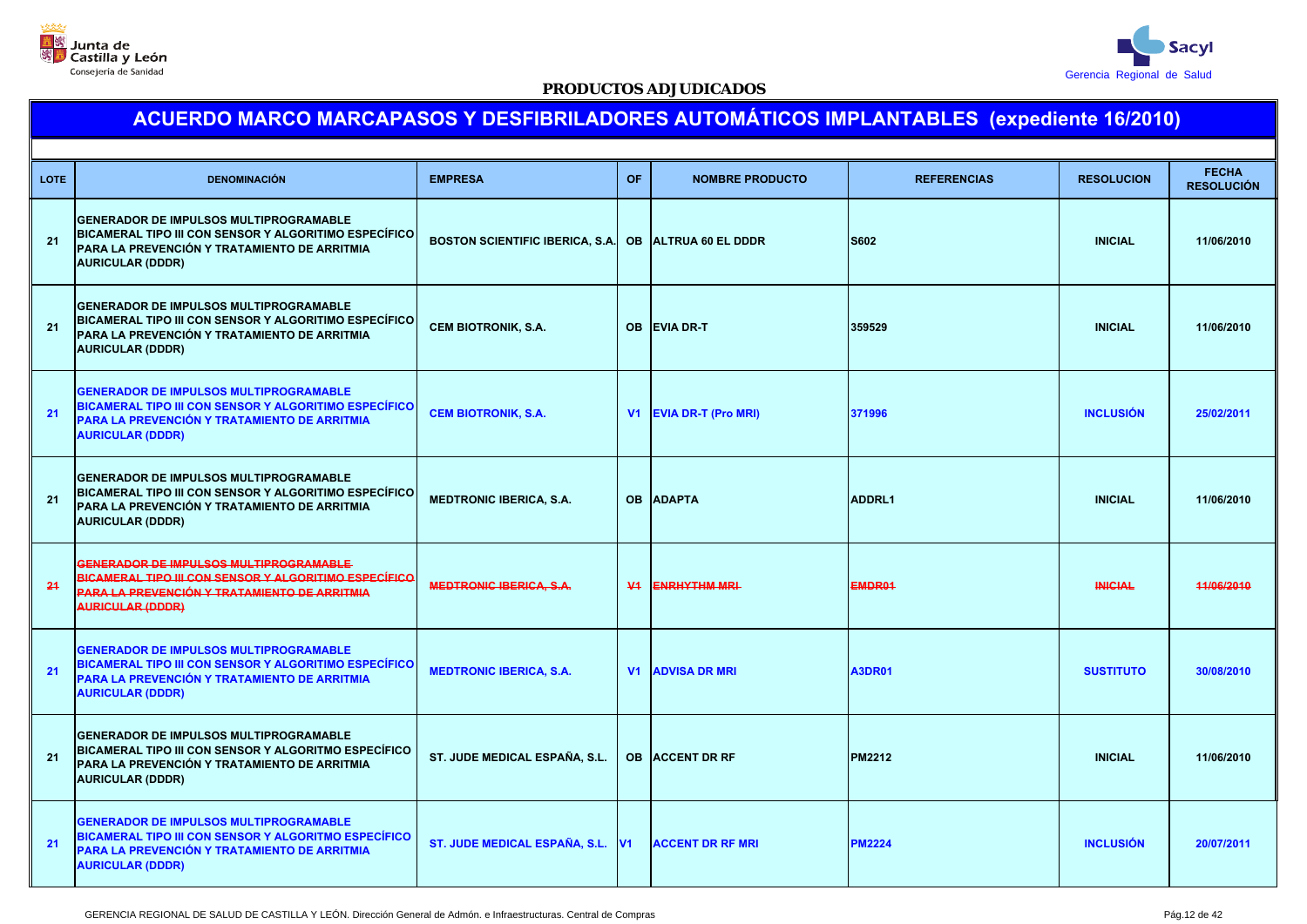**PRODUCTOS ADJUDICADOS**

# ACUERDO MARCO MARCAPASOS Y DESFIBRILADORES AUTOMÁTICOS IMPLANTABLES (expediente 16/2010)

| LOTE | DENOMINACIÓN | EMPRESA | OF | NOMBRE PRODUCTO | REFERENCIAS | RESOLUCION | FECHA RESOLUCIÓN |
|---|---|---|---|---|---|---|---|
| 21 | GENERADOR DE IMPULSOS MULTIPROGRAMABLE BICAMERAL TIPO III CON SENSOR Y ALGORITIMO ESPECÍFICO PARA LA PREVENCIÓN Y TRATAMIENTO DE ARRITMIA AURICULAR (DDDR) | BOSTON SCIENTIFIC IBERICA, S.A. | OB | ALTRUA 60 EL DDDR | S602 | INICIAL | 11/06/2010 |
| 21 | GENERADOR DE IMPULSOS MULTIPROGRAMABLE BICAMERAL TIPO III CON SENSOR Y ALGORITIMO ESPECÍFICO PARA LA PREVENCIÓN Y TRATAMIENTO DE ARRITMIA AURICULAR (DDDR) | CEM BIOTRONIK, S.A. | OB | EVIA DR-T | 359529 | INICIAL | 11/06/2010 |
| 21 | GENERADOR DE IMPULSOS MULTIPROGRAMABLE BICAMERAL TIPO III CON SENSOR Y ALGORITIMO ESPECÍFICO PARA LA PREVENCIÓN Y TRATAMIENTO DE ARRITMIA AURICULAR (DDDR) | CEM BIOTRONIK, S.A. | V1 | EVIA DR-T (Pro MRI) | 371996 | INCLUSIÓN | 25/02/2011 |
| 21 | GENERADOR DE IMPULSOS MULTIPROGRAMABLE BICAMERAL TIPO III CON SENSOR Y ALGORITIMO ESPECÍFICO PARA LA PREVENCIÓN Y TRATAMIENTO DE ARRITMIA AURICULAR (DDDR) | MEDTRONIC IBERICA, S.A. | OB | ADAPTA | ADDRL1 | INICIAL | 11/06/2010 |
| ~~21~~ | ~~GENERADOR DE IMPULSOS MULTIPROGRAMABLE BICAMERAL TIPO III CON SENSOR Y ALGORITIMO ESPECÍFICO PARA LA PREVENCIÓN Y TRATAMIENTO DE ARRITMIA AURICULAR (DDDR)~~ | ~~MEDTRONIC IBERICA, S.A.~~ | ~~V1~~ | ~~ENRHYTHM MRI~~ | ~~EMDR01~~ | ~~INICIAL~~ | ~~11/06/2010~~ |
| 21 | GENERADOR DE IMPULSOS MULTIPROGRAMABLE BICAMERAL TIPO III CON SENSOR Y ALGORITIMO ESPECÍFICO PARA LA PREVENCIÓN Y TRATAMIENTO DE ARRITMIA AURICULAR (DDDR) | MEDTRONIC IBERICA, S.A. | V1 | ADVISA DR MRI | A3DR01 | SUSTITUTO | 30/08/2010 |
| 21 | GENERADOR DE IMPULSOS MULTIPROGRAMABLE BICAMERAL TIPO III CON SENSOR Y ALGORITMO ESPECÍFICO PARA LA PREVENCIÓN Y TRATAMIENTO DE ARRITMIA AURICULAR (DDDR) | ST. JUDE MEDICAL ESPAÑA, S.L. | OB | ACCENT DR RF | PM2212 | INICIAL | 11/06/2010 |
| 21 | GENERADOR DE IMPULSOS MULTIPROGRAMABLE BICAMERAL TIPO III CON SENSOR Y ALGORITMO ESPECÍFICO PARA LA PREVENCIÓN Y TRATAMIENTO DE ARRITMIA AURICULAR (DDDR) | ST. JUDE MEDICAL ESPAÑA, S.L. | V1 | ACCENT DR RF MRI | PM2224 | INCLUSIÓN | 20/07/2011 |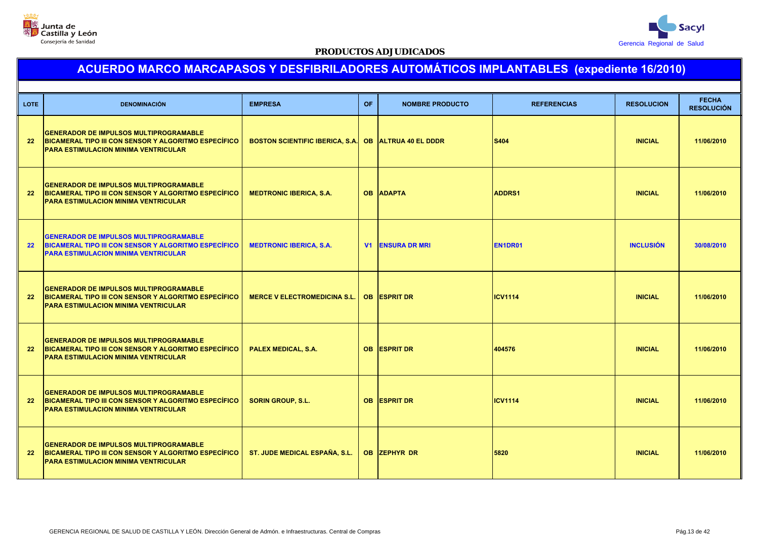**PRODUCTOS ADJUDICADOS**

## ACUERDO MARCO MARCAPASOS Y DESFIBRILADORES AUTOMÁTICOS IMPLANTABLES (expediente 16/2010)

| LOTE | DENOMINACIÓN | EMPRESA | OF | NOMBRE PRODUCTO | REFERENCIAS | RESOLUCION | FECHA RESOLUCIÓN |
|---|---|---|---|---|---|---|---|
| 22 | GENERADOR DE IMPULSOS MULTIPROGRAMABLE BICAMERAL TIPO III CON SENSOR Y ALGORITMO ESPECÍFICO PARA ESTIMULACION MINIMA VENTRICULAR | BOSTON SCIENTIFIC IBERICA, S.A. | OB | ALTRUA 40 EL DDDR | S404 | INICIAL | 11/06/2010 |
| 22 | GENERADOR DE IMPULSOS MULTIPROGRAMABLE BICAMERAL TIPO III CON SENSOR Y ALGORITMO ESPECÍFICO PARA ESTIMULACION MINIMA VENTRICULAR | MEDTRONIC IBERICA, S.A. | OB | ADAPTA | ADDRS1 | INICIAL | 11/06/2010 |
| 22 | GENERADOR DE IMPULSOS MULTIPROGRAMABLE BICAMERAL TIPO III CON SENSOR Y ALGORITMO ESPECÍFICO PARA ESTIMULACION MINIMA VENTRICULAR | MEDTRONIC IBERICA, S.A. | V1 | ENSURA DR MRI | EN1DR01 | INCLUSIÓN | 30/08/2010 |
| 22 | GENERADOR DE IMPULSOS MULTIPROGRAMABLE BICAMERAL TIPO III CON SENSOR Y ALGORITMO ESPECÍFICO PARA ESTIMULACION MINIMA VENTRICULAR | MERCE V ELECTROMEDICINA S.L. | OB | ESPRIT DR | ICV1114 | INICIAL | 11/06/2010 |
| 22 | GENERADOR DE IMPULSOS MULTIPROGRAMABLE BICAMERAL TIPO III CON SENSOR Y ALGORITMO ESPECÍFICO PARA ESTIMULACION MINIMA VENTRICULAR | PALEX MEDICAL, S.A. | OB | ESPRIT DR | 404576 | INICIAL | 11/06/2010 |
| 22 | GENERADOR DE IMPULSOS MULTIPROGRAMABLE BICAMERAL TIPO III CON SENSOR Y ALGORITMO ESPECÍFICO PARA ESTIMULACION MINIMA VENTRICULAR | SORIN GROUP, S.L. | OB | ESPRIT DR | ICV1114 | INICIAL | 11/06/2010 |
| 22 | GENERADOR DE IMPULSOS MULTIPROGRAMABLE BICAMERAL TIPO III CON SENSOR Y ALGORITMO ESPECÍFICO PARA ESTIMULACION MINIMA VENTRICULAR | ST. JUDE MEDICAL ESPAÑA, S.L. | OB | ZEPHYR DR | 5820 | INICIAL | 11/06/2010 |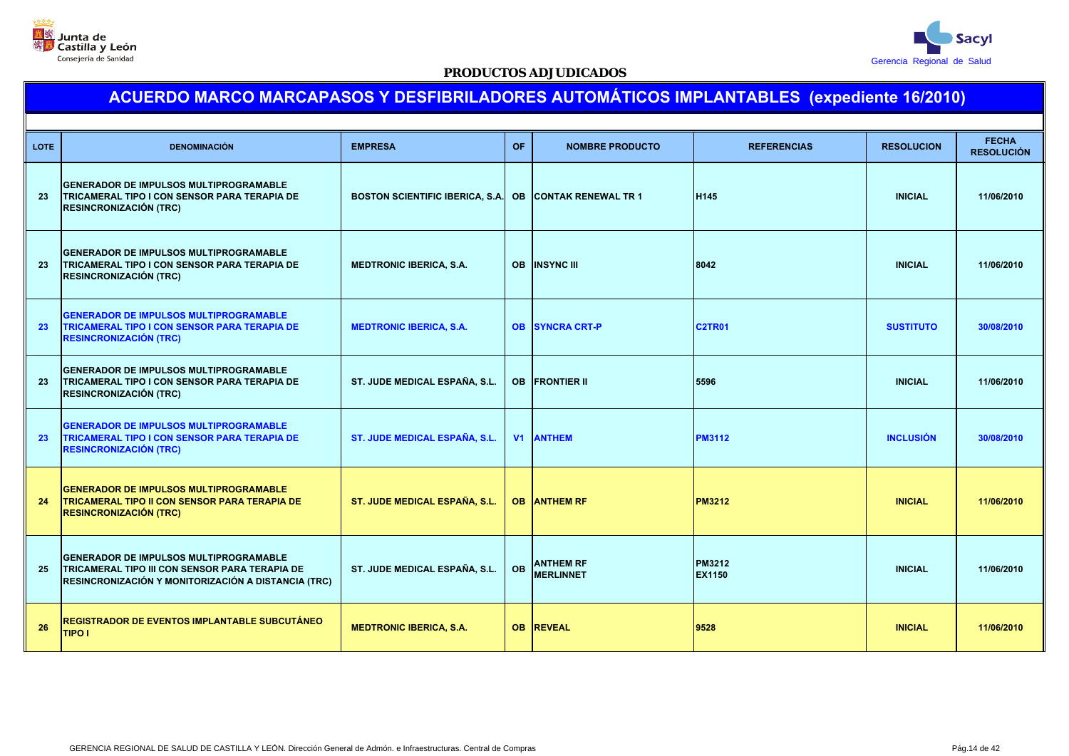Junta de Castilla y León
Consejería de Sanidad

Sacyl
Gerencia Regional de Salud

**PRODUCTOS ADJUDICADOS**

# ACUERDO MARCO MARCAPASOS Y DESFIBRILADORES AUTOMÁTICOS IMPLANTABLES (expediente 16/2010)

| LOTE | DENOMINACIÓN | EMPRESA | OF | NOMBRE PRODUCTO | REFERENCIAS | RESOLUCION | FECHA RESOLUCIÓN |
|---|---|---|---|---|---|---|---|
| 23 | GENERADOR DE IMPULSOS MULTIPROGRAMABLE TRICAMERAL TIPO I CON SENSOR PARA TERAPIA DE RESINCRONIZACIÓN (TRC) | BOSTON SCIENTIFIC IBERICA, S.A. | OB | CONTAK RENEWAL TR 1 | H145 | INICIAL | 11/06/2010 |
| 23 | GENERADOR DE IMPULSOS MULTIPROGRAMABLE TRICAMERAL TIPO I CON SENSOR PARA TERAPIA DE RESINCRONIZACIÓN (TRC) | MEDTRONIC IBERICA, S.A. | OB | INSYNC III | 8042 | INICIAL | 11/06/2010 |
| 23 | GENERADOR DE IMPULSOS MULTIPROGRAMABLE TRICAMERAL TIPO I CON SENSOR PARA TERAPIA DE RESINCRONIZACIÓN (TRC) | MEDTRONIC IBERICA, S.A. | OB | SYNCRA CRT-P | C2TR01 | SUSTITUTO | 30/08/2010 |
| 23 | GENERADOR DE IMPULSOS MULTIPROGRAMABLE TRICAMERAL TIPO I CON SENSOR PARA TERAPIA DE RESINCRONIZACIÓN (TRC) | ST. JUDE MEDICAL ESPAÑA, S.L. | OB | FRONTIER II | 5596 | INICIAL | 11/06/2010 |
| 23 | GENERADOR DE IMPULSOS MULTIPROGRAMABLE TRICAMERAL TIPO I CON SENSOR PARA TERAPIA DE RESINCRONIZACIÓN (TRC) | ST. JUDE MEDICAL ESPAÑA, S.L. | V1 | ANTHEM | PM3112 | INCLUSIÓN | 30/08/2010 |
| 24 | GENERADOR DE IMPULSOS MULTIPROGRAMABLE TRICAMERAL TIPO II CON SENSOR PARA TERAPIA DE RESINCRONIZACIÓN (TRC) | ST. JUDE MEDICAL ESPAÑA, S.L. | OB | ANTHEM RF | PM3212 | INICIAL | 11/06/2010 |
| 25 | GENERADOR DE IMPULSOS MULTIPROGRAMABLE TRICAMERAL TIPO III CON SENSOR PARA TERAPIA DE RESINCRONIZACIÓN Y MONITORIZACIÓN A DISTANCIA (TRC) | ST. JUDE MEDICAL ESPAÑA, S.L. | OB | ANTHEM RF<br>MERLINNET | PM3212<br>EX1150 | INICIAL | 11/06/2010 |
| 26 | REGISTRADOR DE EVENTOS IMPLANTABLE SUBCUTÁNEO TIPO I | MEDTRONIC IBERICA, S.A. | OB | REVEAL | 9528 | INICIAL | 11/06/2010 |

GERENCIA REGIONAL DE SALUD DE CASTILLA Y LEÓN. Dirección General de Admón. e Infraestructuras. Central de Compras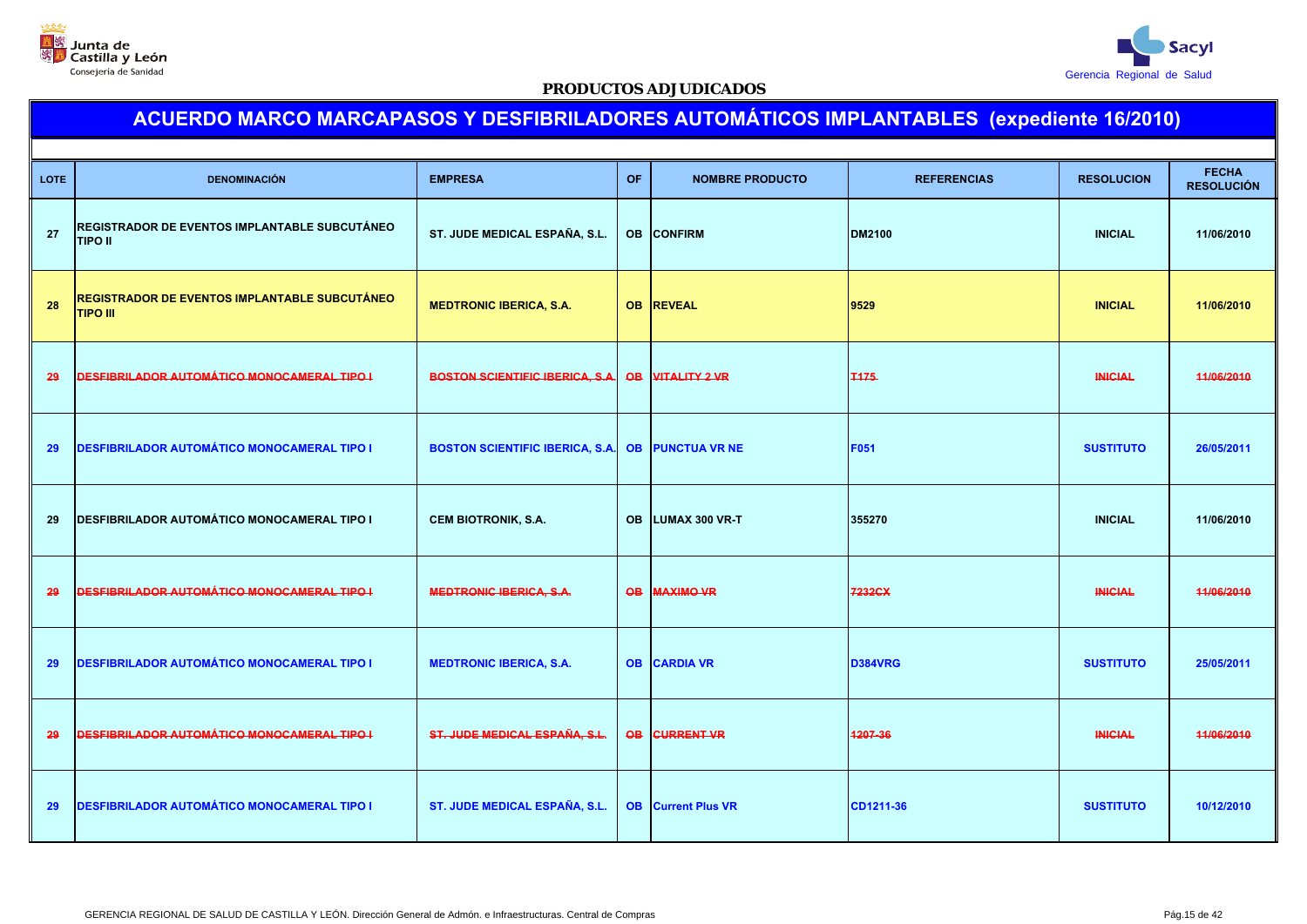**PRODUCTOS ADJUDICADOS**

# ACUERDO MARCO MARCAPASOS Y DESFIBRILADORES AUTOMÁTICOS IMPLANTABLES (expediente 16/2010)

| LOTE | DENOMINACIÓN | EMPRESA | OF | NOMBRE PRODUCTO | REFERENCIAS | RESOLUCION | FECHA RESOLUCIÓN |
|---|---|---|---|---|---|---|---|
| 27 | REGISTRADOR DE EVENTOS IMPLANTABLE SUBCUTÁNEO TIPO II | ST. JUDE MEDICAL ESPAÑA, S.L. | OB | CONFIRM | DM2100 | INICIAL | 11/06/2010 |
| 28 | REGISTRADOR DE EVENTOS IMPLANTABLE SUBCUTÁNEO TIPO III | MEDTRONIC IBERICA, S.A. | OB | REVEAL | 9529 | INICIAL | 11/06/2010 |
| ~~29~~ | ~~DESFIBRILADOR AUTOMÁTICO MONOCAMERAL TIPO I~~ | ~~BOSTON SCIENTIFIC IBERICA, S.A.~~ | ~~OB~~ | ~~VITALITY 2 VR~~ | ~~T175~~ | ~~INICIAL~~ | ~~11/06/2010~~ |
| 29 | DESFIBRILADOR AUTOMÁTICO MONOCAMERAL TIPO I | BOSTON SCIENTIFIC IBERICA, S.A. | OB | PUNCTUA VR NE | F051 | SUSTITUTO | 26/05/2011 |
| 29 | DESFIBRILADOR AUTOMÁTICO MONOCAMERAL TIPO I | CEM BIOTRONIK, S.A. | OB | LUMAX 300 VR-T | 355270 | INICIAL | 11/06/2010 |
| ~~29~~ | ~~DESFIBRILADOR AUTOMÁTICO MONOCAMERAL TIPO I~~ | ~~MEDTRONIC IBERICA, S.A.~~ | ~~OB~~ | ~~MAXIMO VR~~ | ~~7232CX~~ | ~~INICIAL~~ | ~~11/06/2010~~ |
| 29 | DESFIBRILADOR AUTOMÁTICO MONOCAMERAL TIPO I | MEDTRONIC IBERICA, S.A. | OB | CARDIA VR | D384VRG | SUSTITUTO | 25/05/2011 |
| ~~29~~ | ~~DESFIBRILADOR AUTOMÁTICO MONOCAMERAL TIPO I~~ | ~~ST. JUDE MEDICAL ESPAÑA, S.L.~~ | ~~OB~~ | ~~CURRENT VR~~ | ~~1207-36~~ | ~~INICIAL~~ | ~~11/06/2010~~ |
| 29 | DESFIBRILADOR AUTOMÁTICO MONOCAMERAL TIPO I | ST. JUDE MEDICAL ESPAÑA, S.L. | OB | Current Plus VR | CD1211-36 | SUSTITUTO | 10/12/2010 |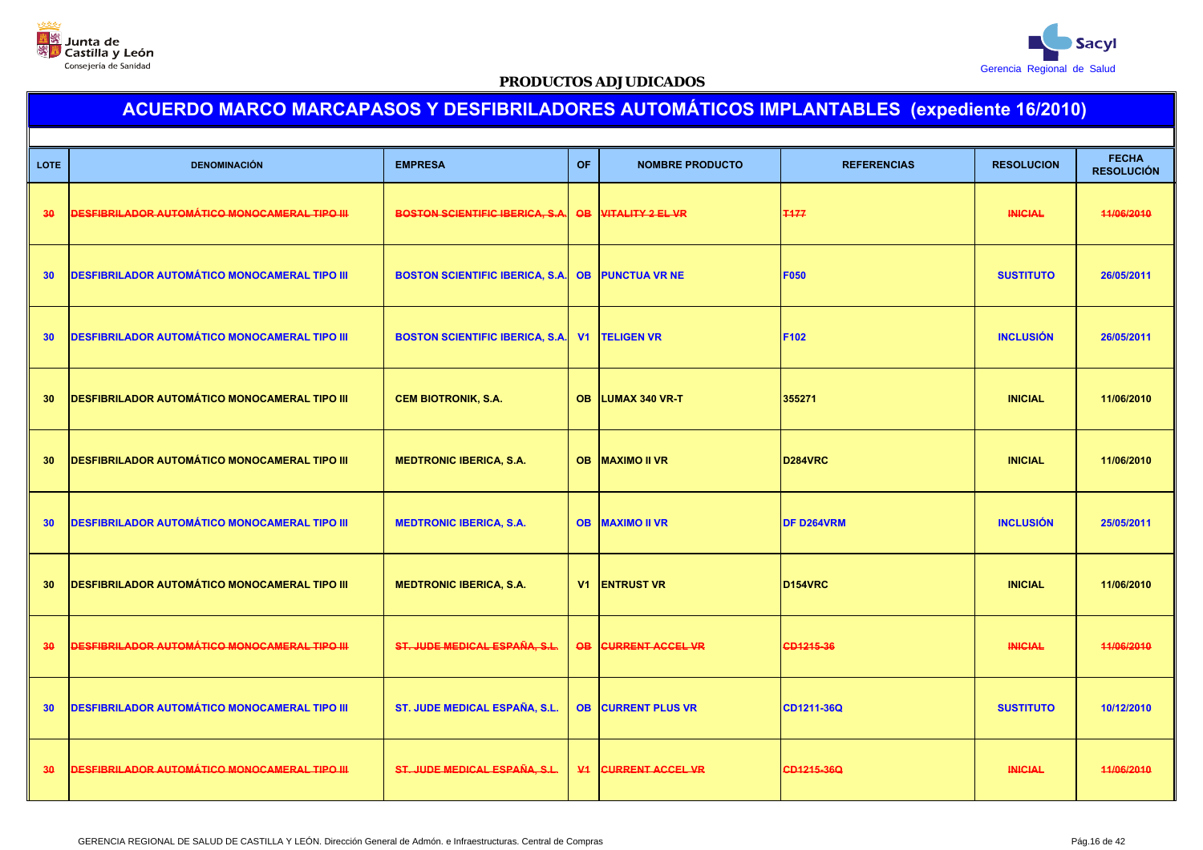PRODUCTOS ADJUDICADOS

# ACUERDO MARCO MARCAPASOS Y DESFIBRILADORES AUTOMÁTICOS IMPLANTABLES (expediente 16/2010)

| LOTE | DENOMINACIÓN | EMPRESA | OF | NOMBRE PRODUCTO | REFERENCIAS | RESOLUCION | FECHA RESOLUCIÓN |
|---|---|---|---|---|---|---|---|
| ~~30~~ | ~~DESFIBRILADOR AUTOMÁTICO MONOCAMERAL TIPO III~~ | ~~BOSTON SCIENTIFIC IBERICA, S.A.~~ | ~~OB~~ | ~~VITALITY 2 EL VR~~ | ~~T177~~ | ~~INICIAL~~ | ~~11/06/2010~~ |
| 30 | DESFIBRILADOR AUTOMÁTICO MONOCAMERAL TIPO III | BOSTON SCIENTIFIC IBERICA, S.A. | OB | PUNCTUA VR NE | F050 | SUSTITUTO | 26/05/2011 |
| 30 | DESFIBRILADOR AUTOMÁTICO MONOCAMERAL TIPO III | BOSTON SCIENTIFIC IBERICA, S.A. | V1 | TELIGEN VR | F102 | INCLUSIÓN | 26/05/2011 |
| 30 | DESFIBRILADOR AUTOMÁTICO MONOCAMERAL TIPO III | CEM BIOTRONIK, S.A. | OB | LUMAX 340 VR-T | 355271 | INICIAL | 11/06/2010 |
| 30 | DESFIBRILADOR AUTOMÁTICO MONOCAMERAL TIPO III | MEDTRONIC IBERICA, S.A. | OB | MAXIMO II VR | D284VRC | INICIAL | 11/06/2010 |
| 30 | DESFIBRILADOR AUTOMÁTICO MONOCAMERAL TIPO III | MEDTRONIC IBERICA, S.A. | OB | MAXIMO II VR | DF D264VRM | INCLUSIÓN | 25/05/2011 |
| 30 | DESFIBRILADOR AUTOMÁTICO MONOCAMERAL TIPO III | MEDTRONIC IBERICA, S.A. | V1 | ENTRUST VR | D154VRC | INICIAL | 11/06/2010 |
| ~~30~~ | ~~DESFIBRILADOR AUTOMÁTICO MONOCAMERAL TIPO III~~ | ~~ST. JUDE MEDICAL ESPAÑA, S.L.~~ | ~~OB~~ | ~~CURRENT ACCEL VR~~ | ~~CD1215-36~~ | ~~INICIAL~~ | ~~11/06/2010~~ |
| 30 | DESFIBRILADOR AUTOMÁTICO MONOCAMERAL TIPO III | ST. JUDE MEDICAL ESPAÑA, S.L. | OB | CURRENT PLUS VR | CD1211-36Q | SUSTITUTO | 10/12/2010 |
| ~~30~~ | ~~DESFIBRILADOR AUTOMÁTICO MONOCAMERAL TIPO III~~ | ~~ST. JUDE MEDICAL ESPAÑA, S.L.~~ | ~~V1~~ | ~~CURRENT ACCEL VR~~ | ~~CD1215-36Q~~ | ~~INICIAL~~ | ~~11/06/2010~~ |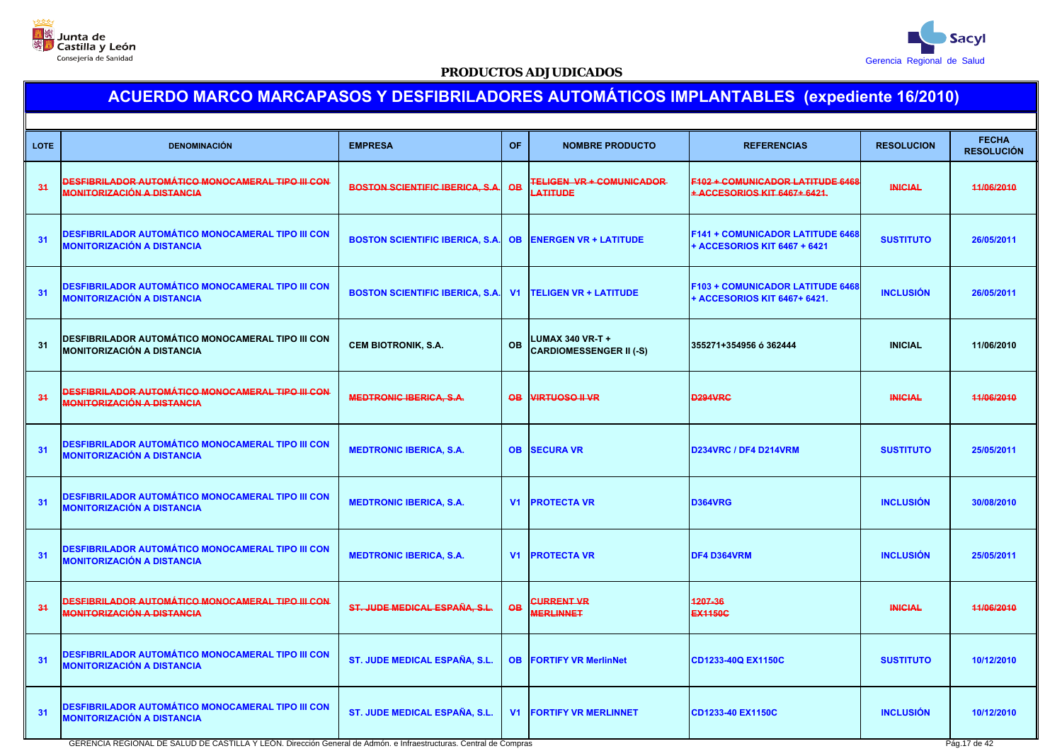**PRODUCTOS ADJUDICADOS**

# ACUERDO MARCO MARCAPASOS Y DESFIBRILADORES AUTOMÁTICOS IMPLANTABLES (expediente 16/2010)

| LOTE | DENOMINACIÓN | EMPRESA | OF | NOMBRE PRODUCTO | REFERENCIAS | RESOLUCION | FECHA RESOLUCIÓN |
|---|---|---|---|---|---|---|---|
| ~~31~~ | ~~DESFIBRILADOR AUTOMÁTICO MONOCAMERAL TIPO III CON MONITORIZACIÓN A DISTANCIA~~ | ~~BOSTON SCIENTIFIC IBERICA, S.A.~~ | ~~OB~~ | ~~TELIGEN VR + COMUNICADOR LATITUDE~~ | ~~F102 + COMUNICADOR LATITUDE 6468 + ACCESORIOS KIT 6467+ 6421.~~ | ~~INICIAL~~ | ~~11/06/2010~~ |
| 31 | DESFIBRILADOR AUTOMÁTICO MONOCAMERAL TIPO III CON MONITORIZACIÓN A DISTANCIA | BOSTON SCIENTIFIC IBERICA, S.A. | OB | ENERGEN VR + LATITUDE | F141 + COMUNICADOR LATITUDE 6468 + ACCESORIOS KIT 6467 + 6421 | SUSTITUTO | 26/05/2011 |
| 31 | DESFIBRILADOR AUTOMÁTICO MONOCAMERAL TIPO III CON MONITORIZACIÓN A DISTANCIA | BOSTON SCIENTIFIC IBERICA, S.A. | V1 | TELIGEN VR + LATITUDE | F103 + COMUNICADOR LATITUDE 6468 + ACCESORIOS KIT 6467+ 6421. | INCLUSIÓN | 26/05/2011 |
| 31 | DESFIBRILADOR AUTOMÁTICO MONOCAMERAL TIPO III CON MONITORIZACIÓN A DISTANCIA | CEM BIOTRONIK, S.A. | OB | LUMAX 340 VR-T + CARDIOMESSENGER II (-S) | 355271+354956 ó 362444 | INICIAL | 11/06/2010 |
| ~~31~~ | ~~DESFIBRILADOR AUTOMÁTICO MONOCAMERAL TIPO III CON MONITORIZACIÓN A DISTANCIA~~ | ~~MEDTRONIC IBERICA, S.A.~~ | ~~OB~~ | ~~VIRTUOSO II VR~~ | ~~D294VRC~~ | ~~INICIAL~~ | ~~11/06/2010~~ |
| 31 | DESFIBRILADOR AUTOMÁTICO MONOCAMERAL TIPO III CON MONITORIZACIÓN A DISTANCIA | MEDTRONIC IBERICA, S.A. | OB | SECURA VR | D234VRC / DF4 D214VRM | SUSTITUTO | 25/05/2011 |
| 31 | DESFIBRILADOR AUTOMÁTICO MONOCAMERAL TIPO III CON MONITORIZACIÓN A DISTANCIA | MEDTRONIC IBERICA, S.A. | V1 | PROTECTA VR | D364VRG | INCLUSIÓN | 30/08/2010 |
| 31 | DESFIBRILADOR AUTOMÁTICO MONOCAMERAL TIPO III CON MONITORIZACIÓN A DISTANCIA | MEDTRONIC IBERICA, S.A. | V1 | PROTECTA VR | DF4 D364VRM | INCLUSIÓN | 25/05/2011 |
| ~~31~~ | ~~DESFIBRILADOR AUTOMÁTICO MONOCAMERAL TIPO III CON MONITORIZACIÓN A DISTANCIA~~ | ~~ST. JUDE MEDICAL ESPAÑA, S.L.~~ | ~~OB~~ | ~~CURRENT VR MERLINNET~~ | ~~1207-36 EX1150C~~ | ~~INICIAL~~ | ~~11/06/2010~~ |
| 31 | DESFIBRILADOR AUTOMÁTICO MONOCAMERAL TIPO III CON MONITORIZACIÓN A DISTANCIA | ST. JUDE MEDICAL ESPAÑA, S.L. | OB | FORTIFY VR MerlinNet | CD1233-40Q EX1150C | SUSTITUTO | 10/12/2010 |
| 31 | DESFIBRILADOR AUTOMÁTICO MONOCAMERAL TIPO III CON MONITORIZACIÓN A DISTANCIA | ST. JUDE MEDICAL ESPAÑA, S.L. | V1 | FORTIFY VR MERLINNET | CD1233-40 EX1150C | INCLUSIÓN | 10/12/2010 |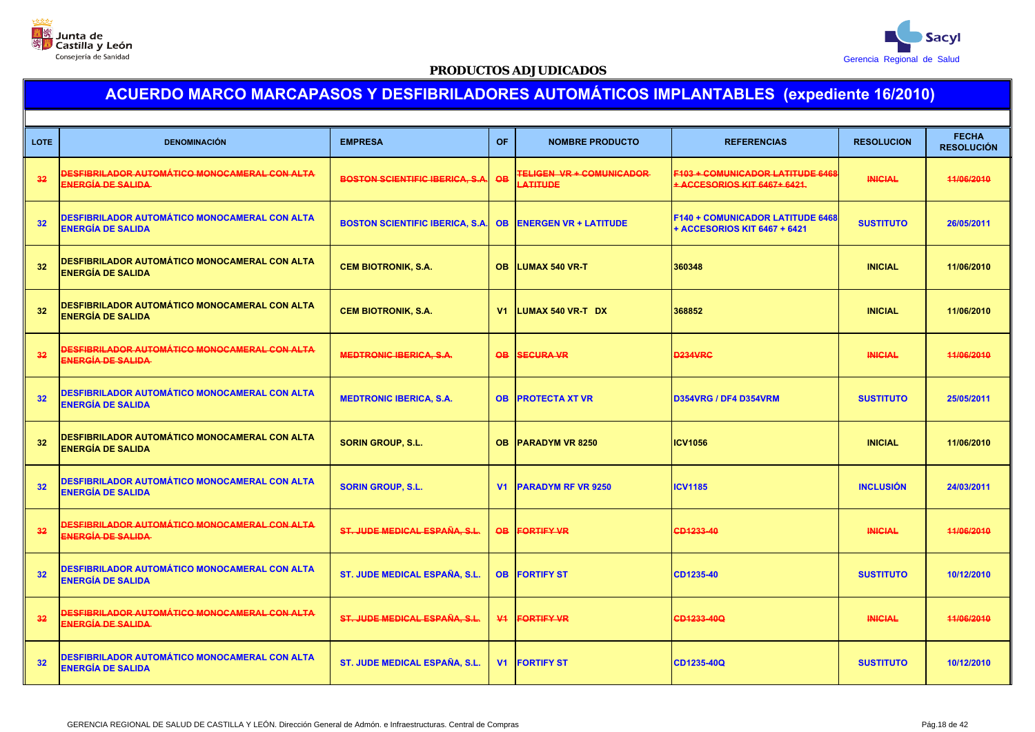Junta de Castilla y León
Consejería de Sanidad

Sacyl
Gerencia Regional de Salud

**PRODUCTOS ADJUDICADOS**

## ACUERDO MARCO MARCAPASOS Y DESFIBRILADORES AUTOMÁTICOS IMPLANTABLES (expediente 16/2010)

| LOTE | DENOMINACIÓN | EMPRESA | OF | NOMBRE PRODUCTO | REFERENCIAS | RESOLUCION | FECHA RESOLUCIÓN |
|---|---|---|---|---|---|---|---|
| ~~32~~ | ~~DESFIBRILADOR AUTOMÁTICO MONOCAMERAL CON ALTA ENERGÍA DE SALIDA~~ | ~~BOSTON SCIENTIFIC IBERICA, S.A.~~ | ~~OB~~ | ~~TELIGEN VR + COMUNICADOR LATITUDE~~ | ~~F103 + COMUNICADOR LATITUDE 6468 + ACCESORIOS KIT 6467+ 6421~~ | ~~INICIAL~~ | ~~11/06/2010~~ |
| 32 | DESFIBRILADOR AUTOMÁTICO MONOCAMERAL CON ALTA ENERGÍA DE SALIDA | BOSTON SCIENTIFIC IBERICA, S.A. | OB | ENERGEN VR + LATITUDE | F140 + COMUNICADOR LATITUDE 6468 + ACCESORIOS KIT 6467 + 6421 | SUSTITUTO | 26/05/2011 |
| 32 | DESFIBRILADOR AUTOMÁTICO MONOCAMERAL CON ALTA ENERGÍA DE SALIDA | CEM BIOTRONIK, S.A. | OB | LUMAX 540 VR-T | 360348 | INICIAL | 11/06/2010 |
| 32 | DESFIBRILADOR AUTOMÁTICO MONOCAMERAL CON ALTA ENERGÍA DE SALIDA | CEM BIOTRONIK, S.A. | V1 | LUMAX 540 VR-T DX | 368852 | INICIAL | 11/06/2010 |
| ~~32~~ | ~~DESFIBRILADOR AUTOMÁTICO MONOCAMERAL CON ALTA ENERGÍA DE SALIDA~~ | ~~MEDTRONIC IBERICA, S.A.~~ | ~~OB~~ | ~~SECURA VR~~ | ~~D234VRC~~ | ~~INICIAL~~ | ~~11/06/2010~~ |
| 32 | DESFIBRILADOR AUTOMÁTICO MONOCAMERAL CON ALTA ENERGÍA DE SALIDA | MEDTRONIC IBERICA, S.A. | OB | PROTECTA XT VR | D354VRG / DF4 D354VRM | SUSTITUTO | 25/05/2011 |
| 32 | DESFIBRILADOR AUTOMÁTICO MONOCAMERAL CON ALTA ENERGÍA DE SALIDA | SORIN GROUP, S.L. | OB | PARADYM VR 8250 | ICV1056 | INICIAL | 11/06/2010 |
| 32 | DESFIBRILADOR AUTOMÁTICO MONOCAMERAL CON ALTA ENERGÍA DE SALIDA | SORIN GROUP, S.L. | V1 | PARADYM RF VR 9250 | ICV1185 | INCLUSIÓN | 24/03/2011 |
| ~~32~~ | ~~DESFIBRILADOR AUTOMÁTICO MONOCAMERAL CON ALTA ENERGÍA DE SALIDA~~ | ~~ST. JUDE MEDICAL ESPAÑA, S.L.~~ | ~~OB~~ | ~~FORTIFY VR~~ | ~~CD1233-40~~ | ~~INICIAL~~ | ~~11/06/2010~~ |
| 32 | DESFIBRILADOR AUTOMÁTICO MONOCAMERAL CON ALTA ENERGÍA DE SALIDA | ST. JUDE MEDICAL ESPAÑA, S.L. | OB | FORTIFY ST | CD1235-40 | SUSTITUTO | 10/12/2010 |
| ~~32~~ | ~~DESFIBRILADOR AUTOMÁTICO MONOCAMERAL CON ALTA ENERGÍA DE SALIDA~~ | ~~ST. JUDE MEDICAL ESPAÑA, S.L.~~ | ~~V1~~ | ~~FORTIFY VR~~ | ~~CD1233-40Q~~ | ~~INICIAL~~ | ~~11/06/2010~~ |
| 32 | DESFIBRILADOR AUTOMÁTICO MONOCAMERAL CON ALTA ENERGÍA DE SALIDA | ST. JUDE MEDICAL ESPAÑA, S.L. | V1 | FORTIFY ST | CD1235-40Q | SUSTITUTO | 10/12/2010 |

GERENCIA REGIONAL DE SALUD DE CASTILLA Y LEÓN. Dirección General de Admón. e Infraestructuras. Central de Compras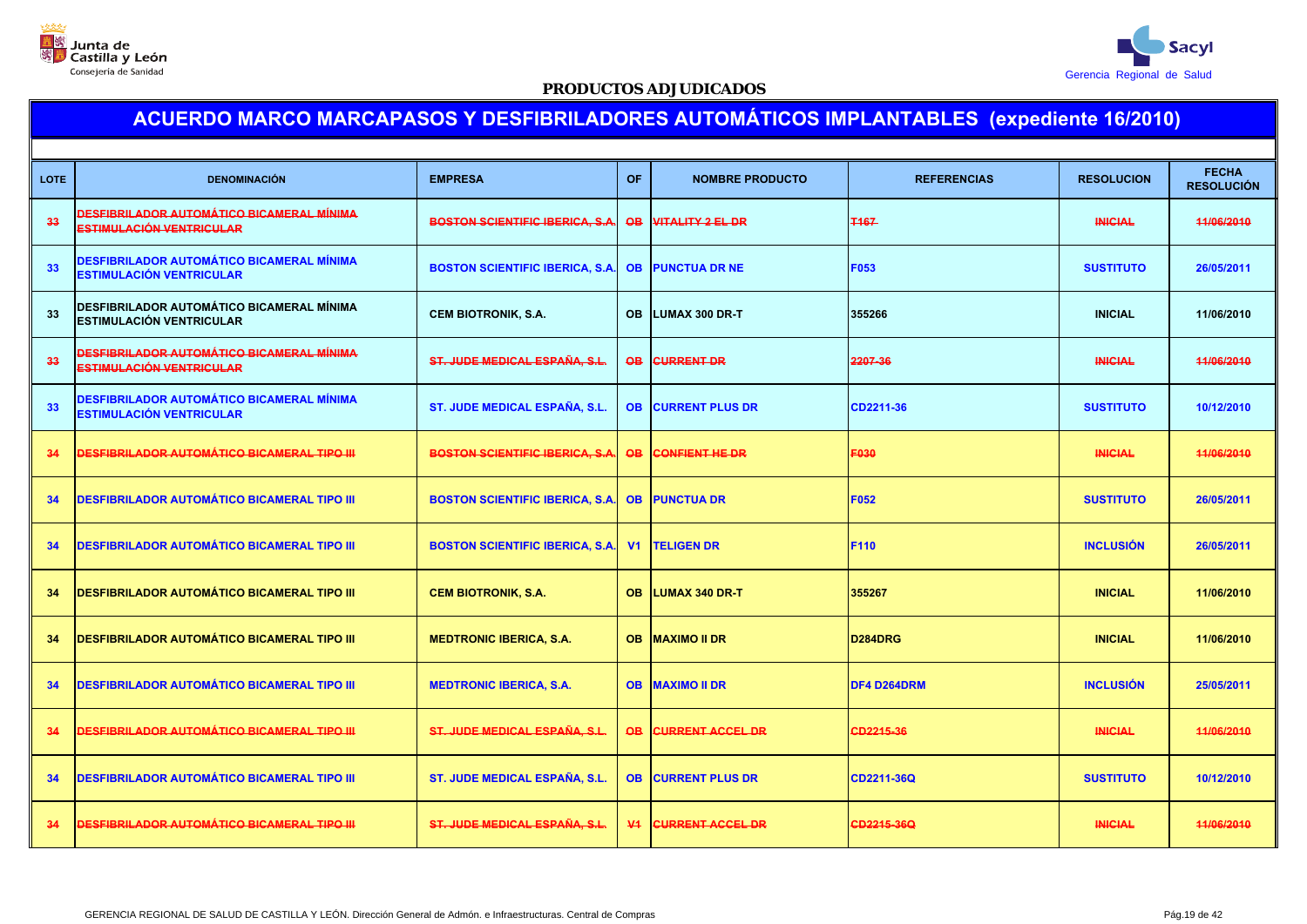**PRODUCTOS ADJUDICADOS**

## ACUERDO MARCO MARCAPASOS Y DESFIBRILADORES AUTOMÁTICOS IMPLANTABLES (expediente 16/2010)

| LOTE | DENOMINACIÓN | EMPRESA | OF | NOMBRE PRODUCTO | REFERENCIAS | RESOLUCION | FECHA RESOLUCIÓN |
|---|---|---|---|---|---|---|---|
| ~~33~~ | ~~DESFIBRILADOR AUTOMÁTICO BICAMERAL MÍNIMA ESTIMULACIÓN VENTRICULAR~~ | ~~BOSTON SCIENTIFIC IBERICA, S.A.~~ | ~~OB~~ | ~~VITALITY 2 EL DR~~ | ~~T167~~ | ~~INICIAL~~ | ~~11/06/2010~~ |
| 33 | DESFIBRILADOR AUTOMÁTICO BICAMERAL MÍNIMA ESTIMULACIÓN VENTRICULAR | BOSTON SCIENTIFIC IBERICA, S.A. | OB | PUNCTUA DR NE | F053 | SUSTITUTO | 26/05/2011 |
| 33 | DESFIBRILADOR AUTOMÁTICO BICAMERAL MÍNIMA ESTIMULACIÓN VENTRICULAR | CEM BIOTRONIK, S.A. | OB | LUMAX 300 DR-T | 355266 | INICIAL | 11/06/2010 |
| ~~33~~ | ~~DESFIBRILADOR AUTOMÁTICO BICAMERAL MÍNIMA ESTIMULACIÓN VENTRICULAR~~ | ~~ST. JUDE MEDICAL ESPAÑA, S.L.~~ | ~~OB~~ | ~~CURRENT DR~~ | ~~2207-36~~ | ~~INICIAL~~ | ~~11/06/2010~~ |
| 33 | DESFIBRILADOR AUTOMÁTICO BICAMERAL MÍNIMA ESTIMULACIÓN VENTRICULAR | ST. JUDE MEDICAL ESPAÑA, S.L. | OB | CURRENT PLUS DR | CD2211-36 | SUSTITUTO | 10/12/2010 |
| ~~34~~ | ~~DESFIBRILADOR AUTOMÁTICO BICAMERAL TIPO III~~ | ~~BOSTON SCIENTIFIC IBERICA, S.A.~~ | ~~OB~~ | ~~CONFIENT HE DR~~ | ~~F030~~ | ~~INICIAL~~ | ~~11/06/2010~~ |
| 34 | DESFIBRILADOR AUTOMÁTICO BICAMERAL TIPO III | BOSTON SCIENTIFIC IBERICA, S.A. | OB | PUNCTUA DR | F052 | SUSTITUTO | 26/05/2011 |
| 34 | DESFIBRILADOR AUTOMÁTICO BICAMERAL TIPO III | BOSTON SCIENTIFIC IBERICA, S.A. | V1 | TELIGEN DR | F110 | INCLUSIÓN | 26/05/2011 |
| 34 | DESFIBRILADOR AUTOMÁTICO BICAMERAL TIPO III | CEM BIOTRONIK, S.A. | OB | LUMAX 340 DR-T | 355267 | INICIAL | 11/06/2010 |
| 34 | DESFIBRILADOR AUTOMÁTICO BICAMERAL TIPO III | MEDTRONIC IBERICA, S.A. | OB | MAXIMO II DR | D284DRG | INICIAL | 11/06/2010 |
| 34 | DESFIBRILADOR AUTOMÁTICO BICAMERAL TIPO III | MEDTRONIC IBERICA, S.A. | OB | MAXIMO II DR | DF4 D264DRM | INCLUSIÓN | 25/05/2011 |
| ~~34~~ | ~~DESFIBRILADOR AUTOMÁTICO BICAMERAL TIPO III~~ | ~~ST. JUDE MEDICAL ESPAÑA, S.L.~~ | ~~OB~~ | ~~CURRENT ACCEL DR~~ | ~~CD2215-36~~ | ~~INICIAL~~ | ~~11/06/2010~~ |
| 34 | DESFIBRILADOR AUTOMÁTICO BICAMERAL TIPO III | ST. JUDE MEDICAL ESPAÑA, S.L. | OB | CURRENT PLUS DR | CD2211-36Q | SUSTITUTO | 10/12/2010 |
| ~~34~~ | ~~DESFIBRILADOR AUTOMÁTICO BICAMERAL TIPO III~~ | ~~ST. JUDE MEDICAL ESPAÑA, S.L.~~ | ~~V1~~ | ~~CURRENT ACCEL DR~~ | ~~CD2215-36Q~~ | ~~INICIAL~~ | ~~11/06/2010~~ |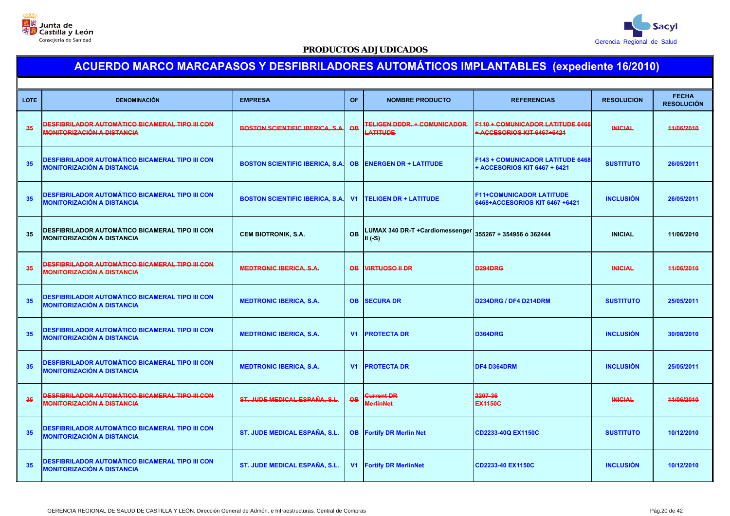**PRODUCTOS ADJUDICADOS**

## ACUERDO MARCO MARCAPASOS Y DESFIBRILADORES AUTOMÁTICOS IMPLANTABLES (expediente 16/2010)

| LOTE | DENOMINACIÓN | EMPRESA | OF | NOMBRE PRODUCTO | REFERENCIAS | RESOLUCION | FECHA RESOLUCIÓN |
|---|---|---|---|---|---|---|---|
| ~~35~~ | ~~DESFIBRILADOR AUTOMÁTICO BICAMERAL TIPO III CON MONITORIZACIÓN A DISTANCIA~~ | ~~BOSTON SCIENTIFIC IBERICA, S.A.~~ | ~~OB~~ | ~~TELIGEN DDDR. + COMUNICADOR LATITUDE~~ | ~~F110 + COMUNICADOR LATITUDE 6468 + ACCESORIOS KIT 6467+6421~~ | ~~INICIAL~~ | ~~11/06/2010~~ |
| 35 | DESFIBRILADOR AUTOMÁTICO BICAMERAL TIPO III CON MONITORIZACIÓN A DISTANCIA | BOSTON SCIENTIFIC IBERICA, S.A. | OB | ENERGEN DR + LATITUDE | F143 + COMUNICADOR LATITUDE 6468 + ACCESORIOS KIT 6467 + 6421 | SUSTITUTO | 26/05/2011 |
| 35 | DESFIBRILADOR AUTOMÁTICO BICAMERAL TIPO III CON MONITORIZACIÓN A DISTANCIA | BOSTON SCIENTIFIC IBERICA, S.A. | V1 | TELIGEN DR + LATITUDE | F11+COMUNICADOR LATITUDE 6468+ACCESORIOS KIT 6467 +6421 | INCLUSIÓN | 26/05/2011 |
| 35 | DESFIBRILADOR AUTOMÁTICO BICAMERAL TIPO III CON MONITORIZACIÓN A DISTANCIA | CEM BIOTRONIK, S.A. | OB | LUMAX 340 DR-T +Cardiomessenger II (-S) | 355267 + 354956 ó 362444 | INICIAL | 11/06/2010 |
| ~~35~~ | ~~DESFIBRILADOR AUTOMÁTICO BICAMERAL TIPO III CON MONITORIZACIÓN A DISTANCIA~~ | ~~MEDTRONIC IBERICA, S.A.~~ | ~~OB~~ | ~~VIRTUOSO II DR~~ | ~~D294DRG~~ | ~~INICIAL~~ | ~~11/06/2010~~ |
| 35 | DESFIBRILADOR AUTOMÁTICO BICAMERAL TIPO III CON MONITORIZACIÓN A DISTANCIA | MEDTRONIC IBERICA, S.A. | OB | SECURA DR | D234DRG / DF4 D214DRM | SUSTITUTO | 25/05/2011 |
| 35 | DESFIBRILADOR AUTOMÁTICO BICAMERAL TIPO III CON MONITORIZACIÓN A DISTANCIA | MEDTRONIC IBERICA, S.A. | V1 | PROTECTA DR | D364DRG | INCLUSIÓN | 30/08/2010 |
| 35 | DESFIBRILADOR AUTOMÁTICO BICAMERAL TIPO III CON MONITORIZACIÓN A DISTANCIA | MEDTRONIC IBERICA, S.A. | V1 | PROTECTA DR | DF4 D364DRM | INCLUSIÓN | 25/05/2011 |
| ~~35~~ | ~~DESFIBRILADOR AUTOMÁTICO BICAMERAL TIPO III CON MONITORIZACIÓN A DISTANCIA~~ | ~~ST. JUDE MEDICAL ESPAÑA, S.L.~~ | ~~OB~~ | ~~Current DR MerlinNet~~ | ~~2207-36 EX1150C~~ | ~~INICIAL~~ | ~~11/06/2010~~ |
| 35 | DESFIBRILADOR AUTOMÁTICO BICAMERAL TIPO III CON MONITORIZACIÓN A DISTANCIA | ST. JUDE MEDICAL ESPAÑA, S.L. | OB | Fortify DR Merlin Net | CD2233-40Q EX1150C | SUSTITUTO | 10/12/2010 |
| 35 | DESFIBRILADOR AUTOMÁTICO BICAMERAL TIPO III CON MONITORIZACIÓN A DISTANCIA | ST. JUDE MEDICAL ESPAÑA, S.L. | V1 | Fortify DR MerlinNet | CD2233-40 EX1150C | INCLUSIÓN | 10/12/2010 |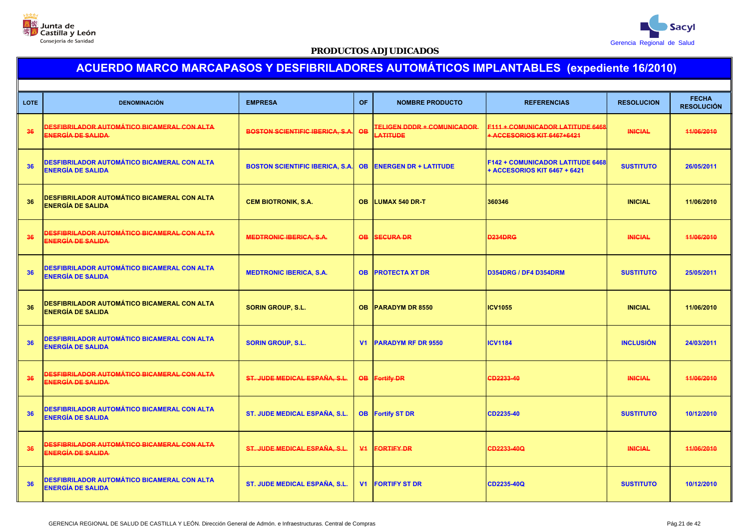Junta de Castilla y León
Consejería de Sanidad

Sacyl
Gerencia Regional de Salud

**PRODUCTOS ADJUDICADOS**

## ACUERDO MARCO MARCAPASOS Y DESFIBRILADORES AUTOMÁTICOS IMPLANTABLES (expediente 16/2010)

| LOTE | DENOMINACIÓN | EMPRESA | OF | NOMBRE PRODUCTO | REFERENCIAS | RESOLUCION | FECHA RESOLUCIÓN |
|---|---|---|---|---|---|---|---|
| ~~36~~ | ~~DESFIBRILADOR AUTOMÁTICO BICAMERAL CON ALTA ENERGÍA DE SALIDA~~ | ~~BOSTON SCIENTIFIC IBERICA, S.A.~~ | ~~OB~~ | ~~TELIGEN DDDR + COMUNICADOR LATITUDE~~ | ~~F111 + COMUNICADOR LATITUDE 6468 + ACCESORIOS KIT 6467+6421~~ | ~~INICIAL~~ | ~~11/06/2010~~ |
| 36 | DESFIBRILADOR AUTOMÁTICO BICAMERAL CON ALTA ENERGÍA DE SALIDA | BOSTON SCIENTIFIC IBERICA, S.A. | OB | ENERGEN DR + LATITUDE | F142 + COMUNICADOR LATITUDE 6468 + ACCESORIOS KIT 6467 + 6421 | SUSTITUTO | 26/05/2011 |
| 36 | DESFIBRILADOR AUTOMÁTICO BICAMERAL CON ALTA ENERGÍA DE SALIDA | CEM BIOTRONIK, S.A. | OB | LUMAX 540 DR-T | 360346 | INICIAL | 11/06/2010 |
| ~~36~~ | ~~DESFIBRILADOR AUTOMÁTICO BICAMERAL CON ALTA ENERGÍA DE SALIDA~~ | ~~MEDTRONIC IBERICA, S.A.~~ | ~~OB~~ | ~~SECURA DR~~ | ~~D234DRG~~ | ~~INICIAL~~ | ~~11/06/2010~~ |
| 36 | DESFIBRILADOR AUTOMÁTICO BICAMERAL CON ALTA ENERGÍA DE SALIDA | MEDTRONIC IBERICA, S.A. | OB | PROTECTA XT DR | D354DRG / DF4 D354DRM | SUSTITUTO | 25/05/2011 |
| 36 | DESFIBRILADOR AUTOMÁTICO BICAMERAL CON ALTA ENERGÍA DE SALIDA | SORIN GROUP, S.L. | OB | PARADYM DR 8550 | ICV1055 | INICIAL | 11/06/2010 |
| 36 | DESFIBRILADOR AUTOMÁTICO BICAMERAL CON ALTA ENERGÍA DE SALIDA | SORIN GROUP, S.L. | V1 | PARADYM RF DR 9550 | ICV1184 | INCLUSIÓN | 24/03/2011 |
| ~~36~~ | ~~DESFIBRILADOR AUTOMÁTICO BICAMERAL CON ALTA ENERGÍA DE SALIDA~~ | ~~ST. JUDE MEDICAL ESPAÑA, S.L.~~ | ~~OB~~ | ~~Fortify DR~~ | ~~CD2233-40~~ | ~~INICIAL~~ | ~~11/06/2010~~ |
| 36 | DESFIBRILADOR AUTOMÁTICO BICAMERAL CON ALTA ENERGÍA DE SALIDA | ST. JUDE MEDICAL ESPAÑA, S.L. | OB | Fortify ST DR | CD2235-40 | SUSTITUTO | 10/12/2010 |
| ~~36~~ | ~~DESFIBRILADOR AUTOMÁTICO BICAMERAL CON ALTA ENERGÍA DE SALIDA~~ | ~~ST. JUDE MEDICAL ESPAÑA, S.L.~~ | ~~V1~~ | ~~FORTIFY DR~~ | ~~CD2233-40Q~~ | ~~INICIAL~~ | ~~11/06/2010~~ |
| 36 | DESFIBRILADOR AUTOMÁTICO BICAMERAL CON ALTA ENERGÍA DE SALIDA | ST. JUDE MEDICAL ESPAÑA, S.L. | V1 | FORTIFY ST DR | CD2235-40Q | SUSTITUTO | 10/12/2010 |

GERENCIA REGIONAL DE SALUD DE CASTILLA Y LEÓN. Dirección General de Admón. e Infraestructuras. Central de Compras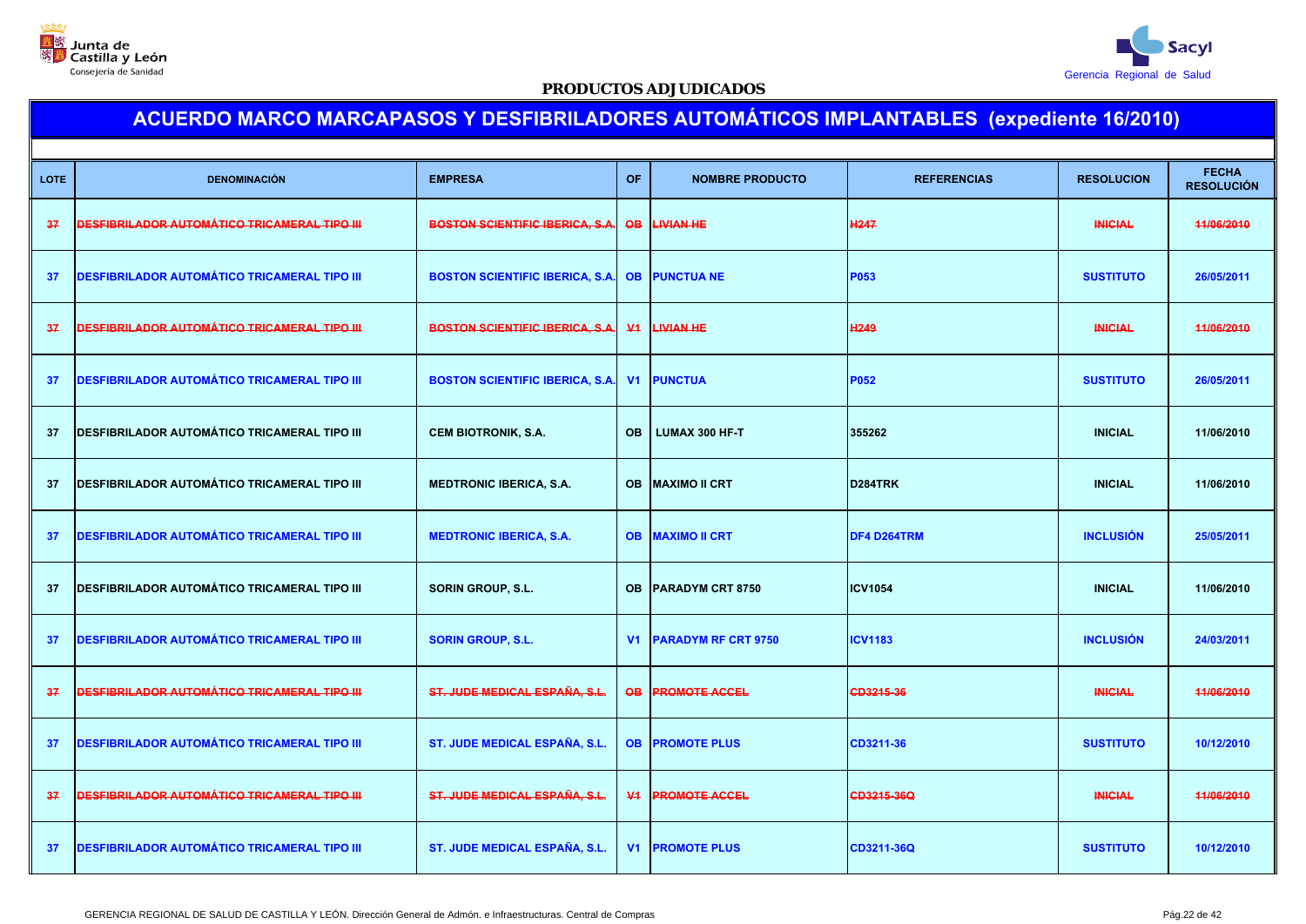PRODUCTOS ADJUDICADOS

## ACUERDO MARCO MARCAPASOS Y DESFIBRILADORES AUTOMÁTICOS IMPLANTABLES (expediente 16/2010)

| LOTE | DENOMINACIÓN | EMPRESA | OF | NOMBRE PRODUCTO | REFERENCIAS | RESOLUCION | FECHA RESOLUCIÓN |
|---|---|---|---|---|---|---|---|
| ~~37~~ | ~~DESFIBRILADOR AUTOMÁTICO TRICAMERAL TIPO III~~ | ~~BOSTON SCIENTIFIC IBERICA, S.A.~~ | ~~OB~~ | ~~LIVIAN HE~~ | ~~H247~~ | ~~INICIAL~~ | ~~11/06/2010~~ |
| 37 | DESFIBRILADOR AUTOMÁTICO TRICAMERAL TIPO III | BOSTON SCIENTIFIC IBERICA, S.A. | OB | PUNCTUA NE | P053 | SUSTITUTO | 26/05/2011 |
| ~~37~~ | ~~DESFIBRILADOR AUTOMÁTICO TRICAMERAL TIPO III~~ | ~~BOSTON SCIENTIFIC IBERICA, S.A.~~ | ~~V1~~ | ~~LIVIAN HE~~ | ~~H249~~ | ~~INICIAL~~ | ~~11/06/2010~~ |
| 37 | DESFIBRILADOR AUTOMÁTICO TRICAMERAL TIPO III | BOSTON SCIENTIFIC IBERICA, S.A. | V1 | PUNCTUA | P052 | SUSTITUTO | 26/05/2011 |
| 37 | DESFIBRILADOR AUTOMÁTICO TRICAMERAL TIPO III | CEM BIOTRONIK, S.A. | OB | LUMAX 300 HF-T | 355262 | INICIAL | 11/06/2010 |
| 37 | DESFIBRILADOR AUTOMÁTICO TRICAMERAL TIPO III | MEDTRONIC IBERICA, S.A. | OB | MAXIMO II CRT | D284TRK | INICIAL | 11/06/2010 |
| 37 | DESFIBRILADOR AUTOMÁTICO TRICAMERAL TIPO III | MEDTRONIC IBERICA, S.A. | OB | MAXIMO II CRT | DF4 D284TRM | INCLUSIÓN | 25/05/2011 |
| 37 | DESFIBRILADOR AUTOMÁTICO TRICAMERAL TIPO III | SORIN GROUP, S.L. | OB | PARADYM CRT 8750 | ICV1054 | INICIAL | 11/06/2010 |
| 37 | DESFIBRILADOR AUTOMÁTICO TRICAMERAL TIPO III | SORIN GROUP, S.L. | V1 | PARADYM RF CRT 9750 | ICV1183 | INCLUSIÓN | 24/03/2011 |
| ~~37~~ | ~~DESFIBRILADOR AUTOMÁTICO TRICAMERAL TIPO III~~ | ~~ST. JUDE MEDICAL ESPAÑA, S.L.~~ | ~~OB~~ | ~~PROMOTE ACCEL~~ | ~~CD3215-36~~ | ~~INICIAL~~ | ~~11/06/2010~~ |
| 37 | DESFIBRILADOR AUTOMÁTICO TRICAMERAL TIPO III | ST. JUDE MEDICAL ESPAÑA, S.L. | OB | PROMOTE PLUS | CD3211-36 | SUSTITUTO | 10/12/2010 |
| ~~37~~ | ~~DESFIBRILADOR AUTOMÁTICO TRICAMERAL TIPO III~~ | ~~ST. JUDE MEDICAL ESPAÑA, S.L.~~ | ~~V1~~ | ~~PROMOTE ACCEL~~ | ~~CD3215-36Q~~ | ~~INICIAL~~ | ~~11/06/2010~~ |
| 37 | DESFIBRILADOR AUTOMÁTICO TRICAMERAL TIPO III | ST. JUDE MEDICAL ESPAÑA, S.L. | V1 | PROMOTE PLUS | CD3211-36Q | SUSTITUTO | 10/12/2010 |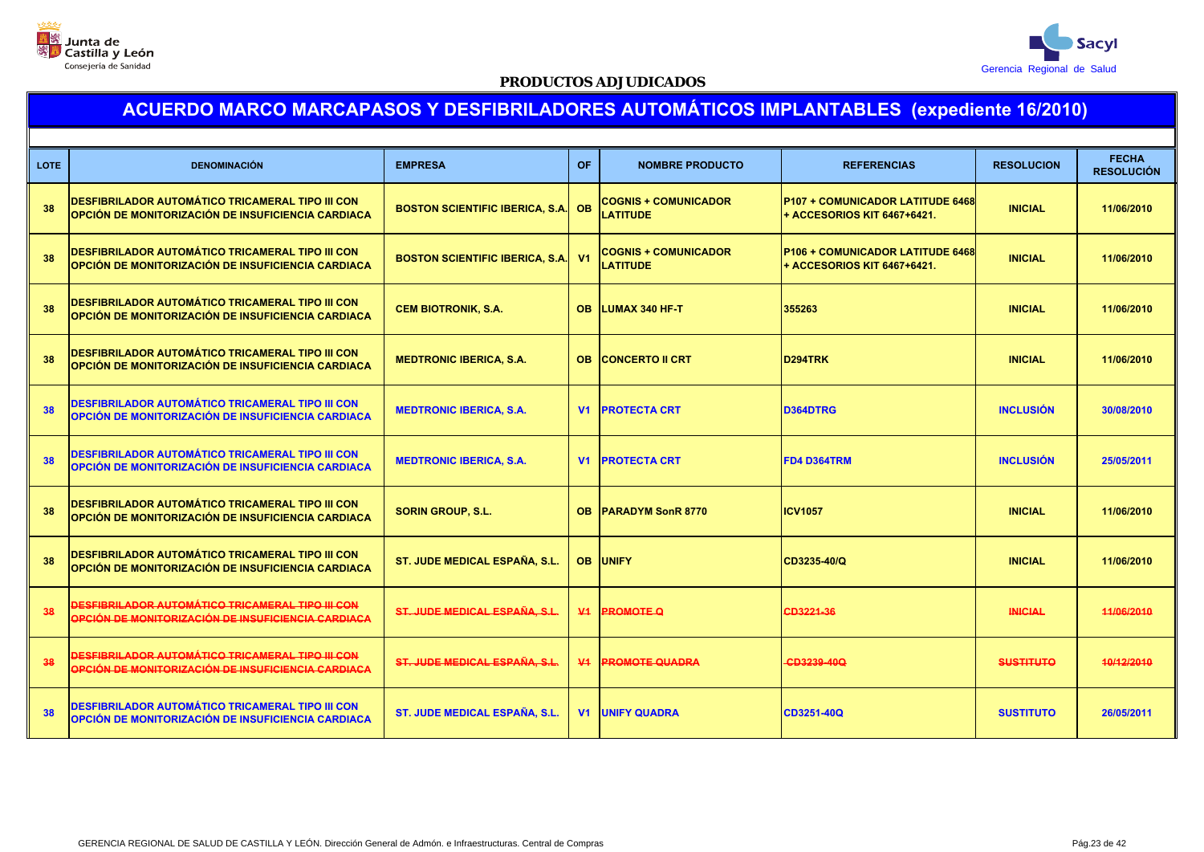**PRODUCTOS ADJUDICADOS**

# ACUERDO MARCO MARCAPASOS Y DESFIBRILADORES AUTOMÁTICOS IMPLANTABLES (expediente 16/2010)

| LOTE | DENOMINACIÓN | EMPRESA | OF | NOMBRE PRODUCTO | REFERENCIAS | RESOLUCION | FECHA RESOLUCIÓN |
|---|---|---|---|---|---|---|---|
| 38 | DESFIBRILADOR AUTOMÁTICO TRICAMERAL TIPO III CON OPCIÓN DE MONITORIZACIÓN DE INSUFICIENCIA CARDIACA | BOSTON SCIENTIFIC IBERICA, S.A. | OB | COGNIS + COMUNICADOR LATITUDE | P107 + COMUNICADOR LATITUDE 6468 + ACCESORIOS KIT 6467+6421. | INICIAL | 11/06/2010 |
| 38 | DESFIBRILADOR AUTOMÁTICO TRICAMERAL TIPO III CON OPCIÓN DE MONITORIZACIÓN DE INSUFICIENCIA CARDIACA | BOSTON SCIENTIFIC IBERICA, S.A. | V1 | COGNIS + COMUNICADOR LATITUDE | P106 + COMUNICADOR LATITUDE 6468 + ACCESORIOS KIT 6467+6421. | INICIAL | 11/06/2010 |
| 38 | DESFIBRILADOR AUTOMÁTICO TRICAMERAL TIPO III CON OPCIÓN DE MONITORIZACIÓN DE INSUFICIENCIA CARDIACA | CEM BIOTRONIK, S.A. | OB | LUMAX 340 HF-T | 355263 | INICIAL | 11/06/2010 |
| 38 | DESFIBRILADOR AUTOMÁTICO TRICAMERAL TIPO III CON OPCIÓN DE MONITORIZACIÓN DE INSUFICIENCIA CARDIACA | MEDTRONIC IBERICA, S.A. | OB | CONCERTO II CRT | D294TRK | INICIAL | 11/06/2010 |
| 38 | DESFIBRILADOR AUTOMÁTICO TRICAMERAL TIPO III CON OPCIÓN DE MONITORIZACIÓN DE INSUFICIENCIA CARDIACA | MEDTRONIC IBERICA, S.A. | V1 | PROTECTA CRT | D364DTRG | INCLUSIÓN | 30/08/2010 |
| 38 | DESFIBRILADOR AUTOMÁTICO TRICAMERAL TIPO III CON OPCIÓN DE MONITORIZACIÓN DE INSUFICIENCIA CARDIACA | MEDTRONIC IBERICA, S.A. | V1 | PROTECTA CRT | FD4 D364TRM | INCLUSIÓN | 25/05/2011 |
| 38 | DESFIBRILADOR AUTOMÁTICO TRICAMERAL TIPO III CON OPCIÓN DE MONITORIZACIÓN DE INSUFICIENCIA CARDIACA | SORIN GROUP, S.L. | OB | PARADYM SonR 8770 | ICV1057 | INICIAL | 11/06/2010 |
| 38 | DESFIBRILADOR AUTOMÁTICO TRICAMERAL TIPO III CON OPCIÓN DE MONITORIZACIÓN DE INSUFICIENCIA CARDIACA | ST. JUDE MEDICAL ESPAÑA, S.L. | OB | UNIFY | CD3235-40/Q | INICIAL | 11/06/2010 |
| ~~38~~ | ~~DESFIBRILADOR AUTOMÁTICO TRICAMERAL TIPO III CON OPCIÓN DE MONITORIZACIÓN DE INSUFICIENCIA CARDIACA~~ | ~~ST. JUDE MEDICAL ESPAÑA, S.L.~~ | ~~V1~~ | ~~PROMOTE Q~~ | ~~CD3221-36~~ | ~~INICIAL~~ | ~~11/06/2010~~ |
| ~~38~~ | ~~DESFIBRILADOR AUTOMÁTICO TRICAMERAL TIPO III CON OPCIÓN DE MONITORIZACIÓN DE INSUFICIENCIA CARDIACA~~ | ~~ST. JUDE MEDICAL ESPAÑA, S.L.~~ | ~~V1~~ | ~~PROMOTE QUADRA~~ | ~~CD3239-40Q~~ | ~~SUSTITUTO~~ | ~~10/12/2010~~ |
| 38 | DESFIBRILADOR AUTOMÁTICO TRICAMERAL TIPO III CON OPCIÓN DE MONITORIZACIÓN DE INSUFICIENCIA CARDIACA | ST. JUDE MEDICAL ESPAÑA, S.L. | V1 | UNIFY QUADRA | CD3251-40Q | SUSTITUTO | 26/05/2011 |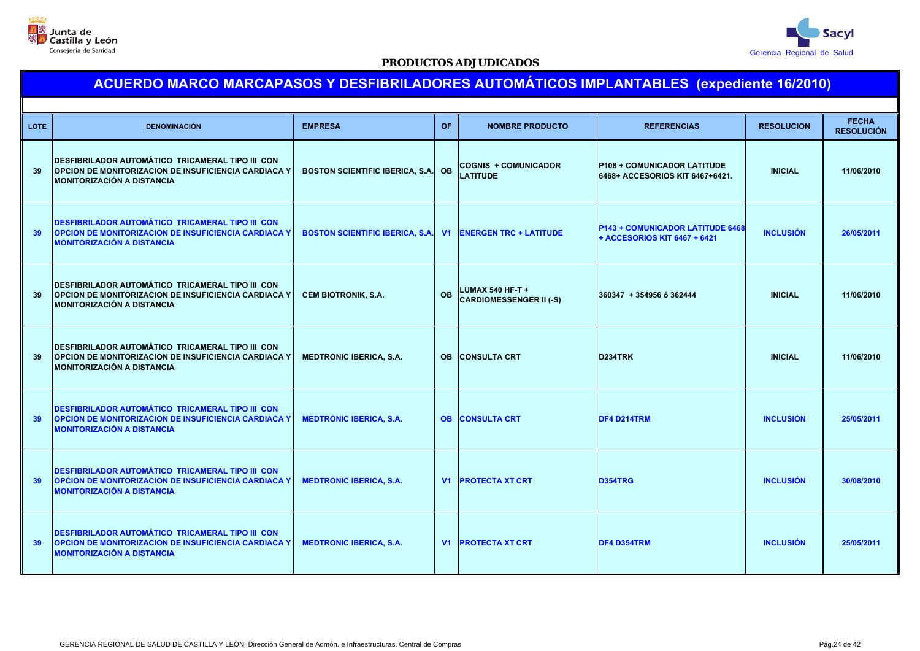PRODUCTOS ADJUDICADOS

# ACUERDO MARCO MARCAPASOS Y DESFIBRILADORES AUTOMÁTICOS IMPLANTABLES (expediente 16/2010)

| LOTE | DENOMINACIÓN | EMPRESA | OF | NOMBRE PRODUCTO | REFERENCIAS | RESOLUCION | FECHA RESOLUCIÓN |
|---|---|---|---|---|---|---|---|
| 39 | DESFIBRILADOR AUTOMÁTICO TRICAMERAL TIPO III CON OPCION DE MONITORIZACION DE INSUFICIENCIA CARDIACA Y MONITORIZACIÓN A DISTANCIA | BOSTON SCIENTIFIC IBERICA, S.A. | OB | COGNIS + COMUNICADOR LATITUDE | P108 + COMUNICADOR LATITUDE 6468+ ACCESORIOS KIT 6467+6421. | INICIAL | 11/06/2010 |
| 39 | DESFIBRILADOR AUTOMÁTICO TRICAMERAL TIPO III CON OPCION DE MONITORIZACION DE INSUFICIENCIA CARDIACA Y MONITORIZACIÓN A DISTANCIA | BOSTON SCIENTIFIC IBERICA, S.A. | V1 | ENERGEN TRC + LATITUDE | P143 + COMUNICADOR LATITUDE 6468 + ACCESORIOS KIT 6467 + 6421 | INCLUSIÓN | 26/05/2011 |
| 39 | DESFIBRILADOR AUTOMÁTICO TRICAMERAL TIPO III CON OPCION DE MONITORIZACION DE INSUFICIENCIA CARDIACA Y MONITORIZACIÓN A DISTANCIA | CEM BIOTRONIK, S.A. | OB | LUMAX 540 HF-T + CARDIOMESSENGER II (-S) | 360347 + 354956 ó 362444 | INICIAL | 11/06/2010 |
| 39 | DESFIBRILADOR AUTOMÁTICO TRICAMERAL TIPO III CON OPCION DE MONITORIZACION DE INSUFICIENCIA CARDIACA Y MONITORIZACIÓN A DISTANCIA | MEDTRONIC IBERICA, S.A. | OB | CONSULTA CRT | D234TRK | INICIAL | 11/06/2010 |
| 39 | DESFIBRILADOR AUTOMÁTICO TRICAMERAL TIPO III CON OPCION DE MONITORIZACION DE INSUFICIENCIA CARDIACA Y MONITORIZACIÓN A DISTANCIA | MEDTRONIC IBERICA, S.A. | OB | CONSULTA CRT | DF4 D214TRM | INCLUSIÓN | 25/05/2011 |
| 39 | DESFIBRILADOR AUTOMÁTICO TRICAMERAL TIPO III CON OPCION DE MONITORIZACION DE INSUFICIENCIA CARDIACA Y MONITORIZACIÓN A DISTANCIA | MEDTRONIC IBERICA, S.A. | V1 | PROTECTA XT CRT | D354TRG | INCLUSIÓN | 30/08/2010 |
| 39 | DESFIBRILADOR AUTOMÁTICO TRICAMERAL TIPO III CON OPCION DE MONITORIZACION DE INSUFICIENCIA CARDIACA Y MONITORIZACIÓN A DISTANCIA | MEDTRONIC IBERICA, S.A. | V1 | PROTECTA XT CRT | DF4 D354TRM | INCLUSIÓN | 25/05/2011 |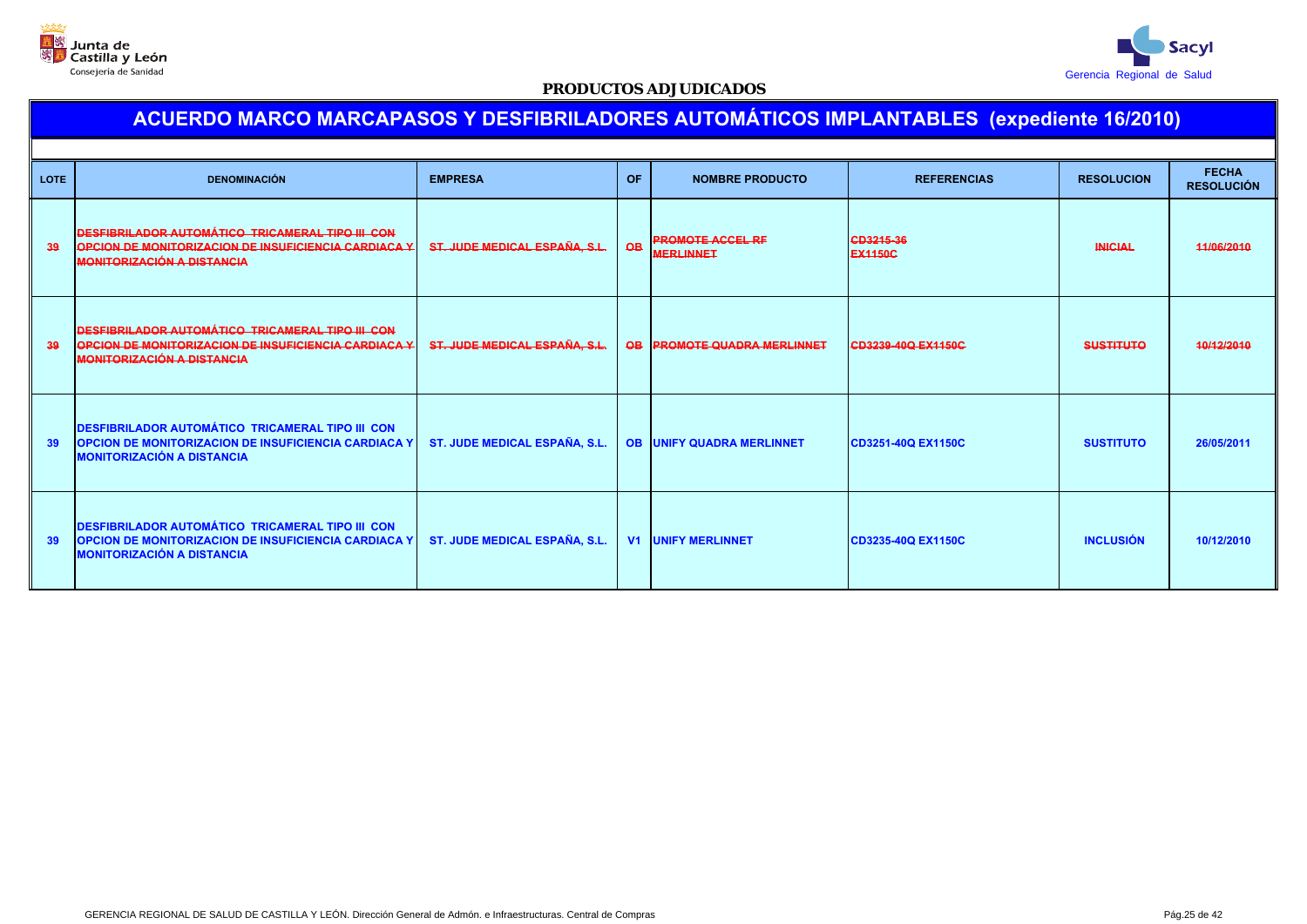Junta de Castilla y León
Consejería de Sanidad

Sacyl
Gerencia Regional de Salud

**PRODUCTOS ADJUDICADOS**

## ACUERDO MARCO MARCAPASOS Y DESFIBRILADORES AUTOMÁTICOS IMPLANTABLES (expediente 16/2010)

| LOTE | DENOMINACIÓN | EMPRESA | OF | NOMBRE PRODUCTO | REFERENCIAS | RESOLUCION | FECHA RESOLUCIÓN |
|---|---|---|---|---|---|---|---|
| ~~39~~ | ~~DESFIBRILADOR AUTOMÁTICO TRICAMERAL TIPO III CON OPCION DE MONITORIZACION DE INSUFICIENCIA CARDIACA Y MONITORIZACIÓN A DISTANCIA~~ | ~~ST. JUDE MEDICAL ESPAÑA, S.L.~~ | ~~OB~~ | ~~PROMOTE ACCEL RF MERLINNET~~ | ~~CD3215-36 EX1150C~~ | ~~INICIAL~~ | ~~11/06/2010~~ |
| ~~39~~ | ~~DESFIBRILADOR AUTOMÁTICO TRICAMERAL TIPO III CON OPCION DE MONITORIZACION DE INSUFICIENCIA CARDIACA Y MONITORIZACIÓN A DISTANCIA~~ | ~~ST. JUDE MEDICAL ESPAÑA, S.L.~~ | ~~OB~~ | ~~PROMOTE QUADRA MERLINNET~~ | ~~CD3239-40Q EX1150C~~ | ~~SUSTITUTO~~ | ~~10/12/2010~~ |
| 39 | DESFIBRILADOR AUTOMÁTICO TRICAMERAL TIPO III CON OPCION DE MONITORIZACION DE INSUFICIENCIA CARDIACA Y MONITORIZACIÓN A DISTANCIA | ST. JUDE MEDICAL ESPAÑA, S.L. | OB | UNIFY QUADRA MERLINNET | CD3251-40Q EX1150C | SUSTITUTO | 26/05/2011 |
| 39 | DESFIBRILADOR AUTOMÁTICO TRICAMERAL TIPO III CON OPCION DE MONITORIZACION DE INSUFICIENCIA CARDIACA Y MONITORIZACIÓN A DISTANCIA | ST. JUDE MEDICAL ESPAÑA, S.L. | V1 | UNIFY MERLINNET | CD3235-40Q EX1150C | INCLUSIÓN | 10/12/2010 |

GERENCIA REGIONAL DE SALUD DE CASTILLA Y LEÓN. Dirección General de Admón. e Infraestructuras. Central de Compras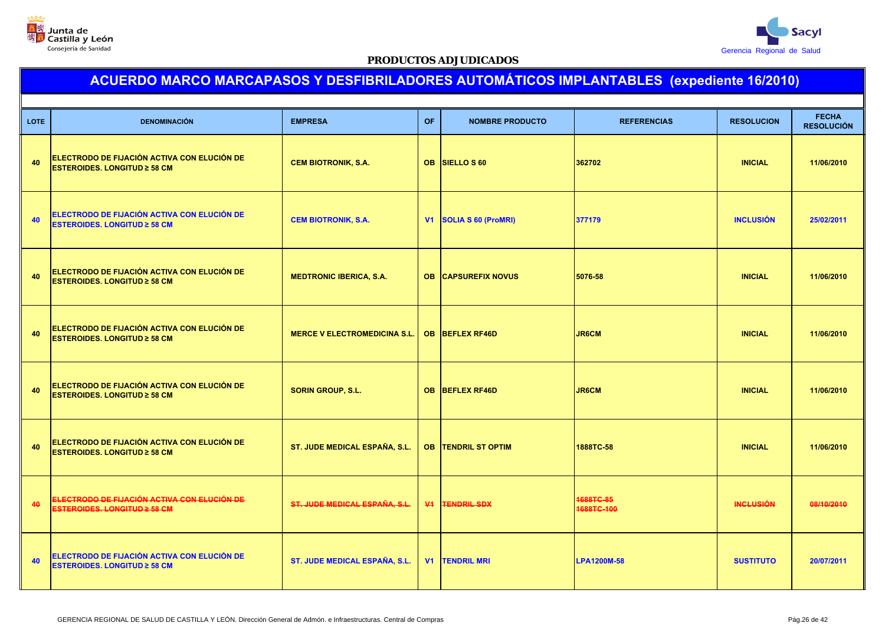PRODUCTOS ADJUDICADOS

# ACUERDO MARCO MARCAPASOS Y DESFIBRILADORES AUTOMÁTICOS IMPLANTABLES (expediente 16/2010)

| LOTE | DENOMINACIÓN | EMPRESA | OF | NOMBRE PRODUCTO | REFERENCIAS | RESOLUCION | FECHA RESOLUCIÓN |
|---|---|---|---|---|---|---|---|
| 40 | ELECTRODO DE FIJACIÓN ACTIVA CON ELUCIÓN DE ESTEROIDES. LONGITUD ≥ 58 CM | CEM BIOTRONIK, S.A. | OB | SIELLO S 60 | 362702 | INICIAL | 11/06/2010 |
| 40 | ELECTRODO DE FIJACIÓN ACTIVA CON ELUCIÓN DE ESTEROIDES. LONGITUD ≥ 58 CM | CEM BIOTRONIK, S.A. | V1 | SOLIA S 60 (ProMRI) | 377179 | INCLUSIÓN | 25/02/2011 |
| 40 | ELECTRODO DE FIJACIÓN ACTIVA CON ELUCIÓN DE ESTEROIDES. LONGITUD ≥ 58 CM | MEDTRONIC IBERICA, S.A. | OB | CAPSUREFIX NOVUS | 5076-58 | INICIAL | 11/06/2010 |
| 40 | ELECTRODO DE FIJACIÓN ACTIVA CON ELUCIÓN DE ESTEROIDES. LONGITUD ≥ 58 CM | MERCE V ELECTROMEDICINA S.L. | OB | BEFLEX RF46D | JR6CM | INICIAL | 11/06/2010 |
| 40 | ELECTRODO DE FIJACIÓN ACTIVA CON ELUCIÓN DE ESTEROIDES. LONGITUD ≥ 58 CM | SORIN GROUP, S.L. | OB | BEFLEX RF46D | JR6CM | INICIAL | 11/06/2010 |
| 40 | ELECTRODO DE FIJACIÓN ACTIVA CON ELUCIÓN DE ESTEROIDES. LONGITUD ≥ 58 CM | ST. JUDE MEDICAL ESPAÑA, S.L. | OB | TENDRIL ST OPTIM | 1888TC-58 | INICIAL | 11/06/2010 |
| ~~40~~ | ~~ELECTRODO DE FIJACIÓN ACTIVA CON ELUCIÓN DE ESTEROIDES. LONGITUD ≥ 58 CM~~ | ~~ST. JUDE MEDICAL ESPAÑA, S.L.~~ | ~~V1~~ | ~~TENDRIL SDX~~ | ~~1688TC-85~~ ~~1688TC-100~~ | ~~INCLUSIÓN~~ | ~~08/10/2010~~ |
| 40 | ELECTRODO DE FIJACIÓN ACTIVA CON ELUCIÓN DE ESTEROIDES. LONGITUD ≥ 58 CM | ST. JUDE MEDICAL ESPAÑA, S.L. | V1 | TENDRIL MRI | LPA1200M-58 | SUSTITUTO | 20/07/2011 |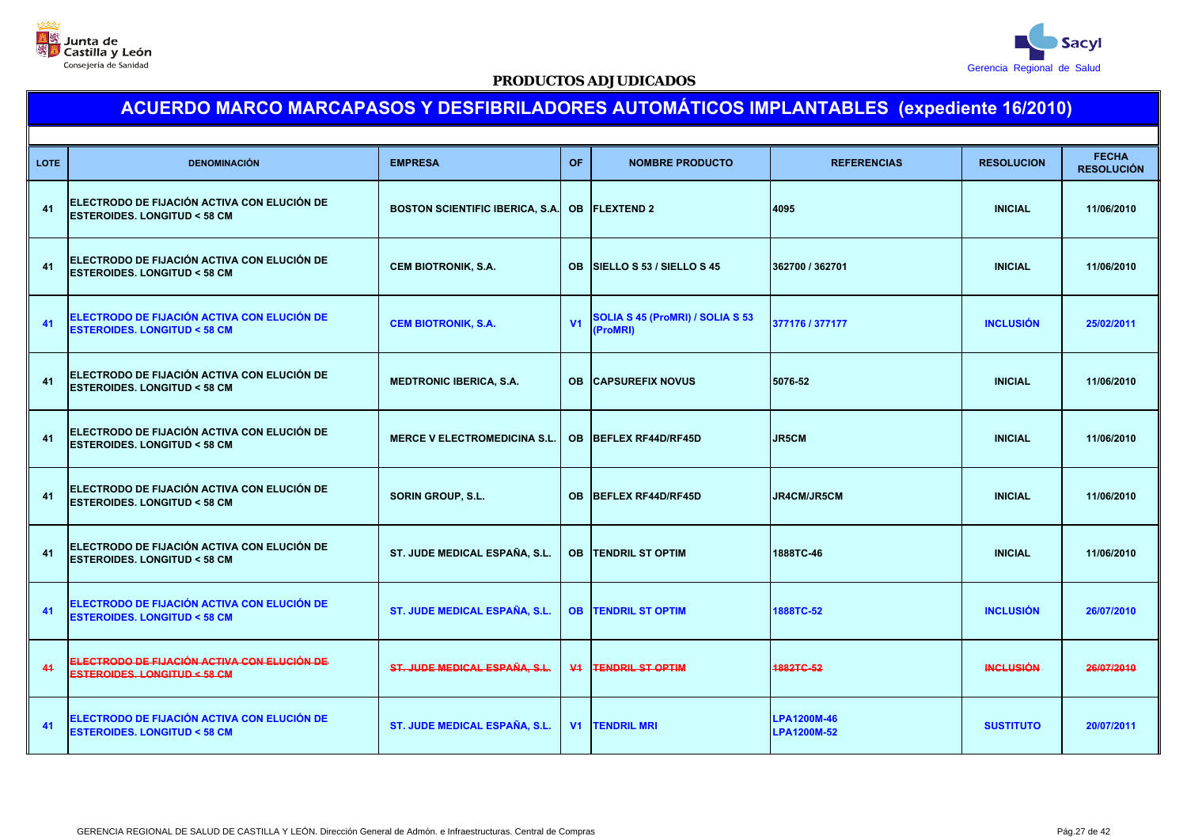**PRODUCTOS ADJUDICADOS**

# ACUERDO MARCO MARCAPASOS Y DESFIBRILADORES AUTOMÁTICOS IMPLANTABLES (expediente 16/2010)

| LOTE | DENOMINACIÓN | EMPRESA | OF | NOMBRE PRODUCTO | REFERENCIAS | RESOLUCION | FECHA RESOLUCIÓN |
|---|---|---|---|---|---|---|---|
| 41 | ELECTRODO DE FIJACIÓN ACTIVA CON ELUCIÓN DE ESTEROIDES. LONGITUD < 58 CM | BOSTON SCIENTIFIC IBERICA, S.A. | OB | FLEXTEND 2 | 4095 | INICIAL | 11/06/2010 |
| 41 | ELECTRODO DE FIJACIÓN ACTIVA CON ELUCIÓN DE ESTEROIDES. LONGITUD < 58 CM | CEM BIOTRONIK, S.A. | OB | SIELLO S 53 / SIELLO S 45 | 362700 / 362701 | INICIAL | 11/06/2010 |
| 41 | ELECTRODO DE FIJACIÓN ACTIVA CON ELUCIÓN DE ESTEROIDES. LONGITUD < 58 CM | CEM BIOTRONIK, S.A. | V1 | SOLIA S 45 (ProMRI) / SOLIA S 53 (ProMRI) | 377176 / 377177 | INCLUSIÓN | 25/02/2011 |
| 41 | ELECTRODO DE FIJACIÓN ACTIVA CON ELUCIÓN DE ESTEROIDES. LONGITUD < 58 CM | MEDTRONIC IBERICA, S.A. | OB | CAPSUREFIX NOVUS | 5076-52 | INICIAL | 11/06/2010 |
| 41 | ELECTRODO DE FIJACIÓN ACTIVA CON ELUCIÓN DE ESTEROIDES. LONGITUD < 58 CM | MERCE V ELECTROMEDICINA S.L. | OB | BEFLEX RF44D/RF45D | JR5CM | INICIAL | 11/06/2010 |
| 41 | ELECTRODO DE FIJACIÓN ACTIVA CON ELUCIÓN DE ESTEROIDES. LONGITUD < 58 CM | SORIN GROUP, S.L. | OB | BEFLEX RF44D/RF45D | JR4CM/JR5CM | INICIAL | 11/06/2010 |
| 41 | ELECTRODO DE FIJACIÓN ACTIVA CON ELUCIÓN DE ESTEROIDES. LONGITUD < 58 CM | ST. JUDE MEDICAL ESPAÑA, S.L. | OB | TENDRIL ST OPTIM | 1888TC-46 | INICIAL | 11/06/2010 |
| 41 | ELECTRODO DE FIJACIÓN ACTIVA CON ELUCIÓN DE ESTEROIDES. LONGITUD < 58 CM | ST. JUDE MEDICAL ESPAÑA, S.L. | OB | TENDRIL ST OPTIM | 1888TC-52 | INCLUSIÓN | 26/07/2010 |
| ~~41~~ | ~~ELECTRODO DE FIJACIÓN ACTIVA CON ELUCIÓN DE ESTEROIDES. LONGITUD < 58 CM~~ | ~~ST. JUDE MEDICAL ESPAÑA, S.L.~~ | ~~V1~~ | ~~TENDRIL ST OPTIM~~ | ~~1882TC-52~~ | ~~INCLUSIÓN~~ | ~~26/07/2010~~ |
| 41 | ELECTRODO DE FIJACIÓN ACTIVA CON ELUCIÓN DE ESTEROIDES. LONGITUD < 58 CM | ST. JUDE MEDICAL ESPAÑA, S.L. | V1 | TENDRIL MRI | LPA1200M-46 LPA1200M-52 | SUSTITUTO | 20/07/2011 |

GERENCIA REGIONAL DE SALUD DE CASTILLA Y LEÓN. Dirección General de Admón. e Infraestructuras. Central de Compras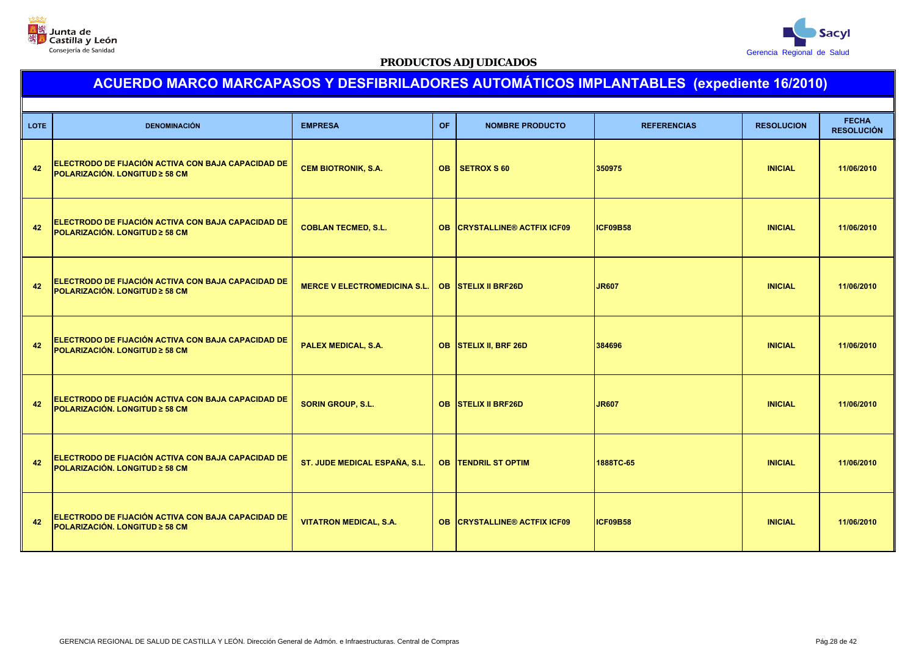**PRODUCTOS ADJUDICADOS**

# ACUERDO MARCO MARCAPASOS Y DESFIBRILADORES AUTOMÁTICOS IMPLANTABLES (expediente 16/2010)

| LOTE | DENOMINACIÓN | EMPRESA | OF | NOMBRE PRODUCTO | REFERENCIAS | RESOLUCION | FECHA RESOLUCIÓN |
|---|---|---|---|---|---|---|---|
| 42 | ELECTRODO DE FIJACIÓN ACTIVA CON BAJA CAPACIDAD DE POLARIZACIÓN. LONGITUD ≥ 58 CM | CEM BIOTRONIK, S.A. | OB | SETROX S 60 | 350975 | INICIAL | 11/06/2010 |
| 42 | ELECTRODO DE FIJACIÓN ACTIVA CON BAJA CAPACIDAD DE POLARIZACIÓN. LONGITUD ≥ 58 CM | COBLAN TECMED, S.L. | OB | CRYSTALLINE® ACTFIX ICF09 | ICF09B58 | INICIAL | 11/06/2010 |
| 42 | ELECTRODO DE FIJACIÓN ACTIVA CON BAJA CAPACIDAD DE POLARIZACIÓN. LONGITUD ≥ 58 CM | MERCE V ELECTROMEDICINA S.L. | OB | STELIX II BRF26D | JR607 | INICIAL | 11/06/2010 |
| 42 | ELECTRODO DE FIJACIÓN ACTIVA CON BAJA CAPACIDAD DE POLARIZACIÓN. LONGITUD ≥ 58 CM | PALEX MEDICAL, S.A. | OB | STELIX II, BRF 26D | 384696 | INICIAL | 11/06/2010 |
| 42 | ELECTRODO DE FIJACIÓN ACTIVA CON BAJA CAPACIDAD DE POLARIZACIÓN. LONGITUD ≥ 58 CM | SORIN GROUP, S.L. | OB | STELIX II BRF26D | JR607 | INICIAL | 11/06/2010 |
| 42 | ELECTRODO DE FIJACIÓN ACTIVA CON BAJA CAPACIDAD DE POLARIZACIÓN. LONGITUD ≥ 58 CM | ST. JUDE MEDICAL ESPAÑA, S.L. | OB | TENDRIL ST OPTIM | 1888TC-65 | INICIAL | 11/06/2010 |
| 42 | ELECTRODO DE FIJACIÓN ACTIVA CON BAJA CAPACIDAD DE POLARIZACIÓN. LONGITUD ≥ 58 CM | VITATRON MEDICAL, S.A. | OB | CRYSTALLINE® ACTFIX ICF09 | ICF09B58 | INICIAL | 11/06/2010 |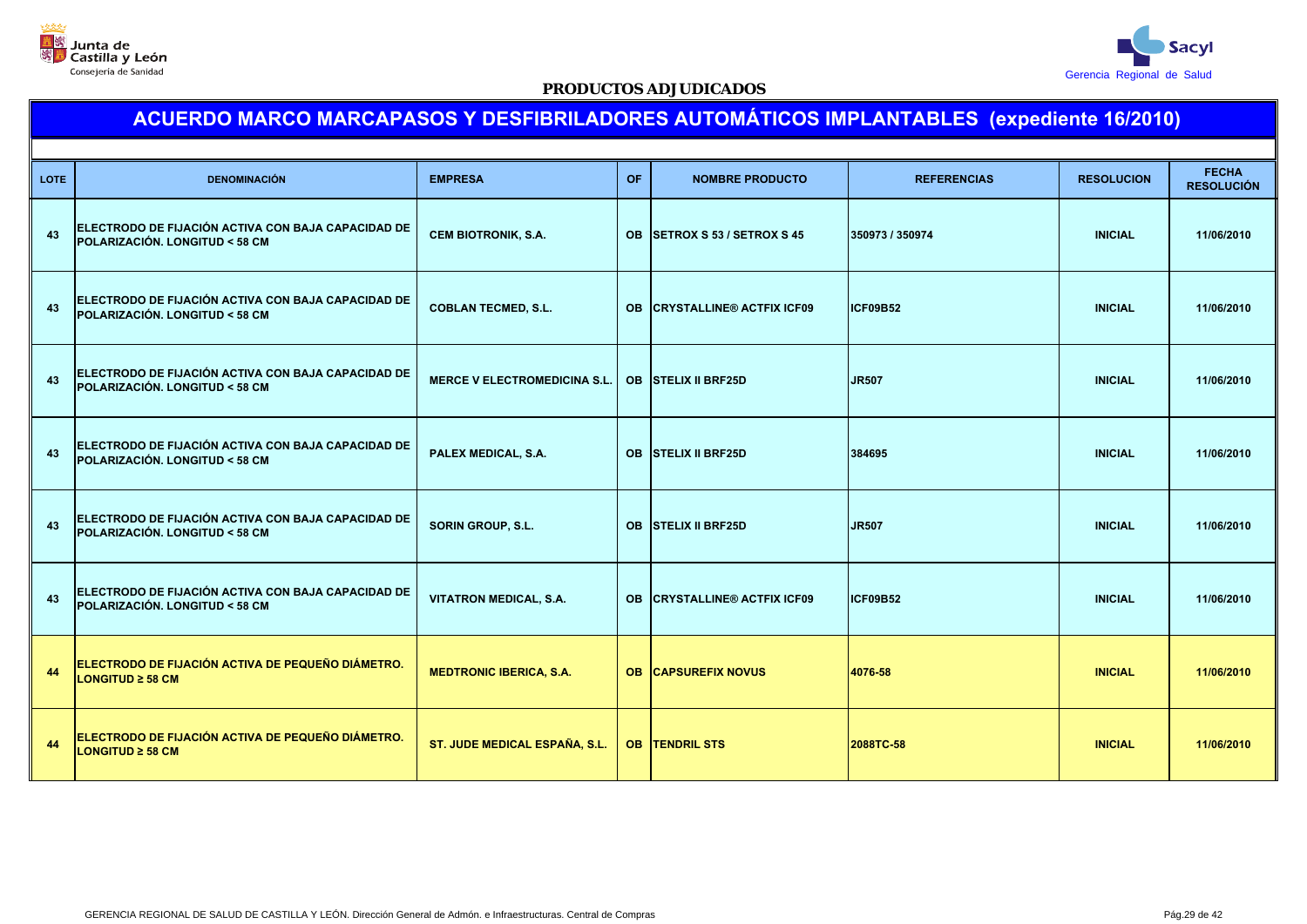Junta de Castilla y León
Consejería de Sanidad

Sacyl
Gerencia Regional de Salud

**PRODUCTOS ADJUDICADOS**

## ACUERDO MARCO MARCAPASOS Y DESFIBRILADORES AUTOMÁTICOS IMPLANTABLES (expediente 16/2010)

| LOTE | DENOMINACIÓN | EMPRESA | OF | NOMBRE PRODUCTO | REFERENCIAS | RESOLUCION | FECHA RESOLUCIÓN |
|---|---|---|---|---|---|---|---|
| 43 | ELECTRODO DE FIJACIÓN ACTIVA CON BAJA CAPACIDAD DE POLARIZACIÓN. LONGITUD < 58 CM | CEM BIOTRONIK, S.A. | OB | SETROX S 53 / SETROX S 45 | 350973 / 350974 | INICIAL | 11/06/2010 |
| 43 | ELECTRODO DE FIJACIÓN ACTIVA CON BAJA CAPACIDAD DE POLARIZACIÓN. LONGITUD < 58 CM | COBLAN TECMED, S.L. | OB | CRYSTALLINE® ACTFIX ICF09 | ICF09B52 | INICIAL | 11/06/2010 |
| 43 | ELECTRODO DE FIJACIÓN ACTIVA CON BAJA CAPACIDAD DE POLARIZACIÓN. LONGITUD < 58 CM | MERCE V ELECTROMEDICINA S.L. | OB | STELIX II BRF25D | JR507 | INICIAL | 11/06/2010 |
| 43 | ELECTRODO DE FIJACIÓN ACTIVA CON BAJA CAPACIDAD DE POLARIZACIÓN. LONGITUD < 58 CM | PALEX MEDICAL, S.A. | OB | STELIX II BRF25D | 384695 | INICIAL | 11/06/2010 |
| 43 | ELECTRODO DE FIJACIÓN ACTIVA CON BAJA CAPACIDAD DE POLARIZACIÓN. LONGITUD < 58 CM | SORIN GROUP, S.L. | OB | STELIX II BRF25D | JR507 | INICIAL | 11/06/2010 |
| 43 | ELECTRODO DE FIJACIÓN ACTIVA CON BAJA CAPACIDAD DE POLARIZACIÓN. LONGITUD < 58 CM | VITATRON MEDICAL, S.A. | OB | CRYSTALLINE® ACTFIX ICF09 | ICF09B52 | INICIAL | 11/06/2010 |
| 44 | ELECTRODO DE FIJACIÓN ACTIVA DE PEQUEÑO DIÁMETRO. LONGITUD ≥ 58 CM | MEDTRONIC IBERICA, S.A. | OB | CAPSUREFIX NOVUS | 4076-58 | INICIAL | 11/06/2010 |
| 44 | ELECTRODO DE FIJACIÓN ACTIVA DE PEQUEÑO DIÁMETRO. LONGITUD ≥ 58 CM | ST. JUDE MEDICAL ESPAÑA, S.L. | OB | TENDRIL STS | 2088TC-58 | INICIAL | 11/06/2010 |

GERENCIA REGIONAL DE SALUD DE CASTILLA Y LEÓN. Dirección General de Admón. e Infraestructuras. Central de Compras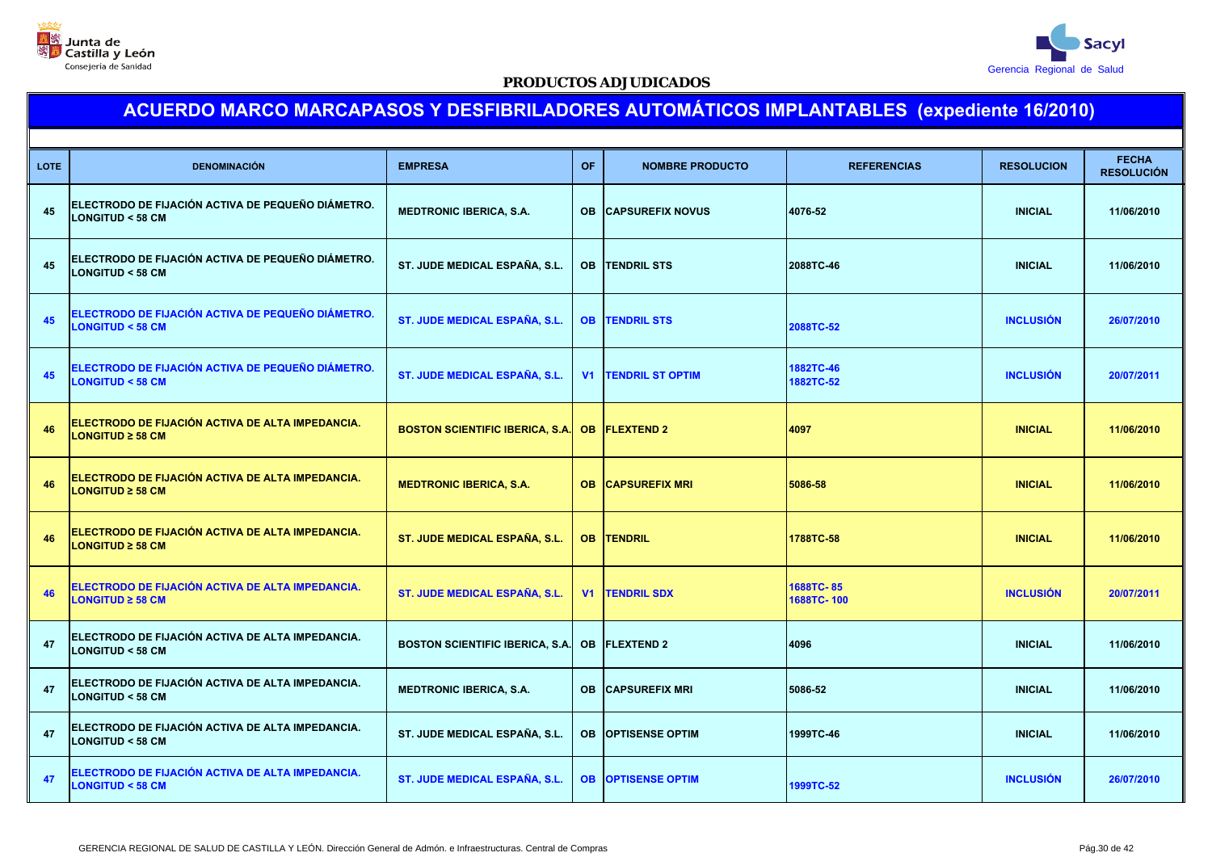**PRODUCTOS ADJUDICADOS**

## ACUERDO MARCO MARCAPASOS Y DESFIBRILADORES AUTOMÁTICOS IMPLANTABLES (expediente 16/2010)

| LOTE | DENOMINACIÓN | EMPRESA | OF | NOMBRE PRODUCTO | REFERENCIAS | RESOLUCION | FECHA RESOLUCIÓN |
|---|---|---|---|---|---|---|---|
| 45 | ELECTRODO DE FIJACIÓN ACTIVA DE PEQUEÑO DIÁMETRO. LONGITUD < 58 CM | MEDTRONIC IBERICA, S.A. | OB | CAPSUREFIX NOVUS | 4076-52 | INICIAL | 11/06/2010 |
| 45 | ELECTRODO DE FIJACIÓN ACTIVA DE PEQUEÑO DIÁMETRO. LONGITUD < 58 CM | ST. JUDE MEDICAL ESPAÑA, S.L. | OB | TENDRIL STS | 2088TC-46 | INICIAL | 11/06/2010 |
| 45 | ELECTRODO DE FIJACIÓN ACTIVA DE PEQUEÑO DIÁMETRO. LONGITUD < 58 CM | ST. JUDE MEDICAL ESPAÑA, S.L. | OB | TENDRIL STS | 2088TC-52 | INCLUSIÓN | 26/07/2010 |
| 45 | ELECTRODO DE FIJACIÓN ACTIVA DE PEQUEÑO DIÁMETRO. LONGITUD < 58 CM | ST. JUDE MEDICAL ESPAÑA, S.L. | V1 | TENDRIL ST OPTIM | 1882TC-46<br>1882TC-52 | INCLUSIÓN | 20/07/2011 |
| 46 | ELECTRODO DE FIJACIÓN ACTIVA DE ALTA IMPEDANCIA. LONGITUD ≥ 58 CM | BOSTON SCIENTIFIC IBERICA, S.A. | OB | FLEXTEND 2 | 4097 | INICIAL | 11/06/2010 |
| 46 | ELECTRODO DE FIJACIÓN ACTIVA DE ALTA IMPEDANCIA. LONGITUD ≥ 58 CM | MEDTRONIC IBERICA, S.A. | OB | CAPSUREFIX MRI | 5086-58 | INICIAL | 11/06/2010 |
| 46 | ELECTRODO DE FIJACIÓN ACTIVA DE ALTA IMPEDANCIA. LONGITUD ≥ 58 CM | ST. JUDE MEDICAL ESPAÑA, S.L. | OB | TENDRIL | 1788TC-58 | INICIAL | 11/06/2010 |
| 46 | ELECTRODO DE FIJACIÓN ACTIVA DE ALTA IMPEDANCIA. LONGITUD ≥ 58 CM | ST. JUDE MEDICAL ESPAÑA, S.L. | V1 | TENDRIL SDX | 1688TC- 85<br>1688TC- 100 | INCLUSIÓN | 20/07/2011 |
| 47 | ELECTRODO DE FIJACIÓN ACTIVA DE ALTA IMPEDANCIA. LONGITUD < 58 CM | BOSTON SCIENTIFIC IBERICA, S.A. | OB | FLEXTEND 2 | 4096 | INICIAL | 11/06/2010 |
| 47 | ELECTRODO DE FIJACIÓN ACTIVA DE ALTA IMPEDANCIA. LONGITUD < 58 CM | MEDTRONIC IBERICA, S.A. | OB | CAPSUREFIX MRI | 5086-52 | INICIAL | 11/06/2010 |
| 47 | ELECTRODO DE FIJACIÓN ACTIVA DE ALTA IMPEDANCIA. LONGITUD < 58 CM | ST. JUDE MEDICAL ESPAÑA, S.L. | OB | OPTISENSE OPTIM | 1999TC-46 | INICIAL | 11/06/2010 |
| 47 | ELECTRODO DE FIJACIÓN ACTIVA DE ALTA IMPEDANCIA. LONGITUD < 58 CM | ST. JUDE MEDICAL ESPAÑA, S.L. | OB | OPTISENSE OPTIM | 1999TC-52 | INCLUSIÓN | 26/07/2010 |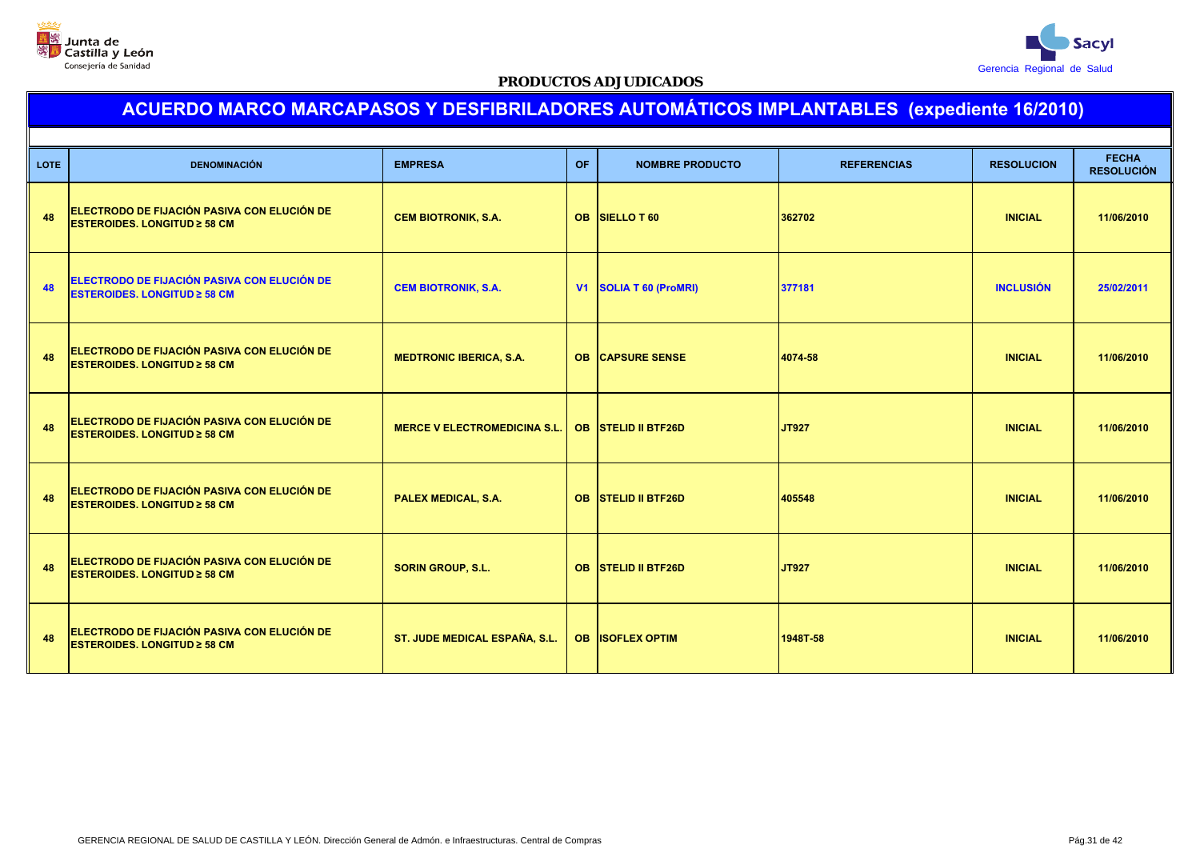PRODUCTOS ADJUDICADOS

## ACUERDO MARCO MARCAPASOS Y DESFIBRILADORES AUTOMÁTICOS IMPLANTABLES (expediente 16/2010)

| LOTE | DENOMINACIÓN | EMPRESA | OF | NOMBRE PRODUCTO | REFERENCIAS | RESOLUCION | FECHA RESOLUCIÓN |
|---|---|---|---|---|---|---|---|
| 48 | ELECTRODO DE FIJACIÓN PASIVA CON ELUCIÓN DE ESTEROIDES. LONGITUD ≥ 58 CM | CEM BIOTRONIK, S.A. | OB | SIELLO T 60 | 362702 | INICIAL | 11/06/2010 |
| 48 | ELECTRODO DE FIJACIÓN PASIVA CON ELUCIÓN DE ESTEROIDES. LONGITUD ≥ 58 CM | CEM BIOTRONIK, S.A. | V1 | SOLIA T 60 (ProMRI) | 377181 | INCLUSIÓN | 25/02/2011 |
| 48 | ELECTRODO DE FIJACIÓN PASIVA CON ELUCIÓN DE ESTEROIDES. LONGITUD ≥ 58 CM | MEDTRONIC IBERICA, S.A. | OB | CAPSURE SENSE | 4074-58 | INICIAL | 11/06/2010 |
| 48 | ELECTRODO DE FIJACIÓN PASIVA CON ELUCIÓN DE ESTEROIDES. LONGITUD ≥ 58 CM | MERCE V ELECTROMEDICINA S.L. | OB | STELID II BTF26D | JT927 | INICIAL | 11/06/2010 |
| 48 | ELECTRODO DE FIJACIÓN PASIVA CON ELUCIÓN DE ESTEROIDES. LONGITUD ≥ 58 CM | PALEX MEDICAL, S.A. | OB | STELID II BTF26D | 405548 | INICIAL | 11/06/2010 |
| 48 | ELECTRODO DE FIJACIÓN PASIVA CON ELUCIÓN DE ESTEROIDES. LONGITUD ≥ 58 CM | SORIN GROUP, S.L. | OB | STELID II BTF26D | JT927 | INICIAL | 11/06/2010 |
| 48 | ELECTRODO DE FIJACIÓN PASIVA CON ELUCIÓN DE ESTEROIDES. LONGITUD ≥ 58 CM | ST. JUDE MEDICAL ESPAÑA, S.L. | OB | ISOFLEX OPTIM | 1948T-58 | INICIAL | 11/06/2010 |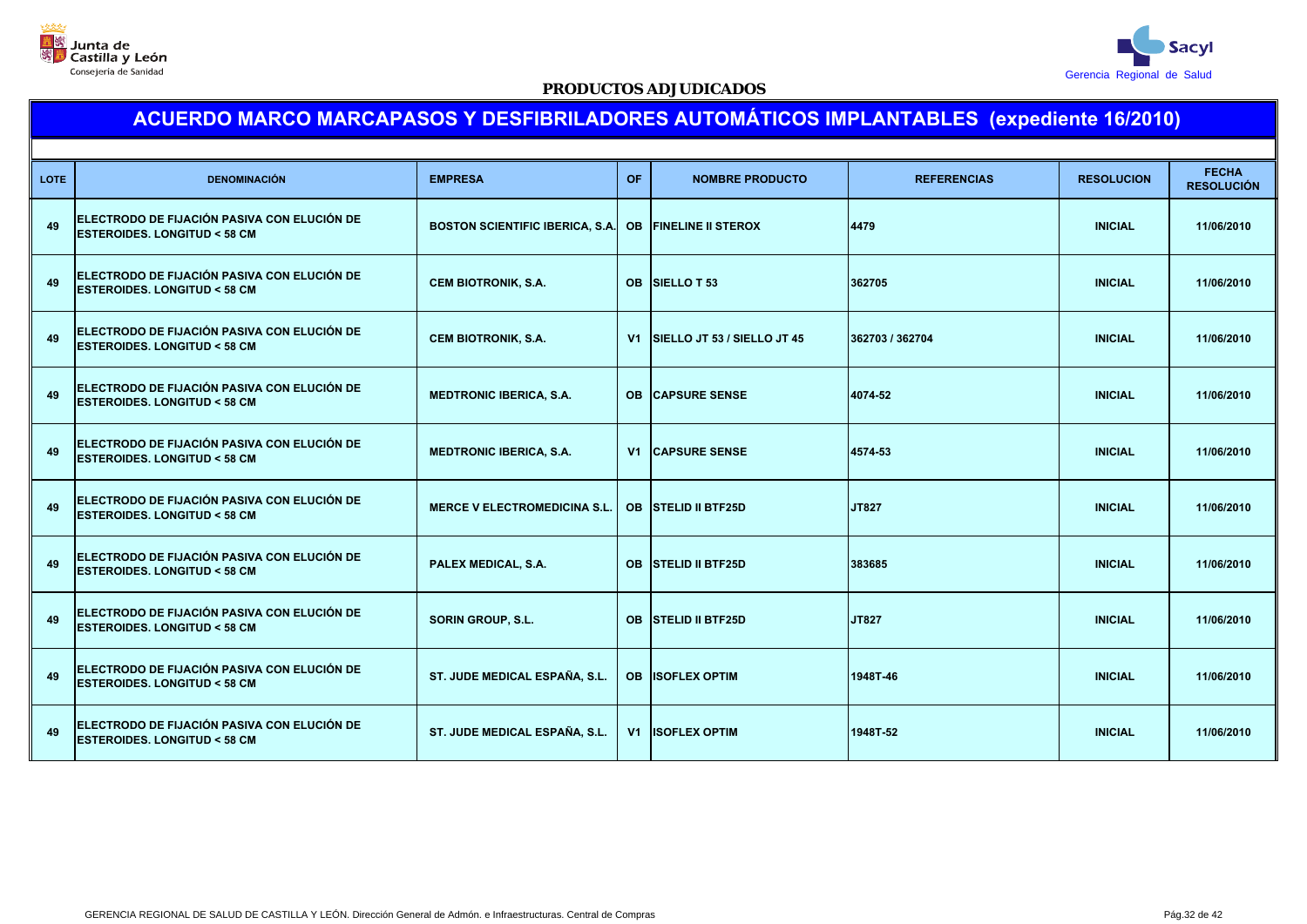PRODUCTOS ADJUDICADOS

# ACUERDO MARCO MARCAPASOS Y DESFIBRILADORES AUTOMÁTICOS IMPLANTABLES (expediente 16/2010)

| LOTE | DENOMINACIÓN | EMPRESA | OF | NOMBRE PRODUCTO | REFERENCIAS | RESOLUCION | FECHA RESOLUCIÓN |
|---|---|---|---|---|---|---|---|
| 49 | ELECTRODO DE FIJACIÓN PASIVA CON ELUCIÓN DE ESTEROIDES. LONGITUD < 58 CM | BOSTON SCIENTIFIC IBERICA, S.A. | OB | FINELINE II STEROX | 4479 | INICIAL | 11/06/2010 |
| 49 | ELECTRODO DE FIJACIÓN PASIVA CON ELUCIÓN DE ESTEROIDES. LONGITUD < 58 CM | CEM BIOTRONIK, S.A. | OB | SIELLO T 53 | 362705 | INICIAL | 11/06/2010 |
| 49 | ELECTRODO DE FIJACIÓN PASIVA CON ELUCIÓN DE ESTEROIDES. LONGITUD < 58 CM | CEM BIOTRONIK, S.A. | V1 | SIELLO JT 53 / SIELLO JT 45 | 362703 / 362704 | INICIAL | 11/06/2010 |
| 49 | ELECTRODO DE FIJACIÓN PASIVA CON ELUCIÓN DE ESTEROIDES. LONGITUD < 58 CM | MEDTRONIC IBERICA, S.A. | OB | CAPSURE SENSE | 4074-52 | INICIAL | 11/06/2010 |
| 49 | ELECTRODO DE FIJACIÓN PASIVA CON ELUCIÓN DE ESTEROIDES. LONGITUD < 58 CM | MEDTRONIC IBERICA, S.A. | V1 | CAPSURE SENSE | 4574-53 | INICIAL | 11/06/2010 |
| 49 | ELECTRODO DE FIJACIÓN PASIVA CON ELUCIÓN DE ESTEROIDES. LONGITUD < 58 CM | MERCE V ELECTROMEDICINA S.L. | OB | STELID II BTF25D | JT827 | INICIAL | 11/06/2010 |
| 49 | ELECTRODO DE FIJACIÓN PASIVA CON ELUCIÓN DE ESTEROIDES. LONGITUD < 58 CM | PALEX MEDICAL, S.A. | OB | STELID II BTF25D | 383685 | INICIAL | 11/06/2010 |
| 49 | ELECTRODO DE FIJACIÓN PASIVA CON ELUCIÓN DE ESTEROIDES. LONGITUD < 58 CM | SORIN GROUP, S.L. | OB | STELID II BTF25D | JT827 | INICIAL | 11/06/2010 |
| 49 | ELECTRODO DE FIJACIÓN PASIVA CON ELUCIÓN DE ESTEROIDES. LONGITUD < 58 CM | ST. JUDE MEDICAL ESPAÑA, S.L. | OB | ISOFLEX OPTIM | 1948T-46 | INICIAL | 11/06/2010 |
| 49 | ELECTRODO DE FIJACIÓN PASIVA CON ELUCIÓN DE ESTEROIDES. LONGITUD < 58 CM | ST. JUDE MEDICAL ESPAÑA, S.L. | V1 | ISOFLEX OPTIM | 1948T-52 | INICIAL | 11/06/2010 |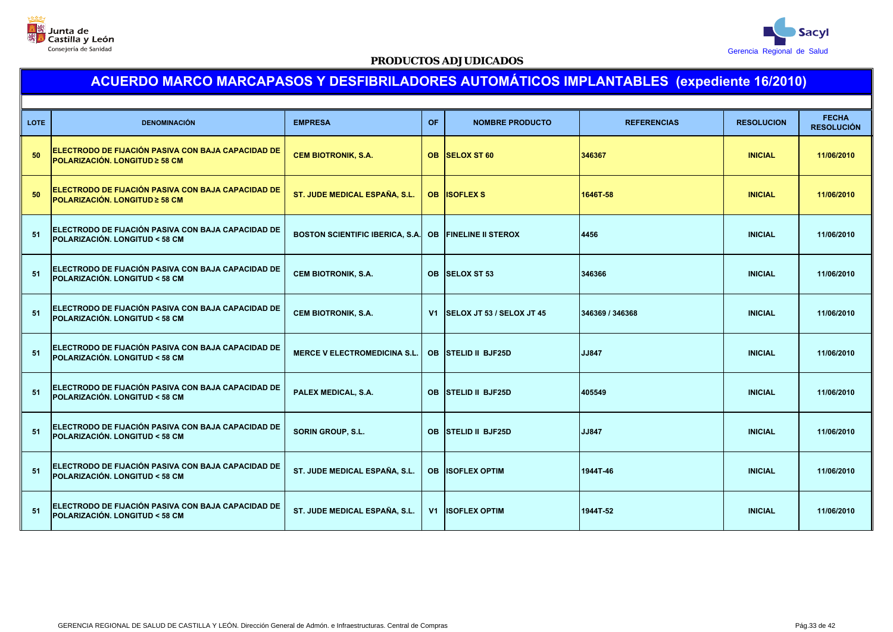PRODUCTOS ADJUDICADOS

# ACUERDO MARCO MARCAPASOS Y DESFIBRILADORES AUTOMÁTICOS IMPLANTABLES (expediente 16/2010)

| LOTE | DENOMINACIÓN | EMPRESA | OF | NOMBRE PRODUCTO | REFERENCIAS | RESOLUCION | FECHA RESOLUCIÓN |
|---|---|---|---|---|---|---|---|
| 50 | ELECTRODO DE FIJACIÓN PASIVA CON BAJA CAPACIDAD DE POLARIZACIÓN. LONGITUD ≥ 58 CM | CEM BIOTRONIK, S.A. | OB | SELOX ST 60 | 346367 | INICIAL | 11/06/2010 |
| 50 | ELECTRODO DE FIJACIÓN PASIVA CON BAJA CAPACIDAD DE POLARIZACIÓN. LONGITUD ≥ 58 CM | ST. JUDE MEDICAL ESPAÑA, S.L. | OB | ISOFLEX S | 1646T-58 | INICIAL | 11/06/2010 |
| 51 | ELECTRODO DE FIJACIÓN PASIVA CON BAJA CAPACIDAD DE POLARIZACIÓN. LONGITUD < 58 CM | BOSTON SCIENTIFIC IBERICA, S.A. | OB | FINELINE II STEROX | 4456 | INICIAL | 11/06/2010 |
| 51 | ELECTRODO DE FIJACIÓN PASIVA CON BAJA CAPACIDAD DE POLARIZACIÓN. LONGITUD < 58 CM | CEM BIOTRONIK, S.A. | OB | SELOX ST 53 | 346366 | INICIAL | 11/06/2010 |
| 51 | ELECTRODO DE FIJACIÓN PASIVA CON BAJA CAPACIDAD DE POLARIZACIÓN. LONGITUD < 58 CM | CEM BIOTRONIK, S.A. | V1 | SELOX JT 53 / SELOX JT 45 | 346369 / 346368 | INICIAL | 11/06/2010 |
| 51 | ELECTRODO DE FIJACIÓN PASIVA CON BAJA CAPACIDAD DE POLARIZACIÓN. LONGITUD < 58 CM | MERCE V ELECTROMEDICINA S.L. | OB | STELID II BJF25D | JJ847 | INICIAL | 11/06/2010 |
| 51 | ELECTRODO DE FIJACIÓN PASIVA CON BAJA CAPACIDAD DE POLARIZACIÓN. LONGITUD < 58 CM | PALEX MEDICAL, S.A. | OB | STELID II BJF25D | 405549 | INICIAL | 11/06/2010 |
| 51 | ELECTRODO DE FIJACIÓN PASIVA CON BAJA CAPACIDAD DE POLARIZACIÓN. LONGITUD < 58 CM | SORIN GROUP, S.L. | OB | STELID II BJF25D | JJ847 | INICIAL | 11/06/2010 |
| 51 | ELECTRODO DE FIJACIÓN PASIVA CON BAJA CAPACIDAD DE POLARIZACIÓN. LONGITUD < 58 CM | ST. JUDE MEDICAL ESPAÑA, S.L. | OB | ISOFLEX OPTIM | 1944T-46 | INICIAL | 11/06/2010 |
| 51 | ELECTRODO DE FIJACIÓN PASIVA CON BAJA CAPACIDAD DE POLARIZACIÓN. LONGITUD < 58 CM | ST. JUDE MEDICAL ESPAÑA, S.L. | V1 | ISOFLEX OPTIM | 1944T-52 | INICIAL | 11/06/2010 |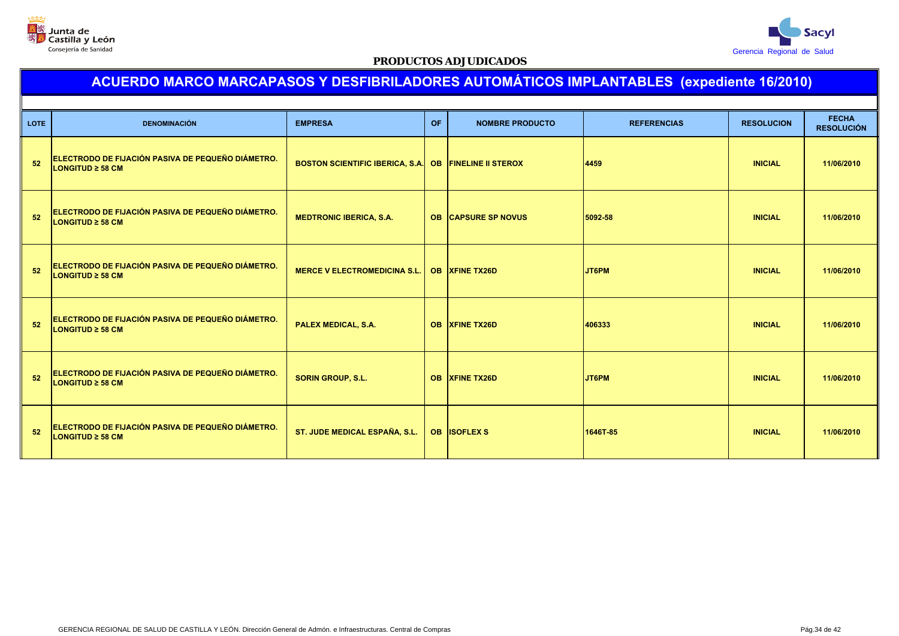PRODUCTOS ADJUDICADOS

# ACUERDO MARCO MARCAPASOS Y DESFIBRILADORES AUTOMÁTICOS IMPLANTABLES (expediente 16/2010)

| LOTE | DENOMINACIÓN | EMPRESA | OF | NOMBRE PRODUCTO | REFERENCIAS | RESOLUCION | FECHA RESOLUCIÓN |
|---|---|---|---|---|---|---|---|
| 52 | ELECTRODO DE FIJACIÓN PASIVA DE PEQUEÑO DIÁMETRO. LONGITUD ≥ 58 CM | BOSTON SCIENTIFIC IBERICA, S.A. | OB | FINELINE II STEROX | 4459 | INICIAL | 11/06/2010 |
| 52 | ELECTRODO DE FIJACIÓN PASIVA DE PEQUEÑO DIÁMETRO. LONGITUD ≥ 58 CM | MEDTRONIC IBERICA, S.A. | OB | CAPSURE SP NOVUS | 5092-58 | INICIAL | 11/06/2010 |
| 52 | ELECTRODO DE FIJACIÓN PASIVA DE PEQUEÑO DIÁMETRO. LONGITUD ≥ 58 CM | MERCE V ELECTROMEDICINA S.L. | OB | XFINE TX26D | JT6PM | INICIAL | 11/06/2010 |
| 52 | ELECTRODO DE FIJACIÓN PASIVA DE PEQUEÑO DIÁMETRO. LONGITUD ≥ 58 CM | PALEX MEDICAL, S.A. | OB | XFINE TX26D | 406333 | INICIAL | 11/06/2010 |
| 52 | ELECTRODO DE FIJACIÓN PASIVA DE PEQUEÑO DIÁMETRO. LONGITUD ≥ 58 CM | SORIN GROUP, S.L. | OB | XFINE TX26D | JT6PM | INICIAL | 11/06/2010 |
| 52 | ELECTRODO DE FIJACIÓN PASIVA DE PEQUEÑO DIÁMETRO. LONGITUD ≥ 58 CM | ST. JUDE MEDICAL ESPAÑA, S.L. | OB | ISOFLEX S | 1646T-85 | INICIAL | 11/06/2010 |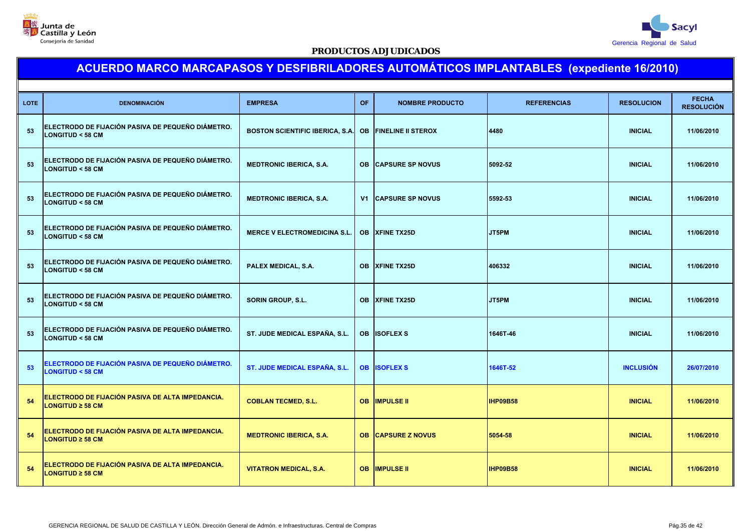Junta de Castilla y León
Consejería de Sanidad

Sacyl
Gerencia Regional de Salud

**PRODUCTOS ADJUDICADOS**

# ACUERDO MARCO MARCAPASOS Y DESFIBRILADORES AUTOMÁTICOS IMPLANTABLES (expediente 16/2010)

| LOTE | DENOMINACIÓN | EMPRESA | OF | NOMBRE PRODUCTO | REFERENCIAS | RESOLUCION | FECHA RESOLUCIÓN |
|---|---|---|---|---|---|---|---|
| 53 | ELECTRODO DE FIJACIÓN PASIVA DE PEQUEÑO DIÁMETRO. LONGITUD < 58 CM | BOSTON SCIENTIFIC IBERICA, S.A. | OB | FINELINE II STEROX | 4480 | INICIAL | 11/06/2010 |
| 53 | ELECTRODO DE FIJACIÓN PASIVA DE PEQUEÑO DIÁMETRO. LONGITUD < 58 CM | MEDTRONIC IBERICA, S.A. | OB | CAPSURE SP NOVUS | 5092-52 | INICIAL | 11/06/2010 |
| 53 | ELECTRODO DE FIJACIÓN PASIVA DE PEQUEÑO DIÁMETRO. LONGITUD < 58 CM | MEDTRONIC IBERICA, S.A. | V1 | CAPSURE SP NOVUS | 5592-53 | INICIAL | 11/06/2010 |
| 53 | ELECTRODO DE FIJACIÓN PASIVA DE PEQUEÑO DIÁMETRO. LONGITUD < 58 CM | MERCE V ELECTROMEDICINA S.L. | OB | XFINE TX25D | JT5PM | INICIAL | 11/06/2010 |
| 53 | ELECTRODO DE FIJACIÓN PASIVA DE PEQUEÑO DIÁMETRO. LONGITUD < 58 CM | PALEX MEDICAL, S.A. | OB | XFINE TX25D | 406332 | INICIAL | 11/06/2010 |
| 53 | ELECTRODO DE FIJACIÓN PASIVA DE PEQUEÑO DIÁMETRO. LONGITUD < 58 CM | SORIN GROUP, S.L. | OB | XFINE TX25D | JT5PM | INICIAL | 11/06/2010 |
| 53 | ELECTRODO DE FIJACIÓN PASIVA DE PEQUEÑO DIÁMETRO. LONGITUD < 58 CM | ST. JUDE MEDICAL ESPAÑA, S.L. | OB | ISOFLEX S | 1646T-46 | INICIAL | 11/06/2010 |
| 53 | ELECTRODO DE FIJACIÓN PASIVA DE PEQUEÑO DIÁMETRO. LONGITUD < 58 CM | ST. JUDE MEDICAL ESPAÑA, S.L. | OB | ISOFLEX S | 1646T-52 | INCLUSIÓN | 26/07/2010 |
| 54 | ELECTRODO DE FIJACIÓN PASIVA DE ALTA IMPEDANCIA. LONGITUD ≥ 58 CM | COBLAN TECMED, S.L. | OB | IMPULSE II | IHP09B58 | INICIAL | 11/06/2010 |
| 54 | ELECTRODO DE FIJACIÓN PASIVA DE ALTA IMPEDANCIA. LONGITUD ≥ 58 CM | MEDTRONIC IBERICA, S.A. | OB | CAPSURE Z NOVUS | 5054-58 | INICIAL | 11/06/2010 |
| 54 | ELECTRODO DE FIJACIÓN PASIVA DE ALTA IMPEDANCIA. LONGITUD ≥ 58 CM | VITATRON MEDICAL, S.A. | OB | IMPULSE II | IHP09B58 | INICIAL | 11/06/2010 |

GERENCIA REGIONAL DE SALUD DE CASTILLA Y LEÓN. Dirección General de Admón. e Infraestructuras. Central de Compras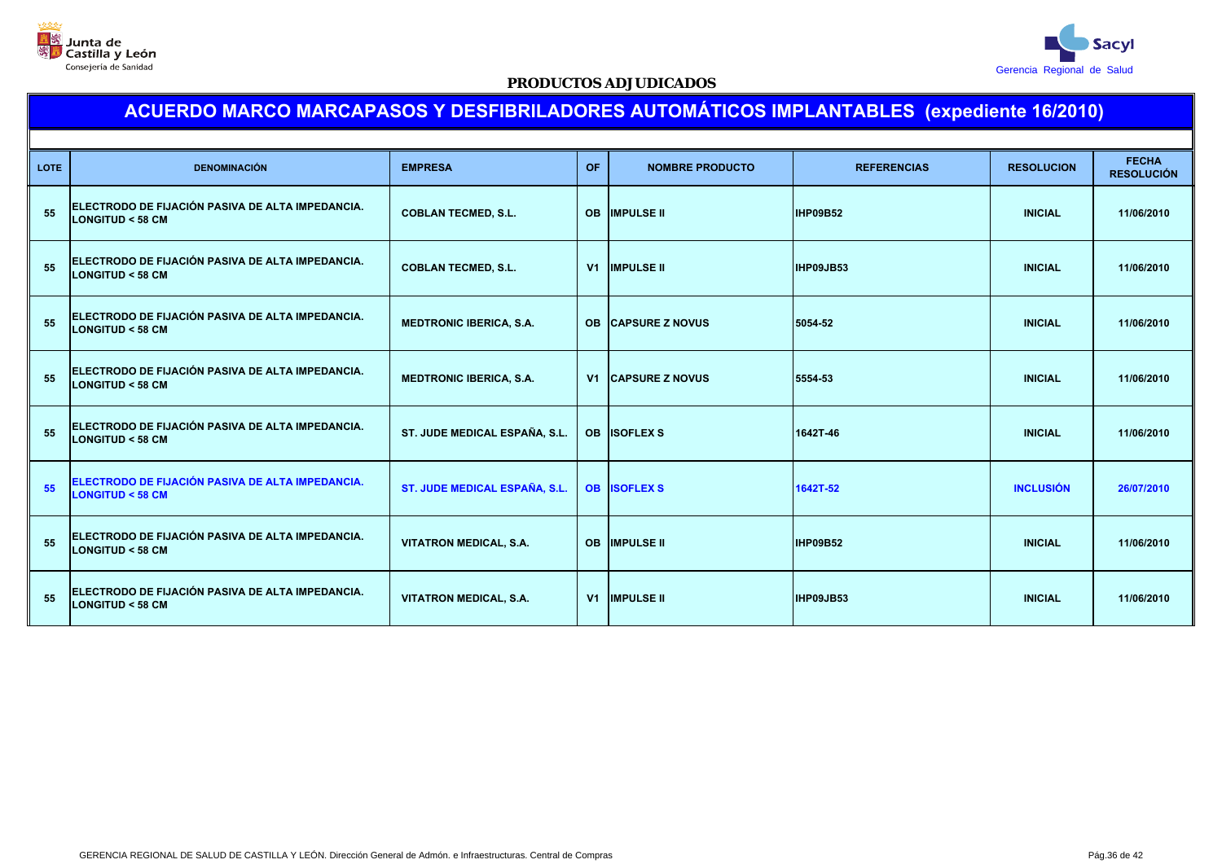**PRODUCTOS ADJUDICADOS**

## ACUERDO MARCO MARCAPASOS Y DESFIBRILADORES AUTOMÁTICOS IMPLANTABLES (expediente 16/2010)

| LOTE | DENOMINACIÓN | EMPRESA | OF | NOMBRE PRODUCTO | REFERENCIAS | RESOLUCION | FECHA RESOLUCIÓN |
|---|---|---|---|---|---|---|---|
| 55 | ELECTRODO DE FIJACIÓN PASIVA DE ALTA IMPEDANCIA. LONGITUD < 58 CM | COBLAN TECMED, S.L. | OB | IMPULSE II | IHP09B52 | INICIAL | 11/06/2010 |
| 55 | ELECTRODO DE FIJACIÓN PASIVA DE ALTA IMPEDANCIA. LONGITUD < 58 CM | COBLAN TECMED, S.L. | V1 | IMPULSE II | IHP09JB53 | INICIAL | 11/06/2010 |
| 55 | ELECTRODO DE FIJACIÓN PASIVA DE ALTA IMPEDANCIA. LONGITUD < 58 CM | MEDTRONIC IBERICA, S.A. | OB | CAPSURE Z NOVUS | 5054-52 | INICIAL | 11/06/2010 |
| 55 | ELECTRODO DE FIJACIÓN PASIVA DE ALTA IMPEDANCIA. LONGITUD < 58 CM | MEDTRONIC IBERICA, S.A. | V1 | CAPSURE Z NOVUS | 5554-53 | INICIAL | 11/06/2010 |
| 55 | ELECTRODO DE FIJACIÓN PASIVA DE ALTA IMPEDANCIA. LONGITUD < 58 CM | ST. JUDE MEDICAL ESPAÑA, S.L. | OB | ISOFLEX S | 1642T-46 | INICIAL | 11/06/2010 |
| 55 | ELECTRODO DE FIJACIÓN PASIVA DE ALTA IMPEDANCIA. LONGITUD < 58 CM | ST. JUDE MEDICAL ESPAÑA, S.L. | OB | ISOFLEX S | 1642T-52 | INCLUSIÓN | 26/07/2010 |
| 55 | ELECTRODO DE FIJACIÓN PASIVA DE ALTA IMPEDANCIA. LONGITUD < 58 CM | VITATRON MEDICAL, S.A. | OB | IMPULSE II | IHP09B52 | INICIAL | 11/06/2010 |
| 55 | ELECTRODO DE FIJACIÓN PASIVA DE ALTA IMPEDANCIA. LONGITUD < 58 CM | VITATRON MEDICAL, S.A. | V1 | IMPULSE II | IHP09JB53 | INICIAL | 11/06/2010 |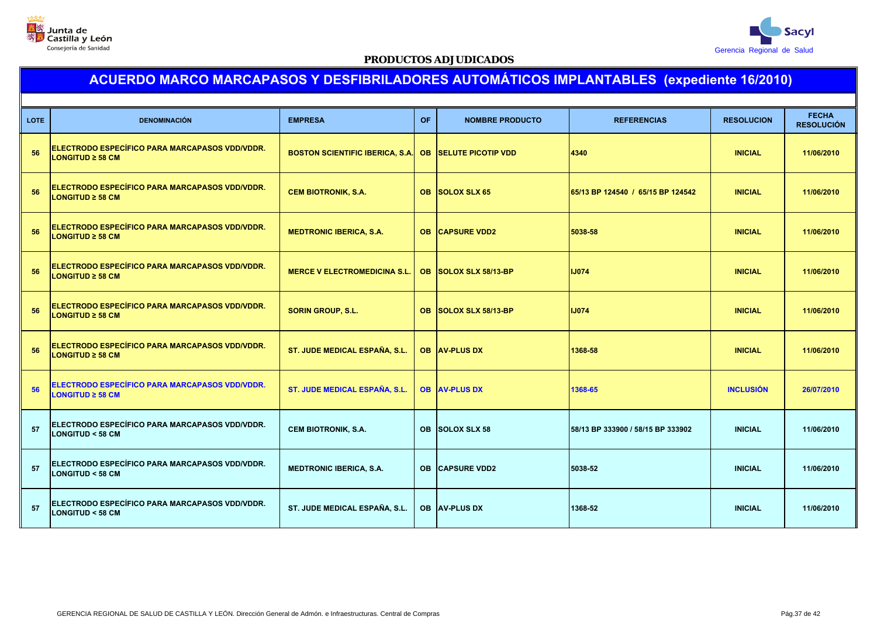Junta de Castilla y León
Consejería de Sanidad

Sacyl
Gerencia Regional de Salud

**PRODUCTOS ADJUDICADOS**

# ACUERDO MARCO MARCAPASOS Y DESFIBRILADORES AUTOMÁTICOS IMPLANTABLES (expediente 16/2010)

| LOTE | DENOMINACIÓN | EMPRESA | OF | NOMBRE PRODUCTO | REFERENCIAS | RESOLUCION | FECHA RESOLUCIÓN |
|---|---|---|---|---|---|---|---|
| 56 | ELECTRODO ESPECÍFICO PARA MARCAPASOS VDD/VDDR. LONGITUD ≥ 58 CM | BOSTON SCIENTIFIC IBERICA, S.A. | OB | SELUTE PICOTIP VDD | 4340 | INICIAL | 11/06/2010 |
| 56 | ELECTRODO ESPECÍFICO PARA MARCAPASOS VDD/VDDR. LONGITUD ≥ 58 CM | CEM BIOTRONIK, S.A. | OB | SOLOX SLX 65 | 65/13 BP 124540 / 65/15 BP 124542 | INICIAL | 11/06/2010 |
| 56 | ELECTRODO ESPECÍFICO PARA MARCAPASOS VDD/VDDR. LONGITUD ≥ 58 CM | MEDTRONIC IBERICA, S.A. | OB | CAPSURE VDD2 | 5038-58 | INICIAL | 11/06/2010 |
| 56 | ELECTRODO ESPECÍFICO PARA MARCAPASOS VDD/VDDR. LONGITUD ≥ 58 CM | MERCE V ELECTROMEDICINA S.L. | OB | SOLOX SLX 58/13-BP | IJ074 | INICIAL | 11/06/2010 |
| 56 | ELECTRODO ESPECÍFICO PARA MARCAPASOS VDD/VDDR. LONGITUD ≥ 58 CM | SORIN GROUP, S.L. | OB | SOLOX SLX 58/13-BP | IJ074 | INICIAL | 11/06/2010 |
| 56 | ELECTRODO ESPECÍFICO PARA MARCAPASOS VDD/VDDR. LONGITUD ≥ 58 CM | ST. JUDE MEDICAL ESPAÑA, S.L. | OB | AV-PLUS DX | 1368-58 | INICIAL | 11/06/2010 |
| 56 | ELECTRODO ESPECÍFICO PARA MARCAPASOS VDD/VDDR. LONGITUD ≥ 58 CM | ST. JUDE MEDICAL ESPAÑA, S.L. | OB | AV-PLUS DX | 1368-65 | INCLUSIÓN | 26/07/2010 |
| 57 | ELECTRODO ESPECÍFICO PARA MARCAPASOS VDD/VDDR. LONGITUD < 58 CM | CEM BIOTRONIK, S.A. | OB | SOLOX SLX 58 | 58/13 BP 333900 / 58/15 BP 333902 | INICIAL | 11/06/2010 |
| 57 | ELECTRODO ESPECÍFICO PARA MARCAPASOS VDD/VDDR. LONGITUD < 58 CM | MEDTRONIC IBERICA, S.A. | OB | CAPSURE VDD2 | 5038-52 | INICIAL | 11/06/2010 |
| 57 | ELECTRODO ESPECÍFICO PARA MARCAPASOS VDD/VDDR. LONGITUD < 58 CM | ST. JUDE MEDICAL ESPAÑA, S.L. | OB | AV-PLUS DX | 1368-52 | INICIAL | 11/06/2010 |

GERENCIA REGIONAL DE SALUD DE CASTILLA Y LEÓN. Dirección General de Admón. e Infraestructuras. Central de Compras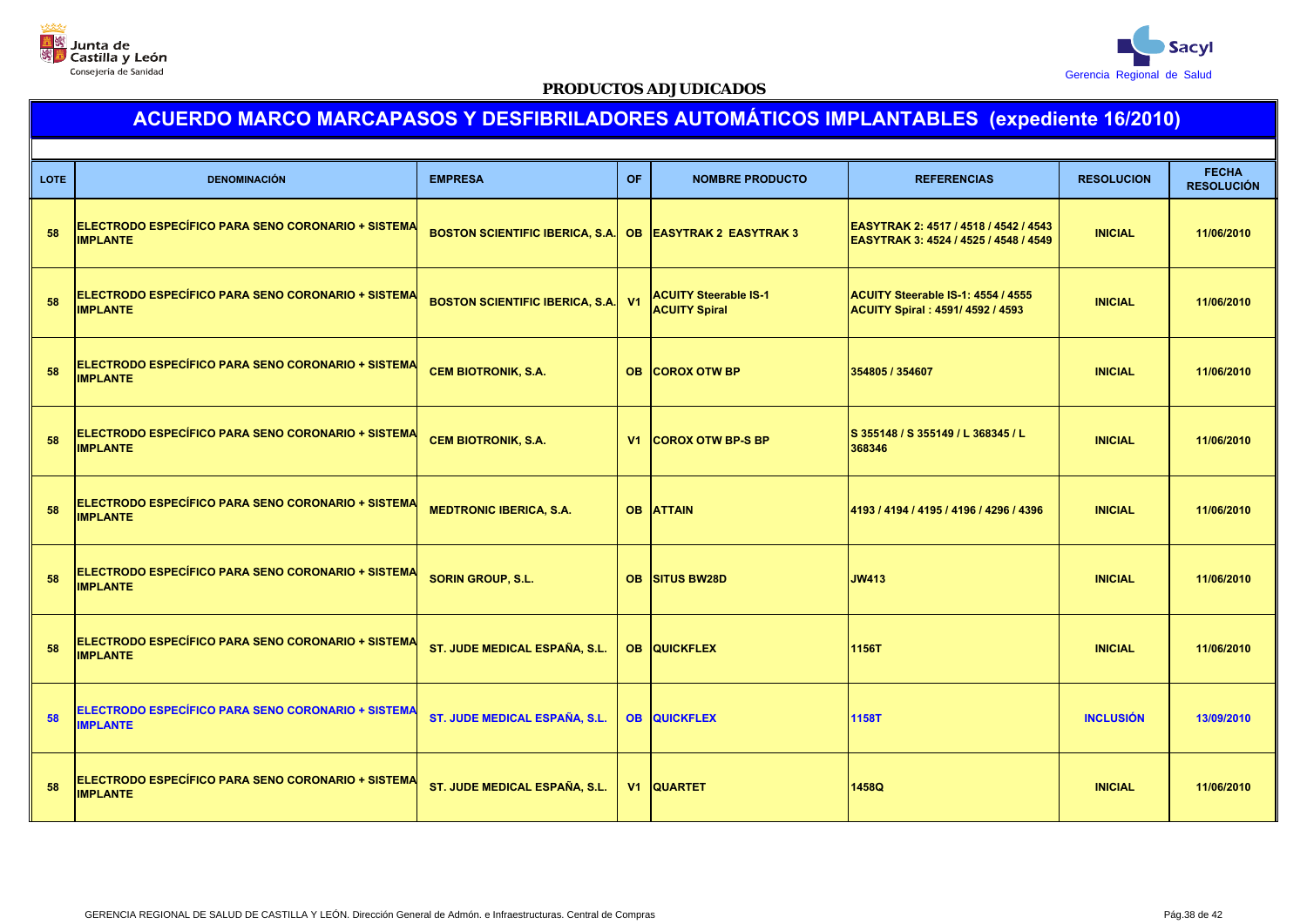Junta de Castilla y León
Consejería de Sanidad

Sacyl
Gerencia Regional de Salud

**PRODUCTOS ADJUDICADOS**

# ACUERDO MARCO MARCAPASOS Y DESFIBRILADORES AUTOMÁTICOS IMPLANTABLES (expediente 16/2010)

| LOTE | DENOMINACIÓN | EMPRESA | OF | NOMBRE PRODUCTO | REFERENCIAS | RESOLUCION | FECHA RESOLUCIÓN |
|---|---|---|---|---|---|---|---|
| 58 | ELECTRODO ESPECÍFICO PARA SENO CORONARIO + SISTEMA IMPLANTE | BOSTON SCIENTIFIC IBERICA, S.A. | OB | EASYTRAK 2 EASYTRAK 3 | EASYTRAK 2: 4517 / 4518 / 4542 / 4543 EASYTRAK 3: 4524 / 4525 / 4548 / 4549 | INICIAL | 11/06/2010 |
| 58 | ELECTRODO ESPECÍFICO PARA SENO CORONARIO + SISTEMA IMPLANTE | BOSTON SCIENTIFIC IBERICA, S.A. | V1 | ACUITY Steerable IS-1 ACUITY Spiral | ACUITY Steerable IS-1: 4554 / 4555 ACUITY Spiral : 4591/ 4592 / 4593 | INICIAL | 11/06/2010 |
| 58 | ELECTRODO ESPECÍFICO PARA SENO CORONARIO + SISTEMA IMPLANTE | CEM BIOTRONIK, S.A. | OB | COROX OTW BP | 354805 / 354607 | INICIAL | 11/06/2010 |
| 58 | ELECTRODO ESPECÍFICO PARA SENO CORONARIO + SISTEMA IMPLANTE | CEM BIOTRONIK, S.A. | V1 | COROX OTW BP-S BP | S 355148 / S 355149 / L 368345 / L 368346 | INICIAL | 11/06/2010 |
| 58 | ELECTRODO ESPECÍFICO PARA SENO CORONARIO + SISTEMA IMPLANTE | MEDTRONIC IBERICA, S.A. | OB | ATTAIN | 4193 / 4194 / 4195 / 4196 / 4296 / 4396 | INICIAL | 11/06/2010 |
| 58 | ELECTRODO ESPECÍFICO PARA SENO CORONARIO + SISTEMA IMPLANTE | SORIN GROUP, S.L. | OB | SITUS BW28D | JW413 | INICIAL | 11/06/2010 |
| 58 | ELECTRODO ESPECÍFICO PARA SENO CORONARIO + SISTEMA IMPLANTE | ST. JUDE MEDICAL ESPAÑA, S.L. | OB | QUICKFLEX | 1156T | INICIAL | 11/06/2010 |
| 58 | ELECTRODO ESPECÍFICO PARA SENO CORONARIO + SISTEMA IMPLANTE | ST. JUDE MEDICAL ESPAÑA, S.L. | OB | QUICKFLEX | 1158T | INCLUSIÓN | 13/09/2010 |
| 58 | ELECTRODO ESPECÍFICO PARA SENO CORONARIO + SISTEMA IMPLANTE | ST. JUDE MEDICAL ESPAÑA, S.L. | V1 | QUARTET | 1458Q | INICIAL | 11/06/2010 |

GERENCIA REGIONAL DE SALUD DE CASTILLA Y LEÓN. Dirección General de Admón. e Infraestructuras. Central de Compras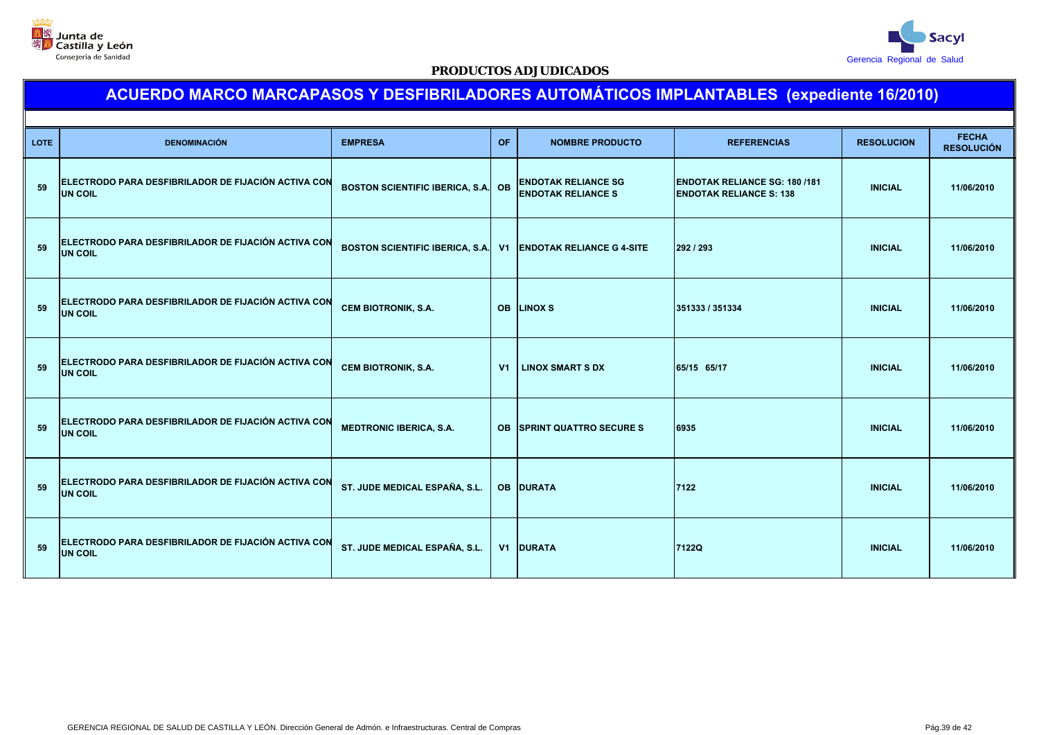PRODUCTOS ADJUDICADOS

# ACUERDO MARCO MARCAPASOS Y DESFIBRILADORES AUTOMÁTICOS IMPLANTABLES (expediente 16/2010)

| LOTE | DENOMINACIÓN | EMPRESA | OF | NOMBRE PRODUCTO | REFERENCIAS | RESOLUCION | FECHA RESOLUCIÓN |
|---|---|---|---|---|---|---|---|
| 59 | ELECTRODO PARA DESFIBRILADOR DE FIJACIÓN ACTIVA CON UN COIL | BOSTON SCIENTIFIC IBERICA, S.A. | OB | ENDOTAK RELIANCE SG<br>ENDOTAK RELIANCE S | ENDOTAK RELIANCE SG: 180 /181<br>ENDOTAK RELIANCE S: 138 | INICIAL | 11/06/2010 |
| 59 | ELECTRODO PARA DESFIBRILADOR DE FIJACIÓN ACTIVA CON UN COIL | BOSTON SCIENTIFIC IBERICA, S.A. | V1 | ENDOTAK RELIANCE G 4-SITE | 292 / 293 | INICIAL | 11/06/2010 |
| 59 | ELECTRODO PARA DESFIBRILADOR DE FIJACIÓN ACTIVA CON UN COIL | CEM BIOTRONIK, S.A. | OB | LINOX S | 351333 / 351334 | INICIAL | 11/06/2010 |
| 59 | ELECTRODO PARA DESFIBRILADOR DE FIJACIÓN ACTIVA CON UN COIL | CEM BIOTRONIK, S.A. | V1 | LINOX SMART S DX | 65/15 65/17 | INICIAL | 11/06/2010 |
| 59 | ELECTRODO PARA DESFIBRILADOR DE FIJACIÓN ACTIVA CON UN COIL | MEDTRONIC IBERICA, S.A. | OB | SPRINT QUATTRO SECURE S | 6935 | INICIAL | 11/06/2010 |
| 59 | ELECTRODO PARA DESFIBRILADOR DE FIJACIÓN ACTIVA CON UN COIL | ST. JUDE MEDICAL ESPAÑA, S.L. | OB | DURATA | 7122 | INICIAL | 11/06/2010 |
| 59 | ELECTRODO PARA DESFIBRILADOR DE FIJACIÓN ACTIVA CON UN COIL | ST. JUDE MEDICAL ESPAÑA, S.L. | V1 | DURATA | 7122Q | INICIAL | 11/06/2010 |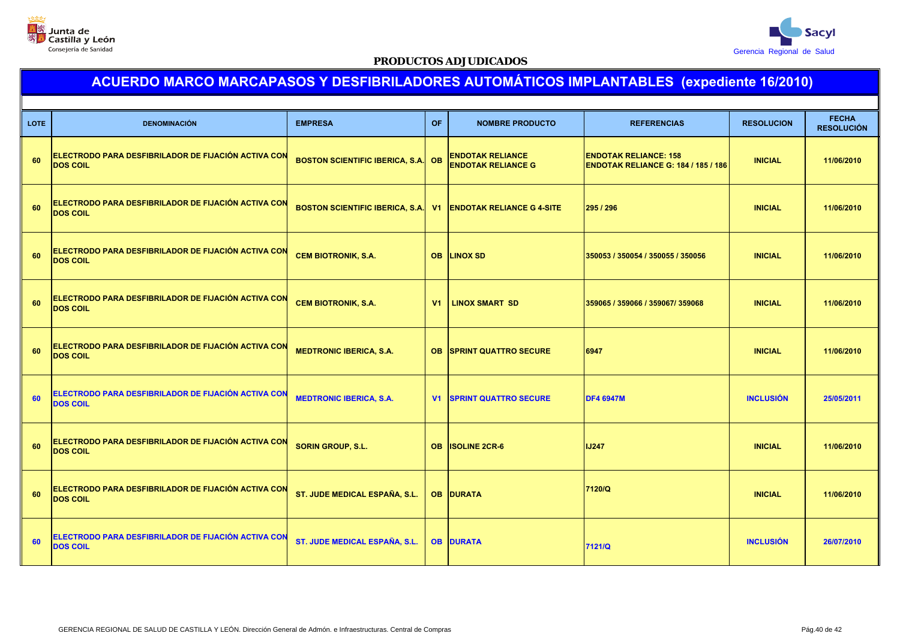**PRODUCTOS ADJUDICADOS**

## ACUERDO MARCO MARCAPASOS Y DESFIBRILADORES AUTOMÁTICOS IMPLANTABLES (expediente 16/2010)

| LOTE | DENOMINACIÓN | EMPRESA | OF | NOMBRE PRODUCTO | REFERENCIAS | RESOLUCION | FECHA RESOLUCIÓN |
|---|---|---|---|---|---|---|---|
| 60 | ELECTRODO PARA DESFIBRILADOR DE FIJACIÓN ACTIVA CON DOS COIL | BOSTON SCIENTIFIC IBERICA, S.A. | OB | ENDOTAK RELIANCE<br>ENDOTAK RELIANCE G | ENDOTAK RELIANCE: 158<br>ENDOTAK RELIANCE G: 184 / 185 / 186 | INICIAL | 11/06/2010 |
| 60 | ELECTRODO PARA DESFIBRILADOR DE FIJACIÓN ACTIVA CON DOS COIL | BOSTON SCIENTIFIC IBERICA, S.A. | V1 | ENDOTAK RELIANCE G 4-SITE | 295 / 296 | INICIAL | 11/06/2010 |
| 60 | ELECTRODO PARA DESFIBRILADOR DE FIJACIÓN ACTIVA CON DOS COIL | CEM BIOTRONIK, S.A. | OB | LINOX SD | 350053 / 350054 / 350055 / 350056 | INICIAL | 11/06/2010 |
| 60 | ELECTRODO PARA DESFIBRILADOR DE FIJACIÓN ACTIVA CON DOS COIL | CEM BIOTRONIK, S.A. | V1 | LINOX SMART SD | 359065 / 359066 / 359067/ 359068 | INICIAL | 11/06/2010 |
| 60 | ELECTRODO PARA DESFIBRILADOR DE FIJACIÓN ACTIVA CON DOS COIL | MEDTRONIC IBERICA, S.A. | OB | SPRINT QUATTRO SECURE | 6947 | INICIAL | 11/06/2010 |
| 60 | ELECTRODO PARA DESFIBRILADOR DE FIJACIÓN ACTIVA CON DOS COIL | MEDTRONIC IBERICA, S.A. | V1 | SPRINT QUATTRO SECURE | DF4 6947M | INCLUSIÓN | 25/05/2011 |
| 60 | ELECTRODO PARA DESFIBRILADOR DE FIJACIÓN ACTIVA CON DOS COIL | SORIN GROUP, S.L. | OB | ISOLINE 2CR-6 | IJ247 | INICIAL | 11/06/2010 |
| 60 | ELECTRODO PARA DESFIBRILADOR DE FIJACIÓN ACTIVA CON DOS COIL | ST. JUDE MEDICAL ESPAÑA, S.L. | OB | DURATA | 7120/Q | INICIAL | 11/06/2010 |
| 60 | ELECTRODO PARA DESFIBRILADOR DE FIJACIÓN ACTIVA CON DOS COIL | ST. JUDE MEDICAL ESPAÑA, S.L. | OB | DURATA | 7121/Q | INCLUSIÓN | 26/07/2010 |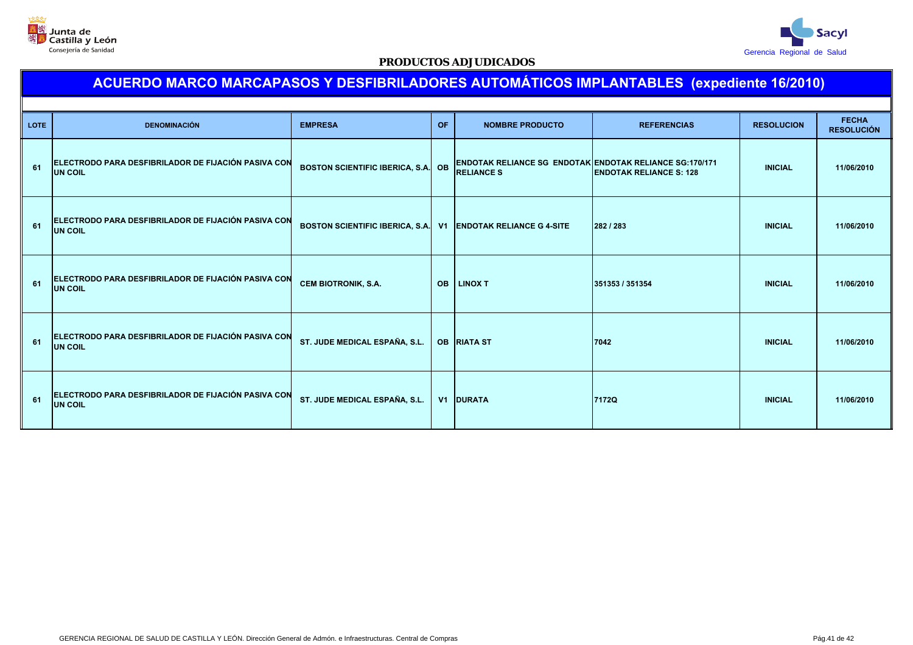Junta de Castilla y León
Consejería de Sanidad

Sacyl
Gerencia Regional de Salud

**PRODUCTOS ADJUDICADOS**

## ACUERDO MARCO MARCAPASOS Y DESFIBRILADORES AUTOMÁTICOS IMPLANTABLES (expediente 16/2010)

| LOTE | DENOMINACIÓN | EMPRESA | OF | NOMBRE PRODUCTO | REFERENCIAS | RESOLUCION | FECHA RESOLUCIÓN |
|---|---|---|---|---|---|---|---|
| 61 | ELECTRODO PARA DESFIBRILADOR DE FIJACIÓN PASIVA CON UN COIL | BOSTON SCIENTIFIC IBERICA, S.A. | OB | ENDOTAK RELIANCE SG ENDOTAK RELIANCE S | ENDOTAK RELIANCE SG:170/171 ENDOTAK RELIANCE S: 128 | INICIAL | 11/06/2010 |
| 61 | ELECTRODO PARA DESFIBRILADOR DE FIJACIÓN PASIVA CON UN COIL | BOSTON SCIENTIFIC IBERICA, S.A. | V1 | ENDOTAK RELIANCE G 4-SITE | 282 / 283 | INICIAL | 11/06/2010 |
| 61 | ELECTRODO PARA DESFIBRILADOR DE FIJACIÓN PASIVA CON UN COIL | CEM BIOTRONIK, S.A. | OB | LINOX T | 351353 / 351354 | INICIAL | 11/06/2010 |
| 61 | ELECTRODO PARA DESFIBRILADOR DE FIJACIÓN PASIVA CON UN COIL | ST. JUDE MEDICAL ESPAÑA, S.L. | OB | RIATA ST | 7042 | INICIAL | 11/06/2010 |
| 61 | ELECTRODO PARA DESFIBRILADOR DE FIJACIÓN PASIVA CON UN COIL | ST. JUDE MEDICAL ESPAÑA, S.L. | V1 | DURATA | 7172Q | INICIAL | 11/06/2010 |

GERENCIA REGIONAL DE SALUD DE CASTILLA Y LEÓN. Dirección General de Admón. e Infraestructuras. Central de Compras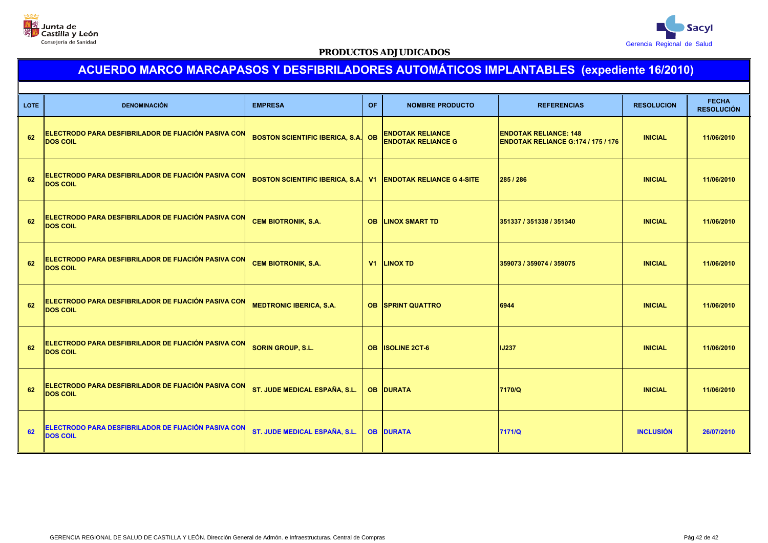Junta de Castilla y León
Consejería de Sanidad

Sacyl
Gerencia Regional de Salud

**PRODUCTOS ADJUDICADOS**

## ACUERDO MARCO MARCAPASOS Y DESFIBRILADORES AUTOMÁTICOS IMPLANTABLES (expediente 16/2010)

| LOTE | DENOMINACIÓN | EMPRESA | OF | NOMBRE PRODUCTO | REFERENCIAS | RESOLUCION | FECHA RESOLUCIÓN |
|---|---|---|---|---|---|---|---|
| 62 | ELECTRODO PARA DESFIBRILADOR DE FIJACIÓN PASIVA CON DOS COIL | BOSTON SCIENTIFIC IBERICA, S.A. | OB | ENDOTAK RELIANCE ENDOTAK RELIANCE G | ENDOTAK RELIANCE: 148 ENDOTAK RELIANCE G:174 / 175 / 176 | INICIAL | 11/06/2010 |
| 62 | ELECTRODO PARA DESFIBRILADOR DE FIJACIÓN PASIVA CON DOS COIL | BOSTON SCIENTIFIC IBERICA, S.A. | V1 | ENDOTAK RELIANCE G 4-SITE | 285 / 286 | INICIAL | 11/06/2010 |
| 62 | ELECTRODO PARA DESFIBRILADOR DE FIJACIÓN PASIVA CON DOS COIL | CEM BIOTRONIK, S.A. | OB | LINOX SMART TD | 351337 / 351338 / 351340 | INICIAL | 11/06/2010 |
| 62 | ELECTRODO PARA DESFIBRILADOR DE FIJACIÓN PASIVA CON DOS COIL | CEM BIOTRONIK, S.A. | V1 | LINOX TD | 359073 / 359074 / 359075 | INICIAL | 11/06/2010 |
| 62 | ELECTRODO PARA DESFIBRILADOR DE FIJACIÓN PASIVA CON DOS COIL | MEDTRONIC IBERICA, S.A. | OB | SPRINT QUATTRO | 6944 | INICIAL | 11/06/2010 |
| 62 | ELECTRODO PARA DESFIBRILADOR DE FIJACIÓN PASIVA CON DOS COIL | SORIN GROUP, S.L. | OB | ISOLINE 2CT-6 | IJ237 | INICIAL | 11/06/2010 |
| 62 | ELECTRODO PARA DESFIBRILADOR DE FIJACIÓN PASIVA CON DOS COIL | ST. JUDE MEDICAL ESPAÑA, S.L. | OB | DURATA | 7170/Q | INICIAL | 11/06/2010 |
| 62 | ELECTRODO PARA DESFIBRILADOR DE FIJACIÓN PASIVA CON DOS COIL | ST. JUDE MEDICAL ESPAÑA, S.L. | OB | DURATA | 7171/Q | INCLUSIÓN | 26/07/2010 |

GERENCIA REGIONAL DE SALUD DE CASTILLA Y LEÓN. Dirección General de Admón. e Infraestructuras. Central de Compras